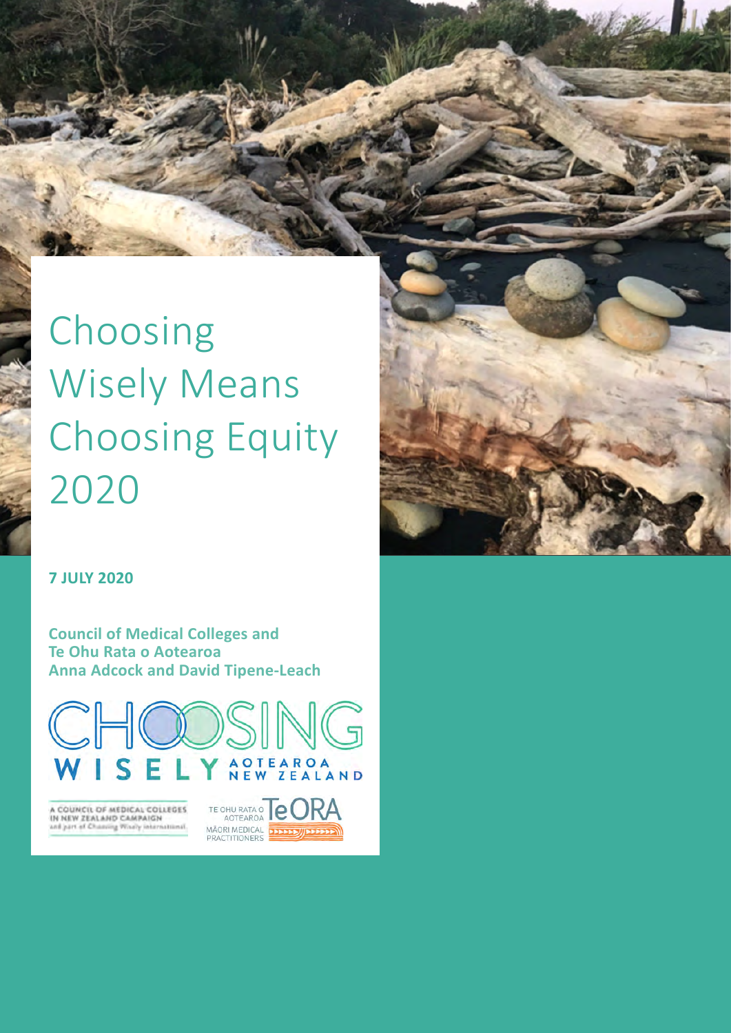# Choosing Wisely Means Choosing Equity 2020

**7 JULY 2020**

**Council of Medical Colleges and**
**Te Ohu Rata o Aotearoa**
**Anna Adcock and David Tipene-Leach**

CHOOSING WISELY AOTEAROA NEW ZEALAND

A COUNCIL OF MEDICAL COLLEGES IN NEW ZEALAND CAMPAIGN and part of Choosing Wisely international.

TE OHU RATA O AOTEAROA TeORA MĀORI MEDICAL PRACTITIONERS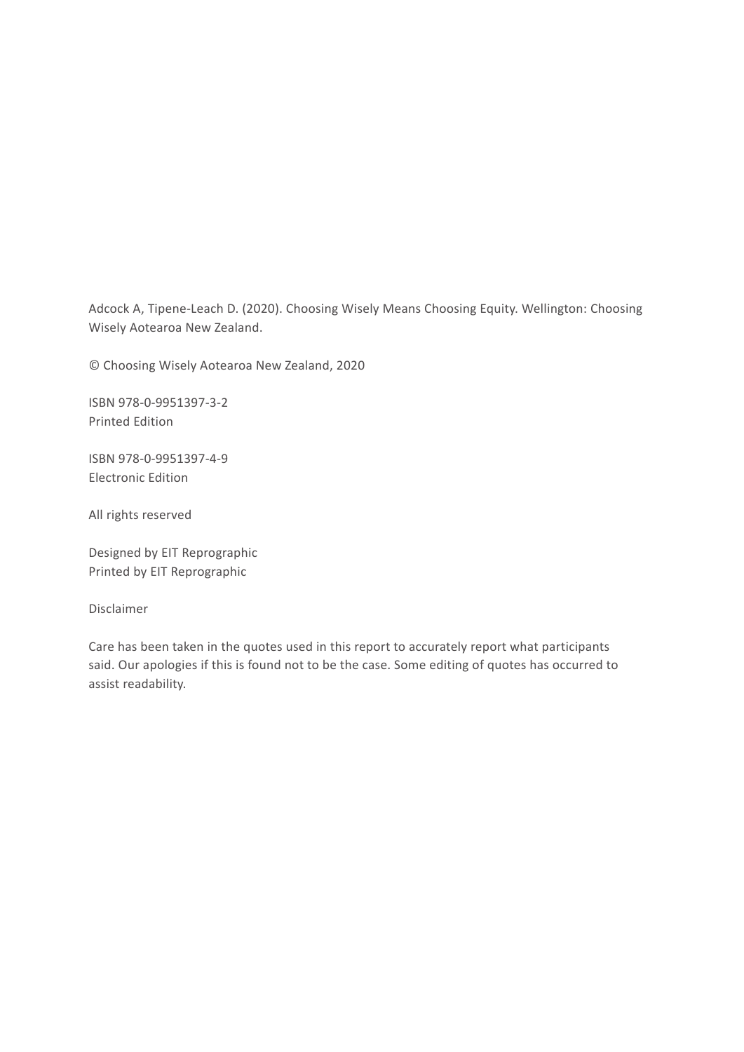Adcock A, Tipene-Leach D. (2020). Choosing Wisely Means Choosing Equity. Wellington: Choosing Wisely Aotearoa New Zealand.

© Choosing Wisely Aotearoa New Zealand, 2020

ISBN 978-0-9951397-3-2  
Printed Edition

ISBN 978-0-9951397-4-9  
Electronic Edition

All rights reserved

Designed by EIT Reprographic  
Printed by EIT Reprographic

Disclaimer

Care has been taken in the quotes used in this report to accurately report what participants said. Our apologies if this is found not to be the case. Some editing of quotes has occurred to assist readability.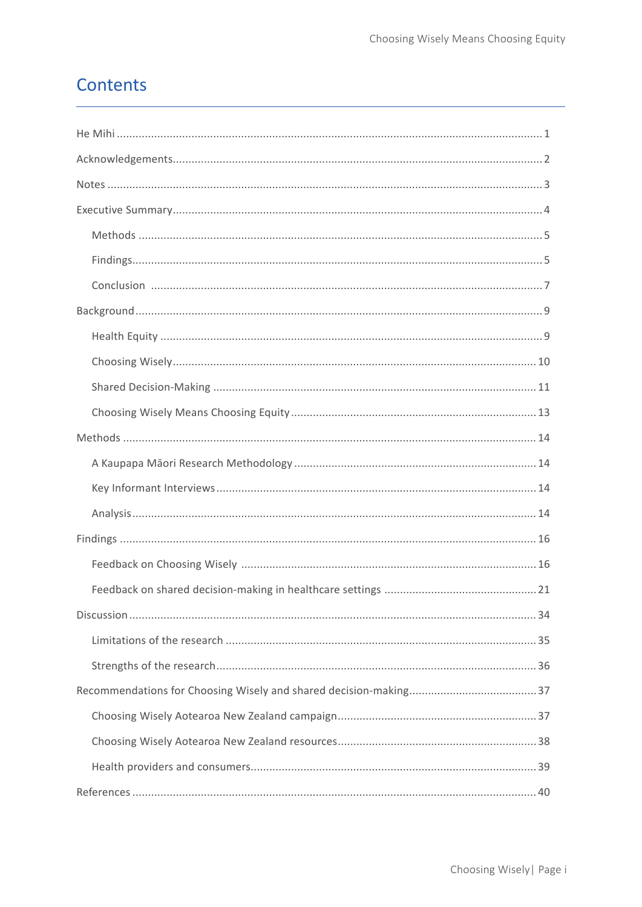# Contents

He Mihi ........................................................................................................................ 1

Acknowledgements.................................................................................................... 2

Notes ........................................................................................................................ 3

Executive Summary.................................................................................................... 4

- Methods ................................................................................................................ 5
- Findings.................................................................................................................. 5
- Conclusion ............................................................................................................. 7

Background................................................................................................................ 9

- Health Equity ......................................................................................................... 9
- Choosing Wisely.................................................................................................... 10
- Shared Decision-Making ....................................................................................... 11
- Choosing Wisely Means Choosing Equity .............................................................. 13

Methods .................................................................................................................... 14

- A Kaupapa Māori Research Methodology ............................................................. 14
- Key Informant Interviews ...................................................................................... 14
- Analysis ................................................................................................................. 14

Findings .................................................................................................................... 16

- Feedback on Choosing Wisely .............................................................................. 16
- Feedback on shared decision-making in healthcare settings ................................. 21

Discussion ................................................................................................................. 34

- Limitations of the research ................................................................................... 35
- Strengths of the research ...................................................................................... 36

Recommendations for Choosing Wisely and shared decision-making........................ 37

- Choosing Wisely Aotearoa New Zealand campaign ............................................... 37
- Choosing Wisely Aotearoa New Zealand resources ............................................... 38
- Health providers and consumers........................................................................... 39

References ................................................................................................................ 40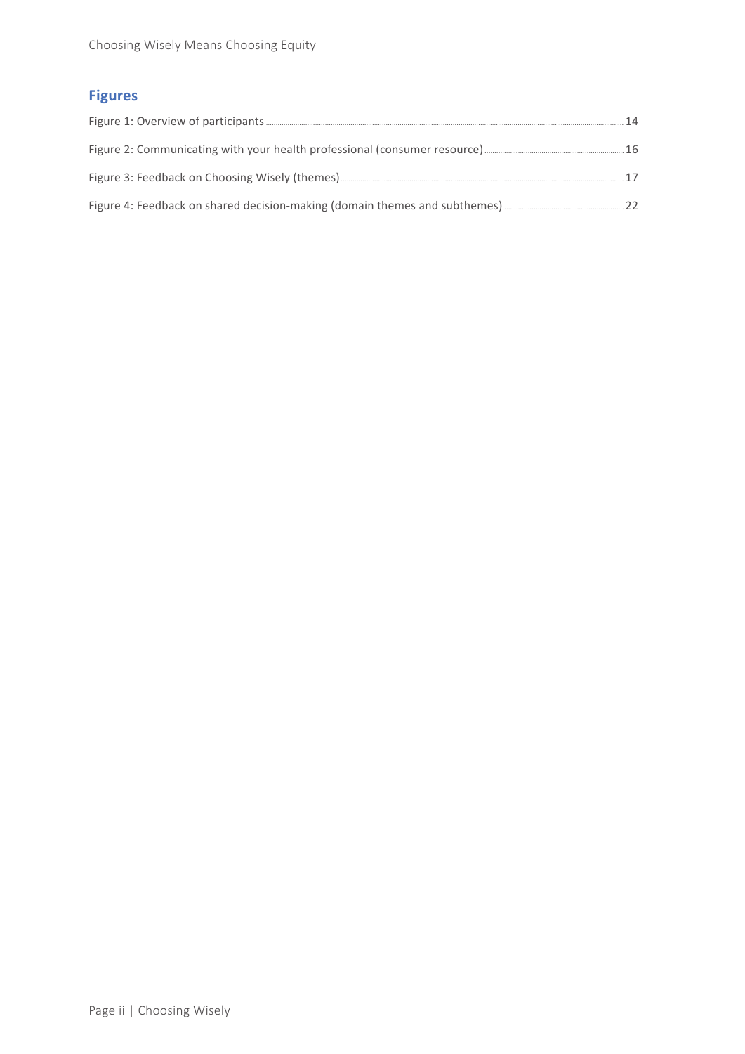## Figures

Figure 1: Overview of participants ............ 14

Figure 2: Communicating with your health professional (consumer resource) ............ 16

Figure 3: Feedback on Choosing Wisely (themes) ............ 17

Figure 4: Feedback on shared decision-making (domain themes and subthemes) ............ 22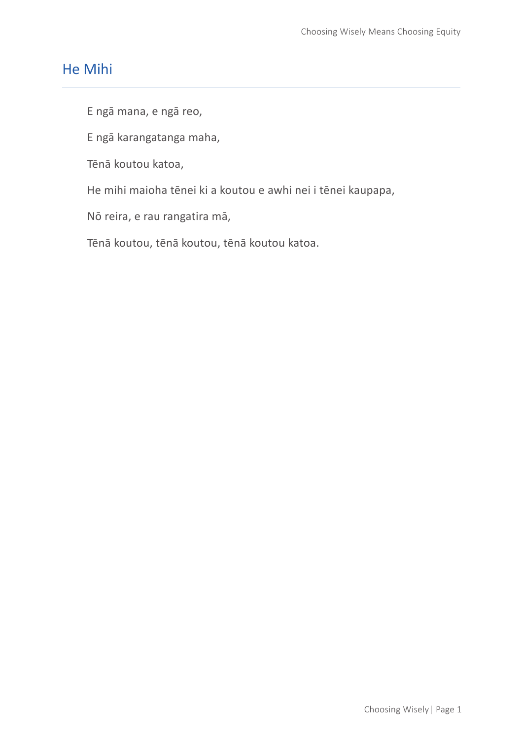## He Mihi

E ngā mana, e ngā reo,

E ngā karangatanga maha,

Tēnā koutou katoa,

He mihi maioha tēnei ki a koutou e awhi nei i tēnei kaupapa,

Nō reira, e rau rangatira mā,

Tēnā koutou, tēnā koutou, tēnā koutou katoa.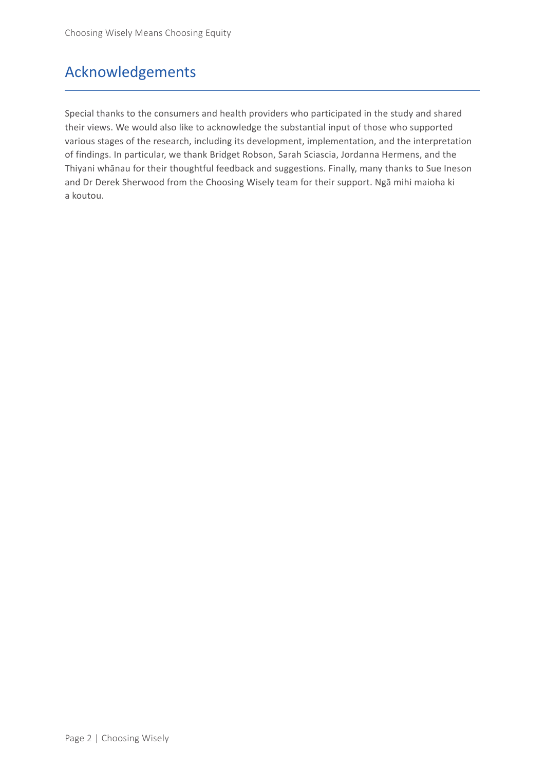# Acknowledgements

Special thanks to the consumers and health providers who participated in the study and shared their views. We would also like to acknowledge the substantial input of those who supported various stages of the research, including its development, implementation, and the interpretation of findings. In particular, we thank Bridget Robson, Sarah Sciascia, Jordanna Hermens, and the Thiyani whānau for their thoughtful feedback and suggestions. Finally, many thanks to Sue Ineson and Dr Derek Sherwood from the Choosing Wisely team for their support. Ngā mihi maioha ki a koutou.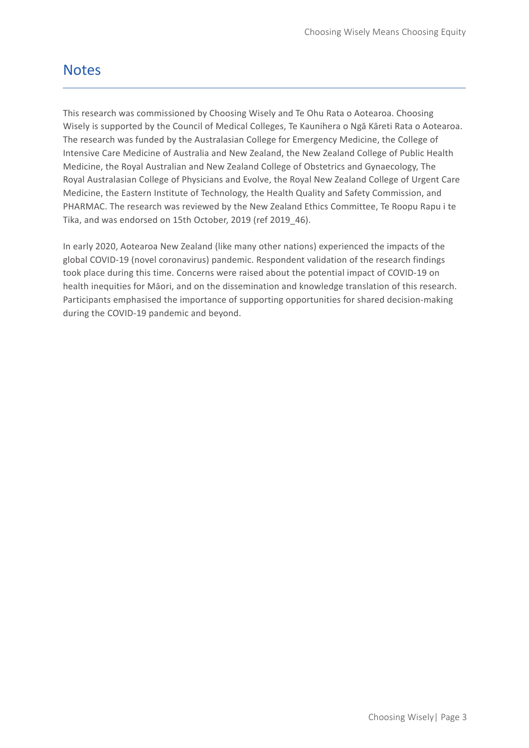# Notes

This research was commissioned by Choosing Wisely and Te Ohu Rata o Aotearoa. Choosing Wisely is supported by the Council of Medical Colleges, Te Kaunihera o Ngā Kāreti Rata o Aotearoa. The research was funded by the Australasian College for Emergency Medicine, the College of Intensive Care Medicine of Australia and New Zealand, the New Zealand College of Public Health Medicine, the Royal Australian and New Zealand College of Obstetrics and Gynaecology, The Royal Australasian College of Physicians and Evolve, the Royal New Zealand College of Urgent Care Medicine, the Eastern Institute of Technology, the Health Quality and Safety Commission, and PHARMAC. The research was reviewed by the New Zealand Ethics Committee, Te Roopu Rapu i te Tika, and was endorsed on 15th October, 2019 (ref 2019_46).

In early 2020, Aotearoa New Zealand (like many other nations) experienced the impacts of the global COVID-19 (novel coronavirus) pandemic. Respondent validation of the research findings took place during this time. Concerns were raised about the potential impact of COVID-19 on health inequities for Māori, and on the dissemination and knowledge translation of this research. Participants emphasised the importance of supporting opportunities for shared decision-making during the COVID-19 pandemic and beyond.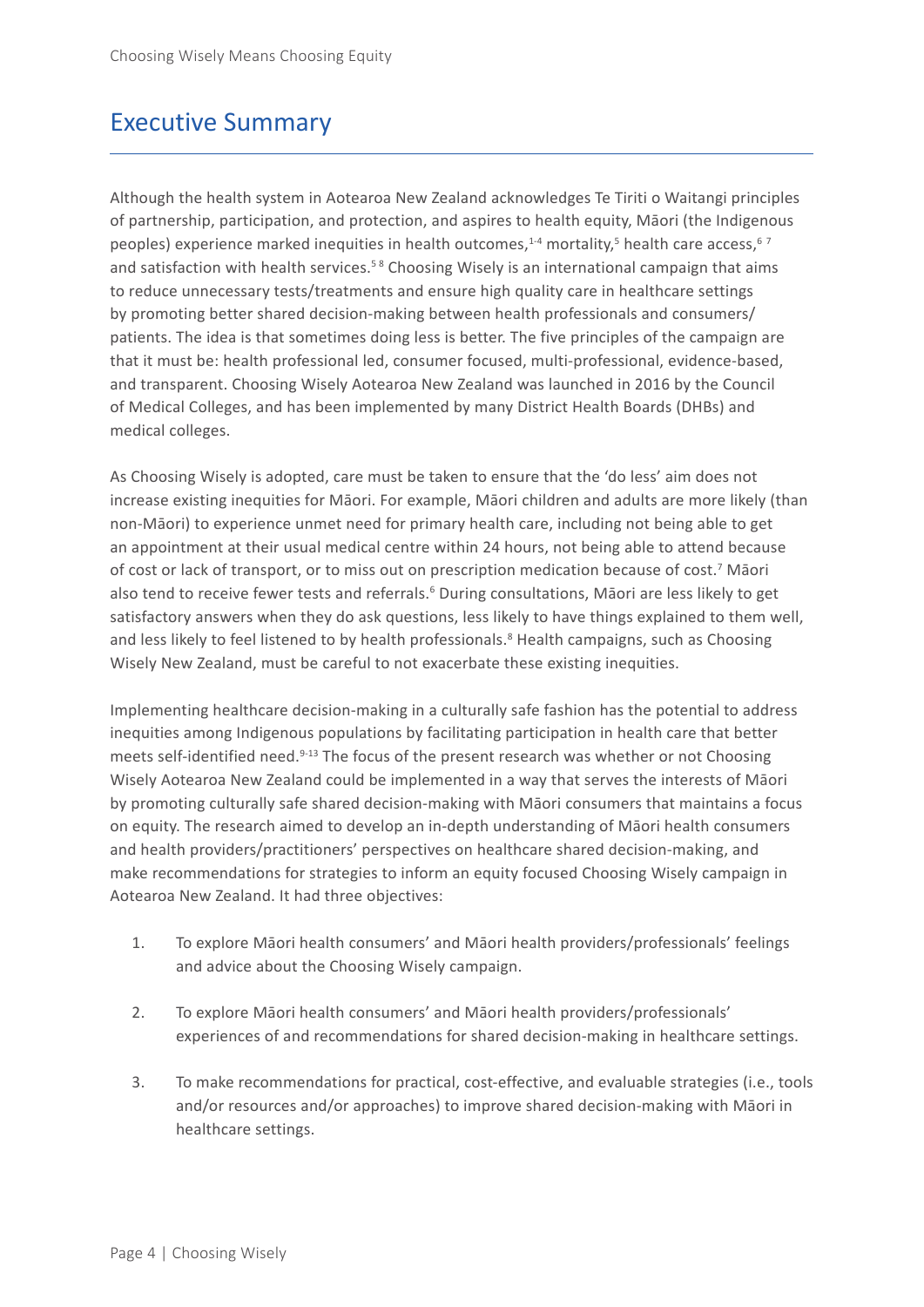## Executive Summary

Although the health system in Aotearoa New Zealand acknowledges Te Tiriti o Waitangi principles of partnership, participation, and protection, and aspires to health equity, Māori (the Indigenous peoples) experience marked inequities in health outcomes,[1-4] mortality,[5] health care access,[6 7] and satisfaction with health services.[5 8] Choosing Wisely is an international campaign that aims to reduce unnecessary tests/treatments and ensure high quality care in healthcare settings by promoting better shared decision-making between health professionals and consumers/patients. The idea is that sometimes doing less is better. The five principles of the campaign are that it must be: health professional led, consumer focused, multi-professional, evidence-based, and transparent. Choosing Wisely Aotearoa New Zealand was launched in 2016 by the Council of Medical Colleges, and has been implemented by many District Health Boards (DHBs) and medical colleges.

As Choosing Wisely is adopted, care must be taken to ensure that the 'do less' aim does not increase existing inequities for Māori. For example, Māori children and adults are more likely (than non-Māori) to experience unmet need for primary health care, including not being able to get an appointment at their usual medical centre within 24 hours, not being able to attend because of cost or lack of transport, or to miss out on prescription medication because of cost.[7] Māori also tend to receive fewer tests and referrals.[6] During consultations, Māori are less likely to get satisfactory answers when they do ask questions, less likely to have things explained to them well, and less likely to feel listened to by health professionals.[8] Health campaigns, such as Choosing Wisely New Zealand, must be careful to not exacerbate these existing inequities.

Implementing healthcare decision-making in a culturally safe fashion has the potential to address inequities among Indigenous populations by facilitating participation in health care that better meets self-identified need.[9-13] The focus of the present research was whether or not Choosing Wisely Aotearoa New Zealand could be implemented in a way that serves the interests of Māori by promoting culturally safe shared decision-making with Māori consumers that maintains a focus on equity. The research aimed to develop an in-depth understanding of Māori health consumers and health providers/practitioners' perspectives on healthcare shared decision-making, and make recommendations for strategies to inform an equity focused Choosing Wisely campaign in Aotearoa New Zealand. It had three objectives:

1. To explore Māori health consumers' and Māori health providers/professionals' feelings and advice about the Choosing Wisely campaign.
2. To explore Māori health consumers' and Māori health providers/professionals' experiences of and recommendations for shared decision-making in healthcare settings.
3. To make recommendations for practical, cost-effective, and evaluable strategies (i.e., tools and/or resources and/or approaches) to improve shared decision-making with Māori in healthcare settings.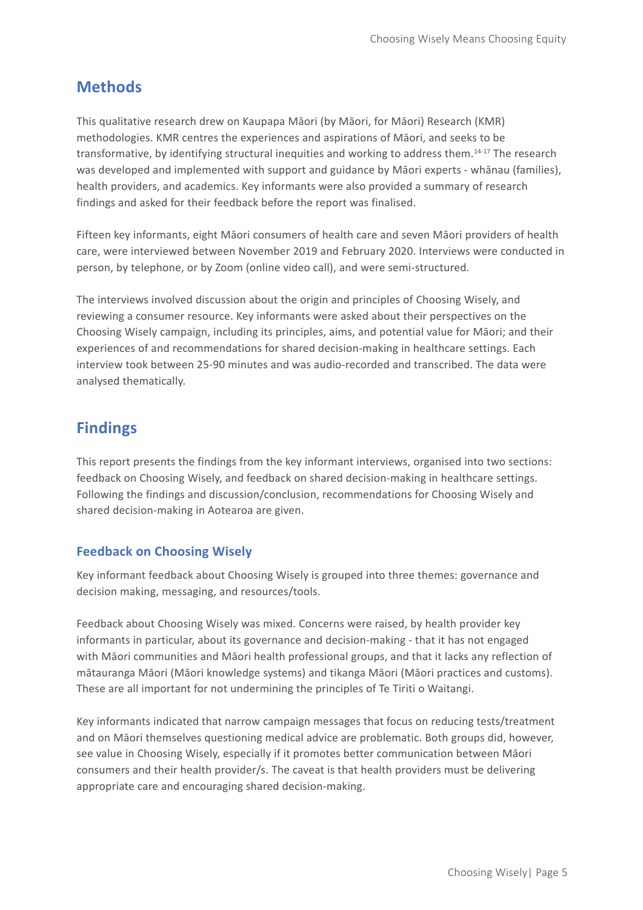## Methods

This qualitative research drew on Kaupapa Māori (by Māori, for Māori) Research (KMR) methodologies. KMR centres the experiences and aspirations of Māori, and seeks to be transformative, by identifying structural inequities and working to address them.[14-17] The research was developed and implemented with support and guidance by Māori experts - whānau (families), health providers, and academics. Key informants were also provided a summary of research findings and asked for their feedback before the report was finalised.

Fifteen key informants, eight Māori consumers of health care and seven Māori providers of health care, were interviewed between November 2019 and February 2020. Interviews were conducted in person, by telephone, or by Zoom (online video call), and were semi-structured.

The interviews involved discussion about the origin and principles of Choosing Wisely, and reviewing a consumer resource. Key informants were asked about their perspectives on the Choosing Wisely campaign, including its principles, aims, and potential value for Māori; and their experiences of and recommendations for shared decision-making in healthcare settings. Each interview took between 25-90 minutes and was audio-recorded and transcribed. The data were analysed thematically.

## Findings

This report presents the findings from the key informant interviews, organised into two sections: feedback on Choosing Wisely, and feedback on shared decision-making in healthcare settings. Following the findings and discussion/conclusion, recommendations for Choosing Wisely and shared decision-making in Aotearoa are given.

### Feedback on Choosing Wisely

Key informant feedback about Choosing Wisely is grouped into three themes: governance and decision making, messaging, and resources/tools.

Feedback about Choosing Wisely was mixed. Concerns were raised, by health provider key informants in particular, about its governance and decision-making - that it has not engaged with Māori communities and Māori health professional groups, and that it lacks any reflection of mātauranga Māori (Māori knowledge systems) and tikanga Māori (Māori practices and customs). These are all important for not undermining the principles of Te Tiriti o Waitangi.

Key informants indicated that narrow campaign messages that focus on reducing tests/treatment and on Māori themselves questioning medical advice are problematic. Both groups did, however, see value in Choosing Wisely, especially if it promotes better communication between Māori consumers and their health provider/s. The caveat is that health providers must be delivering appropriate care and encouraging shared decision-making.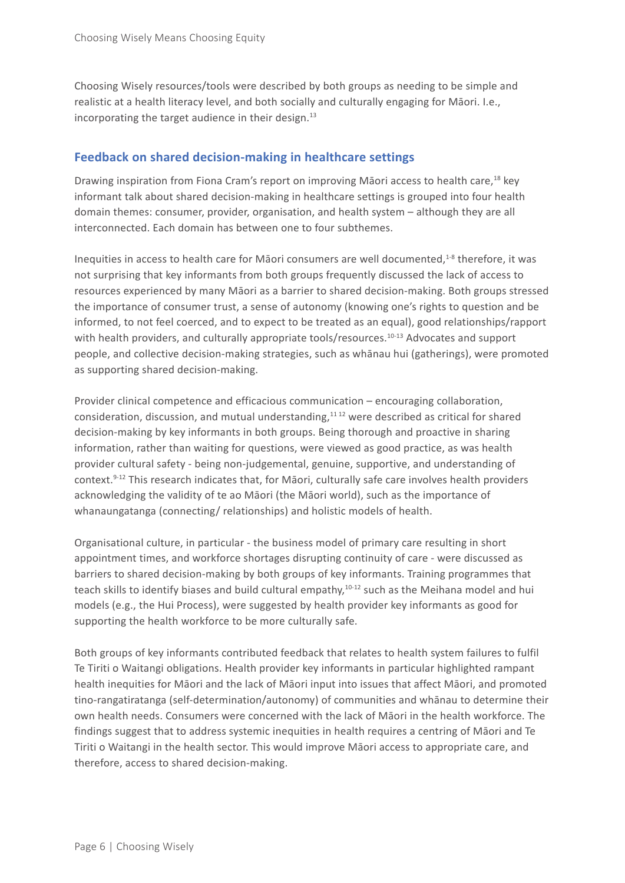Choosing Wisely resources/tools were described by both groups as needing to be simple and realistic at a health literacy level, and both socially and culturally engaging for Māori. I.e., incorporating the target audience in their design.[13]

## Feedback on shared decision-making in healthcare settings

Drawing inspiration from Fiona Cram's report on improving Māori access to health care,[18] key informant talk about shared decision-making in healthcare settings is grouped into four health domain themes: consumer, provider, organisation, and health system – although they are all interconnected. Each domain has between one to four subthemes.

Inequities in access to health care for Māori consumers are well documented,[1-8] therefore, it was not surprising that key informants from both groups frequently discussed the lack of access to resources experienced by many Māori as a barrier to shared decision-making. Both groups stressed the importance of consumer trust, a sense of autonomy (knowing one's rights to question and be informed, to not feel coerced, and to expect to be treated as an equal), good relationships/rapport with health providers, and culturally appropriate tools/resources.[10-13] Advocates and support people, and collective decision-making strategies, such as whānau hui (gatherings), were promoted as supporting shared decision-making.

Provider clinical competence and efficacious communication – encouraging collaboration, consideration, discussion, and mutual understanding,[11,12] were described as critical for shared decision-making by key informants in both groups. Being thorough and proactive in sharing information, rather than waiting for questions, were viewed as good practice, as was health provider cultural safety - being non-judgemental, genuine, supportive, and understanding of context.[9-12] This research indicates that, for Māori, culturally safe care involves health providers acknowledging the validity of te ao Māori (the Māori world), such as the importance of whanaungatanga (connecting/ relationships) and holistic models of health.

Organisational culture, in particular - the business model of primary care resulting in short appointment times, and workforce shortages disrupting continuity of care - were discussed as barriers to shared decision-making by both groups of key informants. Training programmes that teach skills to identify biases and build cultural empathy,[10-12] such as the Meihana model and hui models (e.g., the Hui Process), were suggested by health provider key informants as good for supporting the health workforce to be more culturally safe.

Both groups of key informants contributed feedback that relates to health system failures to fulfil Te Tiriti o Waitangi obligations. Health provider key informants in particular highlighted rampant health inequities for Māori and the lack of Māori input into issues that affect Māori, and promoted tino-rangatiratanga (self-determination/autonomy) of communities and whānau to determine their own health needs. Consumers were concerned with the lack of Māori in the health workforce. The findings suggest that to address systemic inequities in health requires a centring of Māori and Te Tiriti o Waitangi in the health sector. This would improve Māori access to appropriate care, and therefore, access to shared decision-making.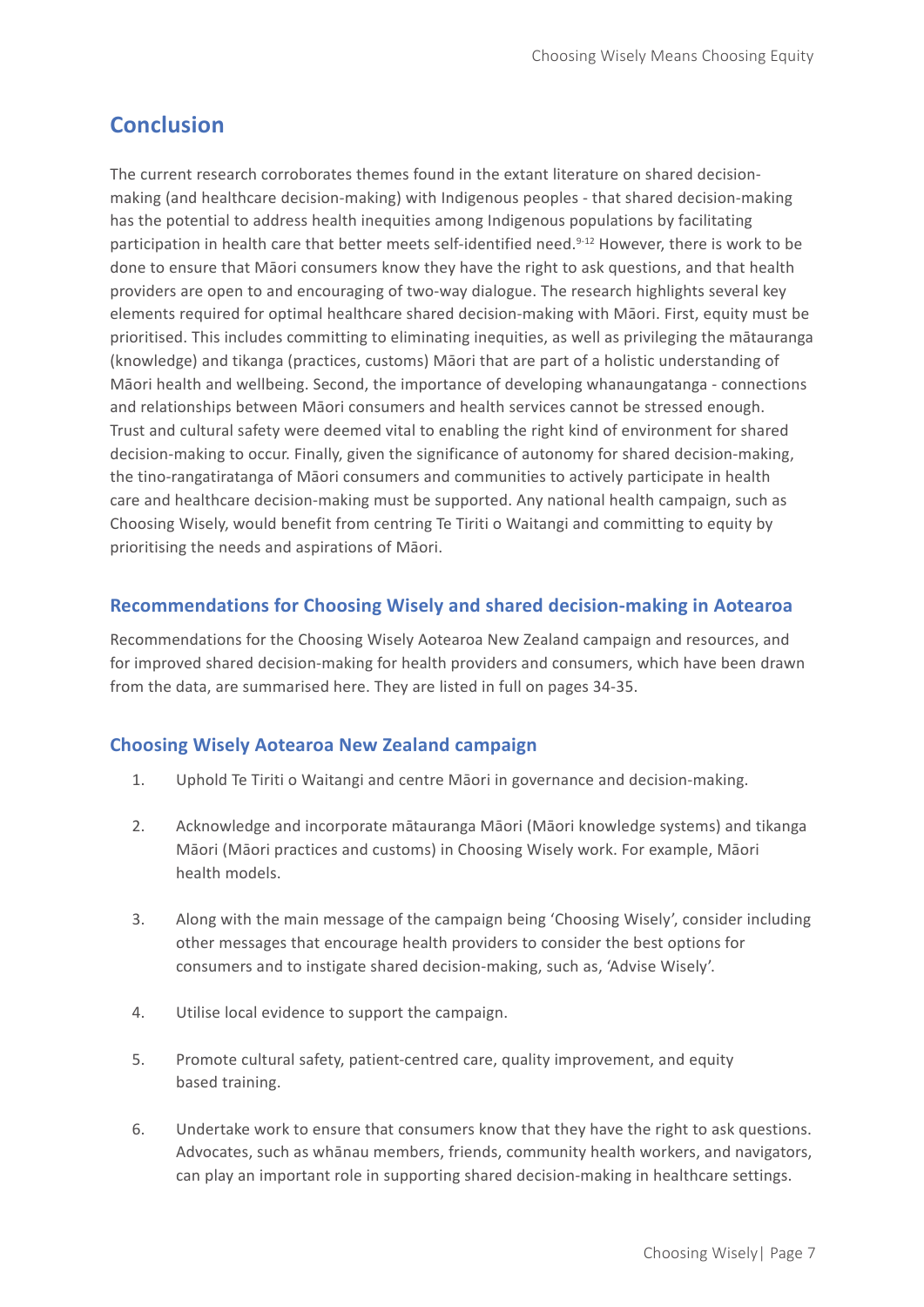## Conclusion

The current research corroborates themes found in the extant literature on shared decision-making (and healthcare decision-making) with Indigenous peoples - that shared decision-making has the potential to address health inequities among Indigenous populations by facilitating participation in health care that better meets self-identified need.[9-12] However, there is work to be done to ensure that Māori consumers know they have the right to ask questions, and that health providers are open to and encouraging of two-way dialogue. The research highlights several key elements required for optimal healthcare shared decision-making with Māori. First, equity must be prioritised. This includes committing to eliminating inequities, as well as privileging the mātauranga (knowledge) and tikanga (practices, customs) Māori that are part of a holistic understanding of Māori health and wellbeing. Second, the importance of developing whanaungatanga - connections and relationships between Māori consumers and health services cannot be stressed enough. Trust and cultural safety were deemed vital to enabling the right kind of environment for shared decision-making to occur. Finally, given the significance of autonomy for shared decision-making, the tino-rangatiratanga of Māori consumers and communities to actively participate in health care and healthcare decision-making must be supported. Any national health campaign, such as Choosing Wisely, would benefit from centring Te Tiriti o Waitangi and committing to equity by prioritising the needs and aspirations of Māori.

### Recommendations for Choosing Wisely and shared decision-making in Aotearoa

Recommendations for the Choosing Wisely Aotearoa New Zealand campaign and resources, and for improved shared decision-making for health providers and consumers, which have been drawn from the data, are summarised here. They are listed in full on pages 34-35.

### Choosing Wisely Aotearoa New Zealand campaign

1. Uphold Te Tiriti o Waitangi and centre Māori in governance and decision-making.
2. Acknowledge and incorporate mātauranga Māori (Māori knowledge systems) and tikanga Māori (Māori practices and customs) in Choosing Wisely work. For example, Māori health models.
3. Along with the main message of the campaign being 'Choosing Wisely', consider including other messages that encourage health providers to consider the best options for consumers and to instigate shared decision-making, such as, 'Advise Wisely'.
4. Utilise local evidence to support the campaign.
5. Promote cultural safety, patient-centred care, quality improvement, and equity based training.
6. Undertake work to ensure that consumers know that they have the right to ask questions. Advocates, such as whānau members, friends, community health workers, and navigators, can play an important role in supporting shared decision-making in healthcare settings.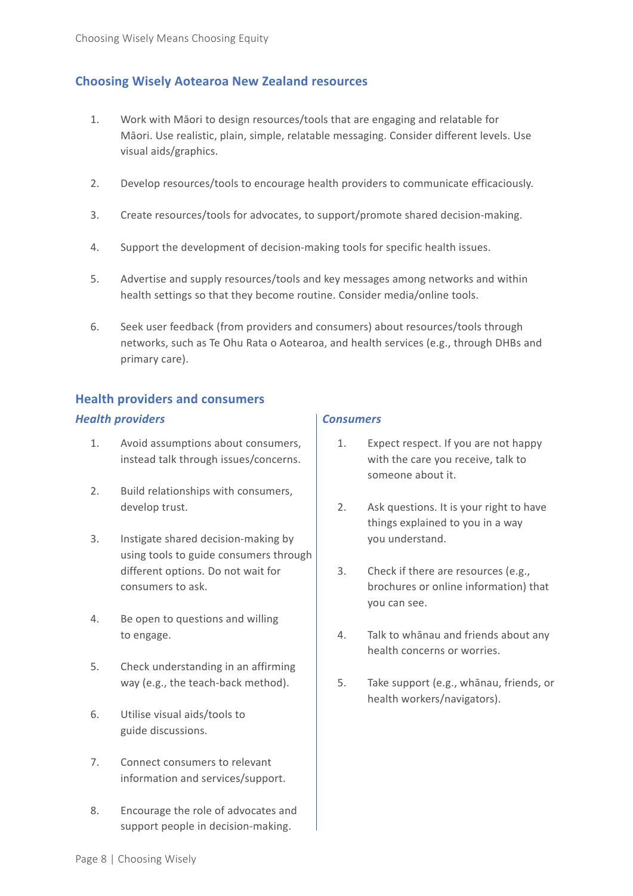## Choosing Wisely Aotearoa New Zealand resources

1. Work with Māori to design resources/tools that are engaging and relatable for Māori. Use realistic, plain, simple, relatable messaging. Consider different levels. Use visual aids/graphics.
2. Develop resources/tools to encourage health providers to communicate efficaciously.
3. Create resources/tools for advocates, to support/promote shared decision-making.
4. Support the development of decision-making tools for specific health issues.
5. Advertise and supply resources/tools and key messages among networks and within health settings so that they become routine. Consider media/online tools.
6. Seek user feedback (from providers and consumers) about resources/tools through networks, such as Te Ohu Rata o Aotearoa, and health services (e.g., through DHBs and primary care).

## Health providers and consumers

### *Health providers*

1. Avoid assumptions about consumers, instead talk through issues/concerns.
2. Build relationships with consumers, develop trust.
3. Instigate shared decision-making by using tools to guide consumers through different options. Do not wait for consumers to ask.
4. Be open to questions and willing to engage.
5. Check understanding in an affirming way (e.g., the teach-back method).
6. Utilise visual aids/tools to guide discussions.
7. Connect consumers to relevant information and services/support.
8. Encourage the role of advocates and support people in decision-making.

### *Consumers*

1. Expect respect. If you are not happy with the care you receive, talk to someone about it.
2. Ask questions. It is your right to have things explained to you in a way you understand.
3. Check if there are resources (e.g., brochures or online information) that you can see.
4. Talk to whānau and friends about any health concerns or worries.
5. Take support (e.g., whānau, friends, or health workers/navigators).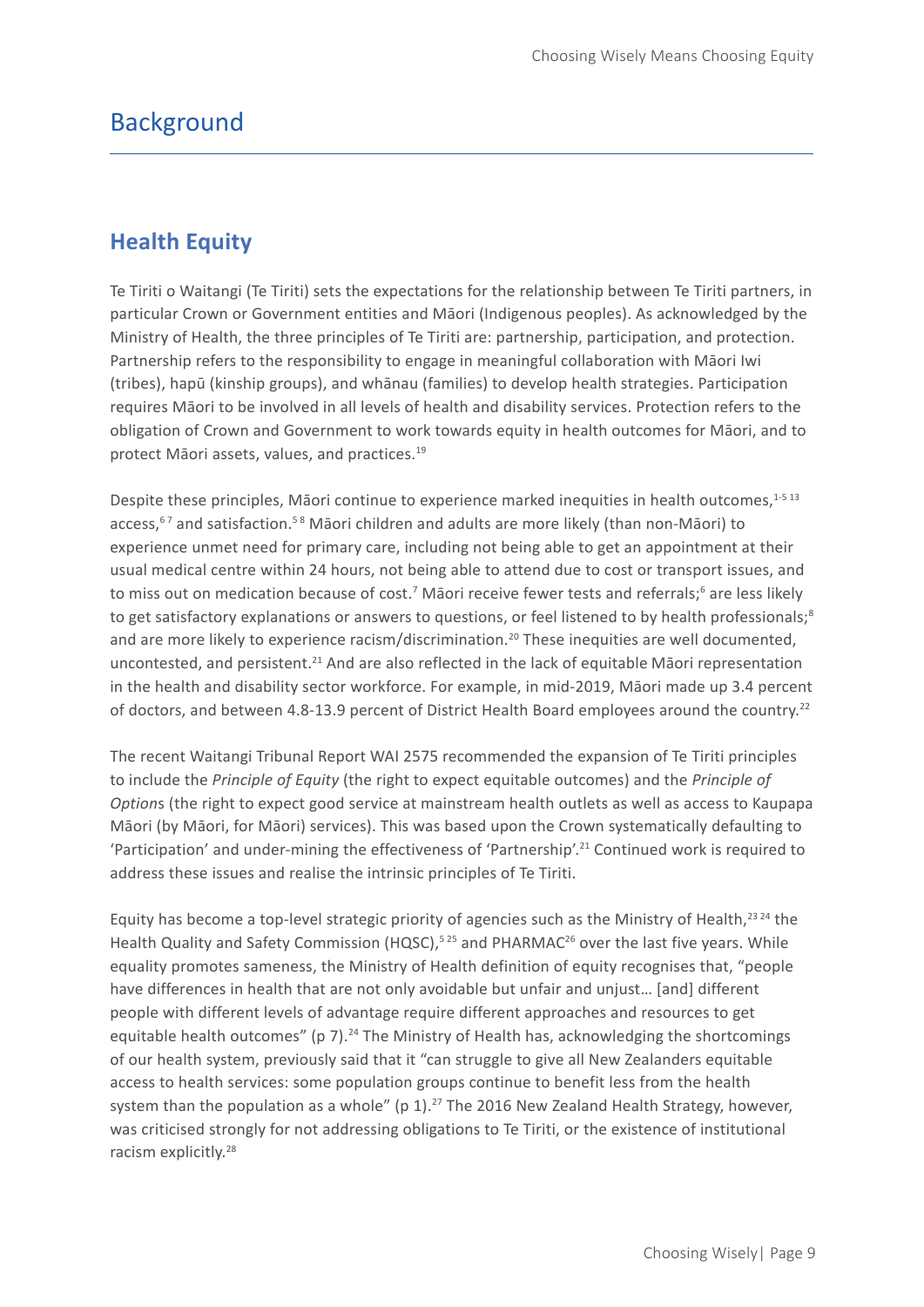# Background

## Health Equity

Te Tiriti o Waitangi (Te Tiriti) sets the expectations for the relationship between Te Tiriti partners, in particular Crown or Government entities and Māori (Indigenous peoples). As acknowledged by the Ministry of Health, the three principles of Te Tiriti are: partnership, participation, and protection. Partnership refers to the responsibility to engage in meaningful collaboration with Māori Iwi (tribes), hapū (kinship groups), and whānau (families) to develop health strategies. Participation requires Māori to be involved in all levels of health and disability services. Protection refers to the obligation of Crown and Government to work towards equity in health outcomes for Māori, and to protect Māori assets, values, and practices.[19]

Despite these principles, Māori continue to experience marked inequities in health outcomes,[1-5 13] access,[6 7] and satisfaction.[5 8] Māori children and adults are more likely (than non-Māori) to experience unmet need for primary care, including not being able to get an appointment at their usual medical centre within 24 hours, not being able to attend due to cost or transport issues, and to miss out on medication because of cost.[7] Māori receive fewer tests and referrals;[6] are less likely to get satisfactory explanations or answers to questions, or feel listened to by health professionals;[8] and are more likely to experience racism/discrimination.[20] These inequities are well documented, uncontested, and persistent.[21] And are also reflected in the lack of equitable Māori representation in the health and disability sector workforce. For example, in mid-2019, Māori made up 3.4 percent of doctors, and between 4.8-13.9 percent of District Health Board employees around the country.[22]

The recent Waitangi Tribunal Report WAI 2575 recommended the expansion of Te Tiriti principles to include the *Principle of Equity* (the right to expect equitable outcomes) and the *Principle of Options* (the right to expect good service at mainstream health outlets as well as access to Kaupapa Māori (by Māori, for Māori) services). This was based upon the Crown systematically defaulting to 'Participation' and under-mining the effectiveness of 'Partnership'.[21] Continued work is required to address these issues and realise the intrinsic principles of Te Tiriti.

Equity has become a top-level strategic priority of agencies such as the Ministry of Health,[23 24] the Health Quality and Safety Commission (HQSC),[5 25] and PHARMAC[26] over the last five years. While equality promotes sameness, the Ministry of Health definition of equity recognises that, "people have differences in health that are not only avoidable but unfair and unjust… [and] different people with different levels of advantage require different approaches and resources to get equitable health outcomes" (p 7).[24] The Ministry of Health has, acknowledging the shortcomings of our health system, previously said that it "can struggle to give all New Zealanders equitable access to health services: some population groups continue to benefit less from the health system than the population as a whole" (p 1).[27] The 2016 New Zealand Health Strategy, however, was criticised strongly for not addressing obligations to Te Tiriti, or the existence of institutional racism explicitly.[28]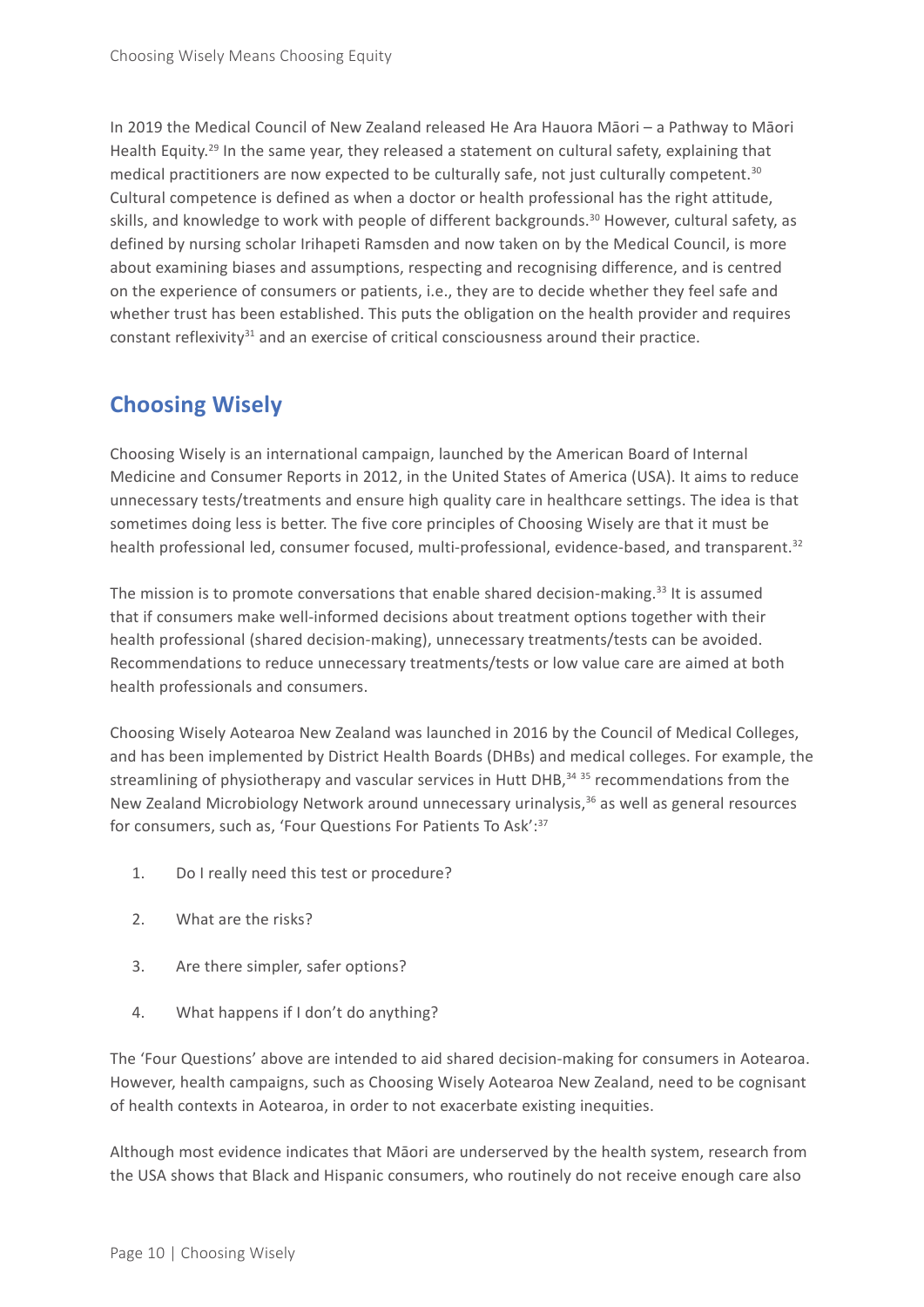In 2019 the Medical Council of New Zealand released He Ara Hauora Māori – a Pathway to Māori Health Equity.[29] In the same year, they released a statement on cultural safety, explaining that medical practitioners are now expected to be culturally safe, not just culturally competent.[30] Cultural competence is defined as when a doctor or health professional has the right attitude, skills, and knowledge to work with people of different backgrounds.[30] However, cultural safety, as defined by nursing scholar Irihapeti Ramsden and now taken on by the Medical Council, is more about examining biases and assumptions, respecting and recognising difference, and is centred on the experience of consumers or patients, i.e., they are to decide whether they feel safe and whether trust has been established. This puts the obligation on the health provider and requires constant reflexivity[31] and an exercise of critical consciousness around their practice.

## Choosing Wisely

Choosing Wisely is an international campaign, launched by the American Board of Internal Medicine and Consumer Reports in 2012, in the United States of America (USA). It aims to reduce unnecessary tests/treatments and ensure high quality care in healthcare settings. The idea is that sometimes doing less is better. The five core principles of Choosing Wisely are that it must be health professional led, consumer focused, multi-professional, evidence-based, and transparent.[32]

The mission is to promote conversations that enable shared decision-making.[33] It is assumed that if consumers make well-informed decisions about treatment options together with their health professional (shared decision-making), unnecessary treatments/tests can be avoided. Recommendations to reduce unnecessary treatments/tests or low value care are aimed at both health professionals and consumers.

Choosing Wisely Aotearoa New Zealand was launched in 2016 by the Council of Medical Colleges, and has been implemented by District Health Boards (DHBs) and medical colleges. For example, the streamlining of physiotherapy and vascular services in Hutt DHB,[34] [35] recommendations from the New Zealand Microbiology Network around unnecessary urinalysis,[36] as well as general resources for consumers, such as, 'Four Questions For Patients To Ask':[37]

1. Do I really need this test or procedure?
2. What are the risks?
3. Are there simpler, safer options?
4. What happens if I don't do anything?

The 'Four Questions' above are intended to aid shared decision-making for consumers in Aotearoa. However, health campaigns, such as Choosing Wisely Aotearoa New Zealand, need to be cognisant of health contexts in Aotearoa, in order to not exacerbate existing inequities.

Although most evidence indicates that Māori are underserved by the health system, research from the USA shows that Black and Hispanic consumers, who routinely do not receive enough care also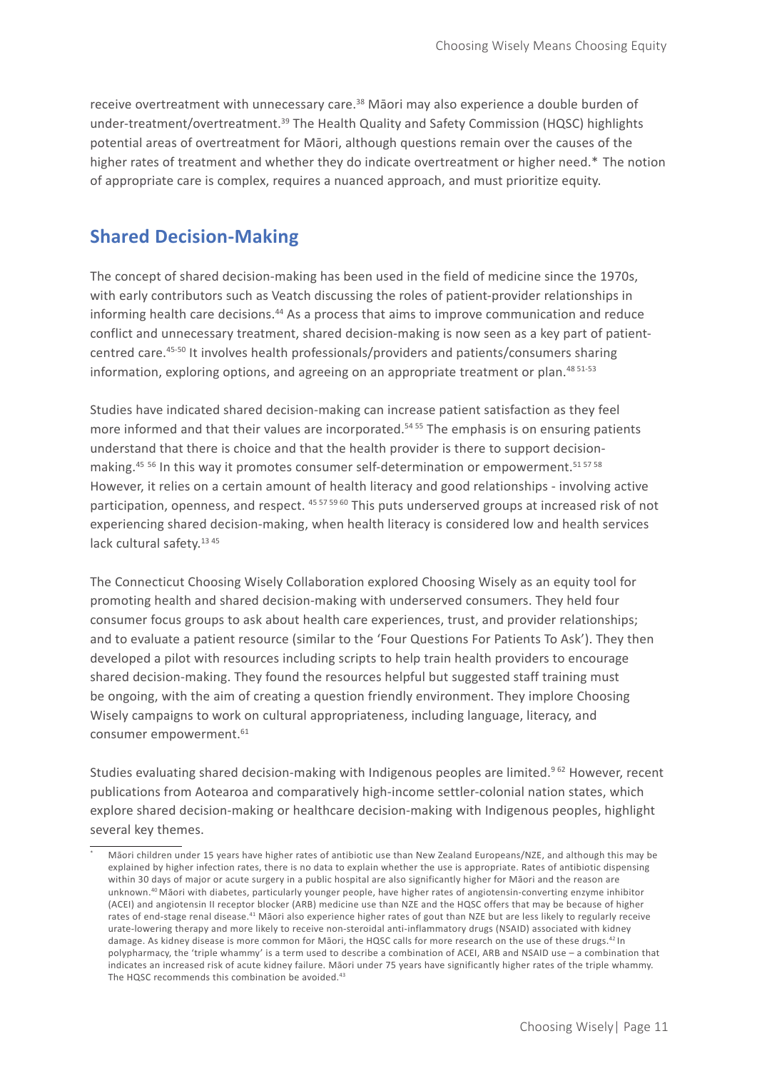receive overtreatment with unnecessary care.[38] Māori may also experience a double burden of under-treatment/overtreatment.[39] The Health Quality and Safety Commission (HQSC) highlights potential areas of overtreatment for Māori, although questions remain over the causes of the higher rates of treatment and whether they do indicate overtreatment or higher need.* The notion of appropriate care is complex, requires a nuanced approach, and must prioritize equity.

## Shared Decision-Making

The concept of shared decision-making has been used in the field of medicine since the 1970s, with early contributors such as Veatch discussing the roles of patient-provider relationships in informing health care decisions.[44] As a process that aims to improve communication and reduce conflict and unnecessary treatment, shared decision-making is now seen as a key part of patient-centred care.[45-50] It involves health professionals/providers and patients/consumers sharing information, exploring options, and agreeing on an appropriate treatment or plan.[48 51-53]

Studies have indicated shared decision-making can increase patient satisfaction as they feel more informed and that their values are incorporated.[54 55] The emphasis is on ensuring patients understand that there is choice and that the health provider is there to support decision-making.[45 56] In this way it promotes consumer self-determination or empowerment.[51 57 58] However, it relies on a certain amount of health literacy and good relationships - involving active participation, openness, and respect.[45 57 59 60] This puts underserved groups at increased risk of not experiencing shared decision-making, when health literacy is considered low and health services lack cultural safety.[13 45]

The Connecticut Choosing Wisely Collaboration explored Choosing Wisely as an equity tool for promoting health and shared decision-making with underserved consumers. They held four consumer focus groups to ask about health care experiences, trust, and provider relationships; and to evaluate a patient resource (similar to the 'Four Questions For Patients To Ask'). They then developed a pilot with resources including scripts to help train health providers to encourage shared decision-making. They found the resources helpful but suggested staff training must be ongoing, with the aim of creating a question friendly environment. They implore Choosing Wisely campaigns to work on cultural appropriateness, including language, literacy, and consumer empowerment.[61]

Studies evaluating shared decision-making with Indigenous peoples are limited.[9 62] However, recent publications from Aotearoa and comparatively high-income settler-colonial nation states, which explore shared decision-making or healthcare decision-making with Indigenous peoples, highlight several key themes.

---

\* Māori children under 15 years have higher rates of antibiotic use than New Zealand Europeans/NZE, and although this may be explained by higher infection rates, there is no data to explain whether the use is appropriate. Rates of antibiotic dispensing within 30 days of major or acute surgery in a public hospital are also significantly higher for Māori and the reason are unknown.[40] Māori with diabetes, particularly younger people, have higher rates of angiotensin-converting enzyme inhibitor (ACEI) and angiotensin II receptor blocker (ARB) medicine use than NZE and the HQSC offers that may be because of higher rates of end-stage renal disease.[41] Māori also experience higher rates of gout than NZE but are less likely to regularly receive urate-lowering therapy and more likely to receive non-steroidal anti-inflammatory drugs (NSAID) associated with kidney damage. As kidney disease is more common for Māori, the HQSC calls for more research on the use of these drugs.[42] In polypharmacy, the 'triple whammy' is a term used to describe a combination of ACEI, ARB and NSAID use – a combination that indicates an increased risk of acute kidney failure. Māori under 75 years have significantly higher rates of the triple whammy. The HQSC recommends this combination be avoided.[43]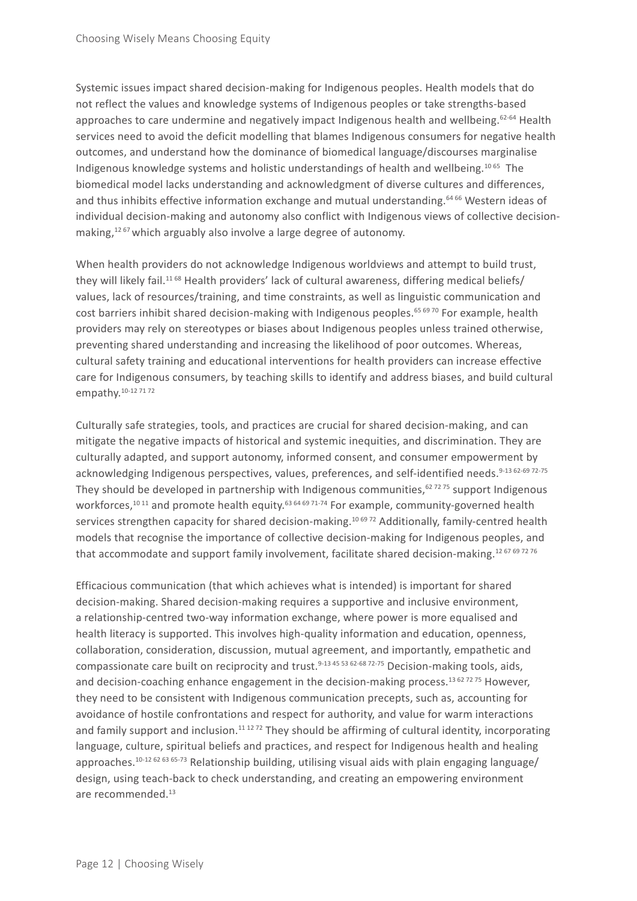Systemic issues impact shared decision-making for Indigenous peoples. Health models that do not reflect the values and knowledge systems of Indigenous peoples or take strengths-based approaches to care undermine and negatively impact Indigenous health and wellbeing.[62-64] Health services need to avoid the deficit modelling that blames Indigenous consumers for negative health outcomes, and understand how the dominance of biomedical language/discourses marginalise Indigenous knowledge systems and holistic understandings of health and wellbeing.[10 65] The biomedical model lacks understanding and acknowledgment of diverse cultures and differences, and thus inhibits effective information exchange and mutual understanding.[64 66] Western ideas of individual decision-making and autonomy also conflict with Indigenous views of collective decision-making,[12 67] which arguably also involve a large degree of autonomy.

When health providers do not acknowledge Indigenous worldviews and attempt to build trust, they will likely fail.[11 68] Health providers' lack of cultural awareness, differing medical beliefs/values, lack of resources/training, and time constraints, as well as linguistic communication and cost barriers inhibit shared decision-making with Indigenous peoples.[65 69 70] For example, health providers may rely on stereotypes or biases about Indigenous peoples unless trained otherwise, preventing shared understanding and increasing the likelihood of poor outcomes. Whereas, cultural safety training and educational interventions for health providers can increase effective care for Indigenous consumers, by teaching skills to identify and address biases, and build cultural empathy.[10-12 71 72]

Culturally safe strategies, tools, and practices are crucial for shared decision-making, and can mitigate the negative impacts of historical and systemic inequities, and discrimination. They are culturally adapted, and support autonomy, informed consent, and consumer empowerment by acknowledging Indigenous perspectives, values, preferences, and self-identified needs.[9-13 62-69 72-75] They should be developed in partnership with Indigenous communities,[62 72 75] support Indigenous workforces,[10 11] and promote health equity.[63 64 69 71-74] For example, community-governed health services strengthen capacity for shared decision-making.[10 69 72] Additionally, family-centred health models that recognise the importance of collective decision-making for Indigenous peoples, and that accommodate and support family involvement, facilitate shared decision-making.[12 67 69 72 76]

Efficacious communication (that which achieves what is intended) is important for shared decision-making. Shared decision-making requires a supportive and inclusive environment, a relationship-centred two-way information exchange, where power is more equalised and health literacy is supported. This involves high-quality information and education, openness, collaboration, consideration, discussion, mutual agreement, and importantly, empathetic and compassionate care built on reciprocity and trust.[9-13 45 53 62-68 72-75] Decision-making tools, aids, and decision-coaching enhance engagement in the decision-making process.[13 62 72 75] However, they need to be consistent with Indigenous communication precepts, such as, accounting for avoidance of hostile confrontations and respect for authority, and value for warm interactions and family support and inclusion.[11 12 72] They should be affirming of cultural identity, incorporating language, culture, spiritual beliefs and practices, and respect for Indigenous health and healing approaches.[10-12 62 63 65-73] Relationship building, utilising visual aids with plain engaging language/design, using teach-back to check understanding, and creating an empowering environment are recommended.[13]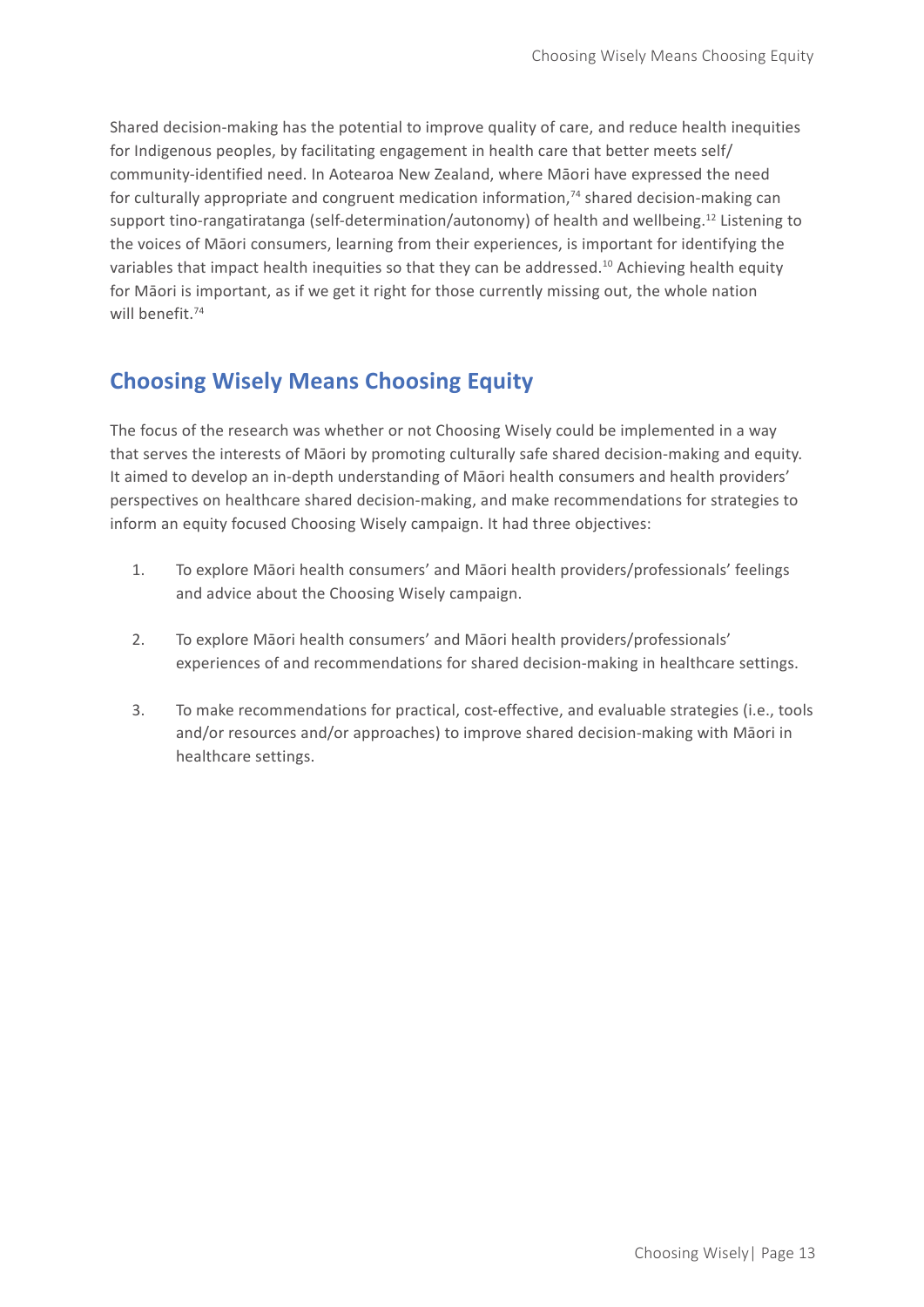Shared decision-making has the potential to improve quality of care, and reduce health inequities for Indigenous peoples, by facilitating engagement in health care that better meets self/community-identified need. In Aotearoa New Zealand, where Māori have expressed the need for culturally appropriate and congruent medication information,[74] shared decision-making can support tino-rangatiratanga (self-determination/autonomy) of health and wellbeing.[12] Listening to the voices of Māori consumers, learning from their experiences, is important for identifying the variables that impact health inequities so that they can be addressed.[10] Achieving health equity for Māori is important, as if we get it right for those currently missing out, the whole nation will benefit.[74]

## Choosing Wisely Means Choosing Equity

The focus of the research was whether or not Choosing Wisely could be implemented in a way that serves the interests of Māori by promoting culturally safe shared decision-making and equity. It aimed to develop an in-depth understanding of Māori health consumers and health providers' perspectives on healthcare shared decision-making, and make recommendations for strategies to inform an equity focused Choosing Wisely campaign. It had three objectives:

1. To explore Māori health consumers' and Māori health providers/professionals' feelings and advice about the Choosing Wisely campaign.
2. To explore Māori health consumers' and Māori health providers/professionals' experiences of and recommendations for shared decision-making in healthcare settings.
3. To make recommendations for practical, cost-effective, and evaluable strategies (i.e., tools and/or resources and/or approaches) to improve shared decision-making with Māori in healthcare settings.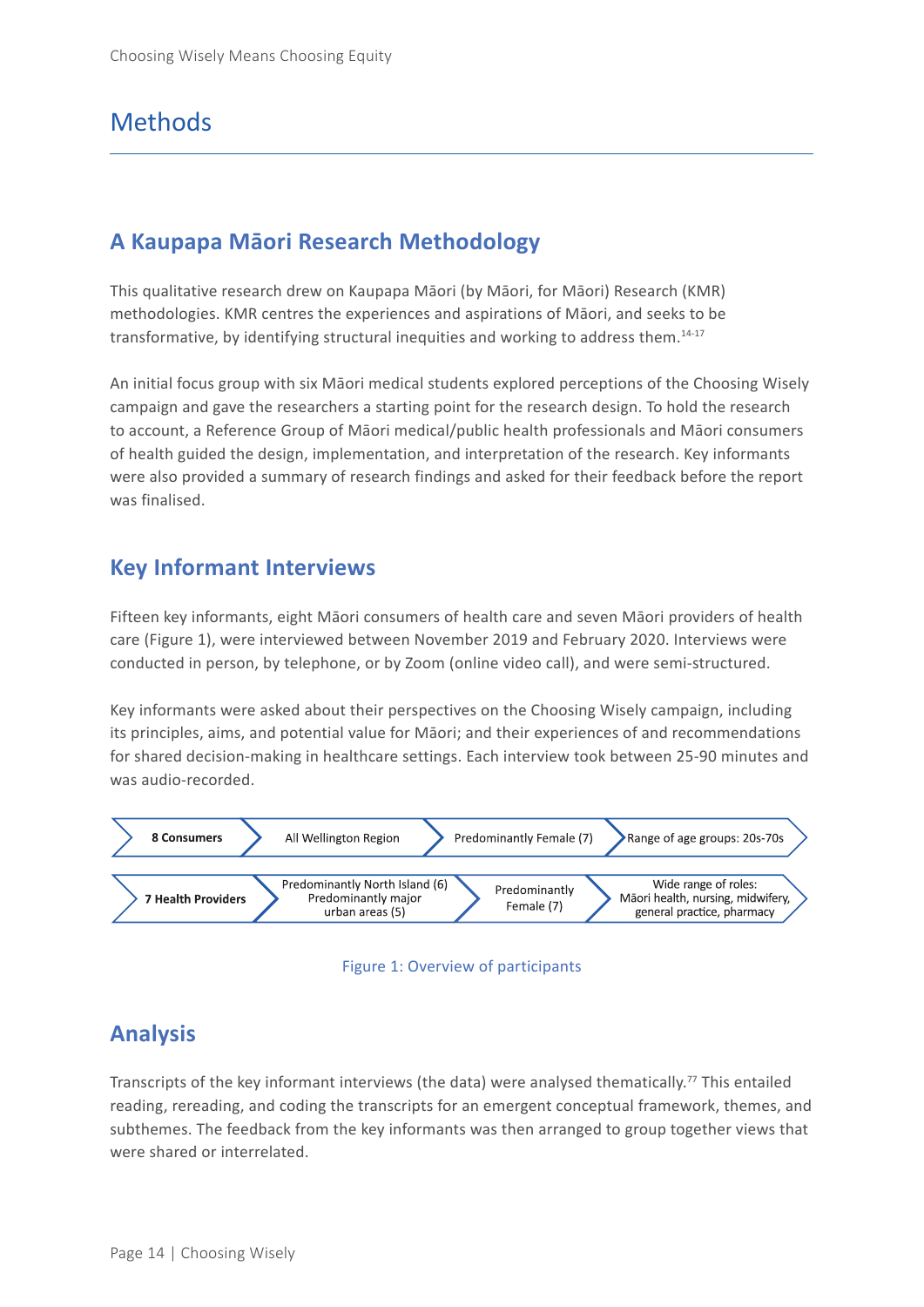# Methods

## A Kaupapa Māori Research Methodology

This qualitative research drew on Kaupapa Māori (by Māori, for Māori) Research (KMR) methodologies. KMR centres the experiences and aspirations of Māori, and seeks to be transformative, by identifying structural inequities and working to address them.[14-17]

An initial focus group with six Māori medical students explored perceptions of the Choosing Wisely campaign and gave the researchers a starting point for the research design. To hold the research to account, a Reference Group of Māori medical/public health professionals and Māori consumers of health guided the design, implementation, and interpretation of the research. Key informants were also provided a summary of research findings and asked for their feedback before the report was finalised.

## Key Informant Interviews

Fifteen key informants, eight Māori consumers of health care and seven Māori providers of health care (Figure 1), were interviewed between November 2019 and February 2020. Interviews were conducted in person, by telephone, or by Zoom (online video call), and were semi-structured.

Key informants were asked about their perspectives on the Choosing Wisely campaign, including its principles, aims, and potential value for Māori; and their experiences of and recommendations for shared decision-making in healthcare settings. Each interview took between 25-90 minutes and was audio-recorded.

| | | | |
|---|---|---|---|
| **8 Consumers** | All Wellington Region | Predominantly Female (7) | Range of age groups: 20s-70s |
| **7 Health Providers** | Predominantly North Island (6) Predominantly major urban areas (5) | Predominantly Female (7) | Wide range of roles: Māori health, nursing, midwifery, general practice, pharmacy |

Figure 1: Overview of participants

## Analysis

Transcripts of the key informant interviews (the data) were analysed thematically.[77] This entailed reading, rereading, and coding the transcripts for an emergent conceptual framework, themes, and subthemes. The feedback from the key informants was then arranged to group together views that were shared or interrelated.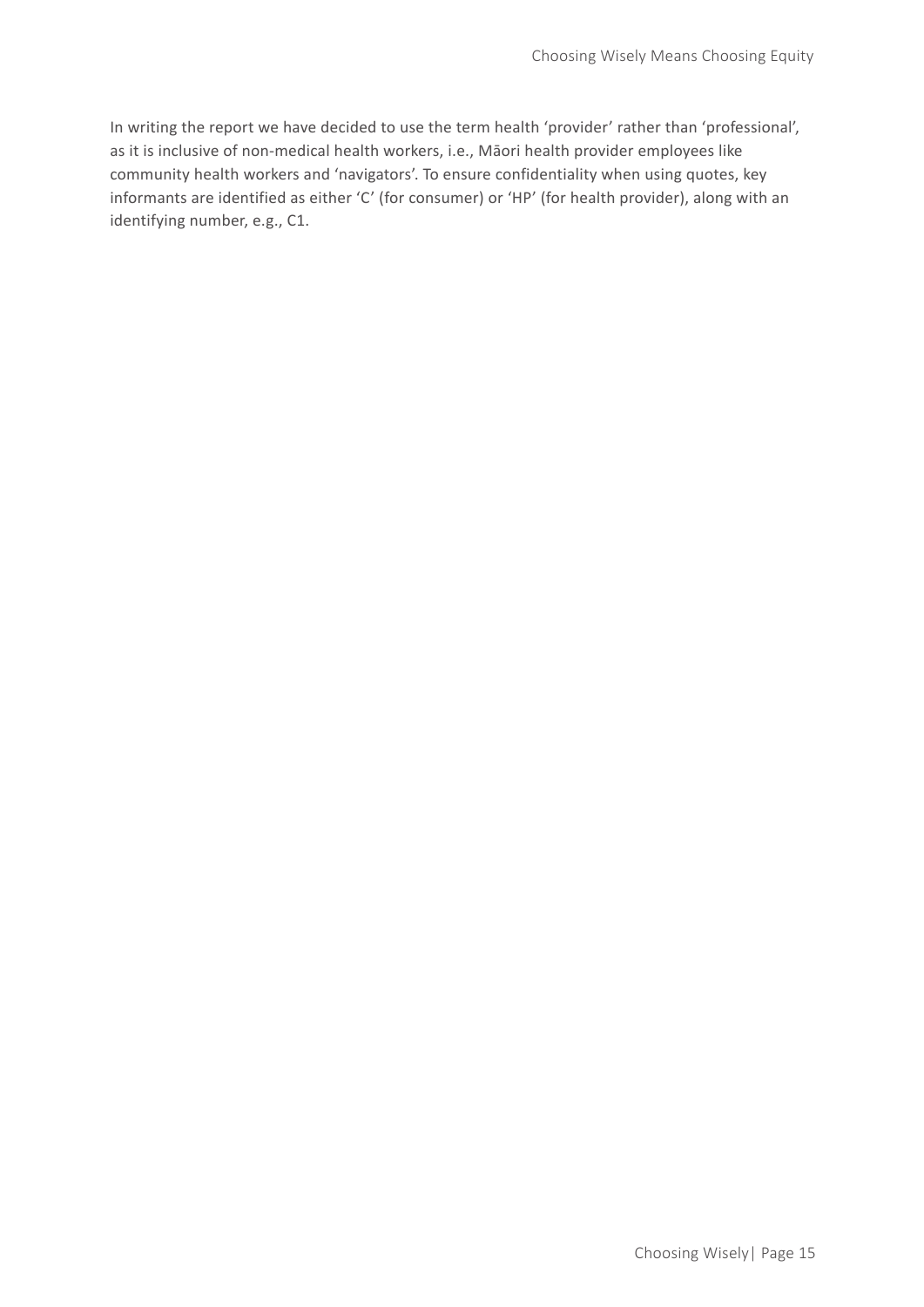In writing the report we have decided to use the term health 'provider' rather than 'professional', as it is inclusive of non-medical health workers, i.e., Māori health provider employees like community health workers and 'navigators'. To ensure confidentiality when using quotes, key informants are identified as either 'C' (for consumer) or 'HP' (for health provider), along with an identifying number, e.g., C1.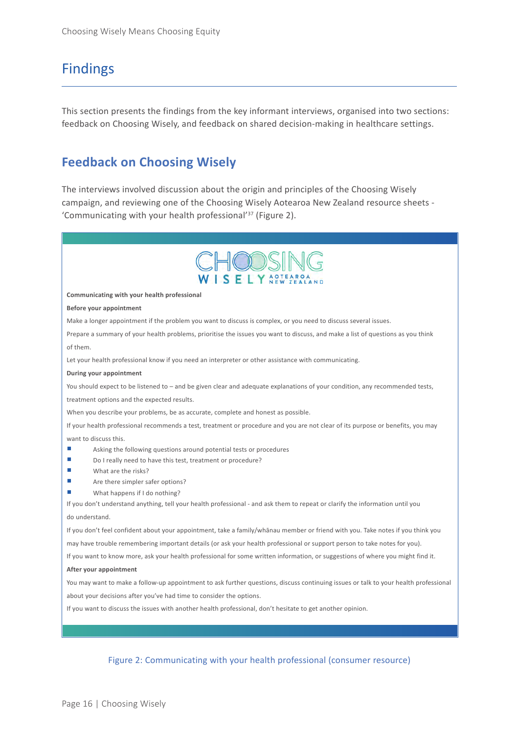# Findings

This section presents the findings from the key informant interviews, organised into two sections: feedback on Choosing Wisely, and feedback on shared decision-making in healthcare settings.

## Feedback on Choosing Wisely

The interviews involved discussion about the origin and principles of the Choosing Wisely campaign, and reviewing one of the Choosing Wisely Aotearoa New Zealand resource sheets - 'Communicating with your health professional'[37] (Figure 2).

CHOOSING WISELY AOTEAROA NEW ZEALAND

**Communicating with your health professional**

**Before your appointment**

Make a longer appointment if the problem you want to discuss is complex, or you need to discuss several issues.

Prepare a summary of your health problems, prioritise the issues you want to discuss, and make a list of questions as you think of them.

Let your health professional know if you need an interpreter or other assistance with communicating.

**During your appointment**

You should expect to be listened to – and be given clear and adequate explanations of your condition, any recommended tests, treatment options and the expected results.

When you describe your problems, be as accurate, complete and honest as possible.

If your health professional recommends a test, treatment or procedure and you are not clear of its purpose or benefits, you may want to discuss this.

- Asking the following questions around potential tests or procedures
- Do I really need to have this test, treatment or procedure?
- What are the risks?
- Are there simpler safer options?
- What happens if I do nothing?

If you don't understand anything, tell your health professional - and ask them to repeat or clarify the information until you do understand.

If you don't feel confident about your appointment, take a family/whānau member or friend with you. Take notes if you think you may have trouble remembering important details (or ask your health professional or support person to take notes for you).

If you want to know more, ask your health professional for some written information, or suggestions of where you might find it.

**After your appointment**

You may want to make a follow-up appointment to ask further questions, discuss continuing issues or talk to your health professional about your decisions after you've had time to consider the options.

If you want to discuss the issues with another health professional, don't hesitate to get another opinion.

Figure 2: Communicating with your health professional (consumer resource)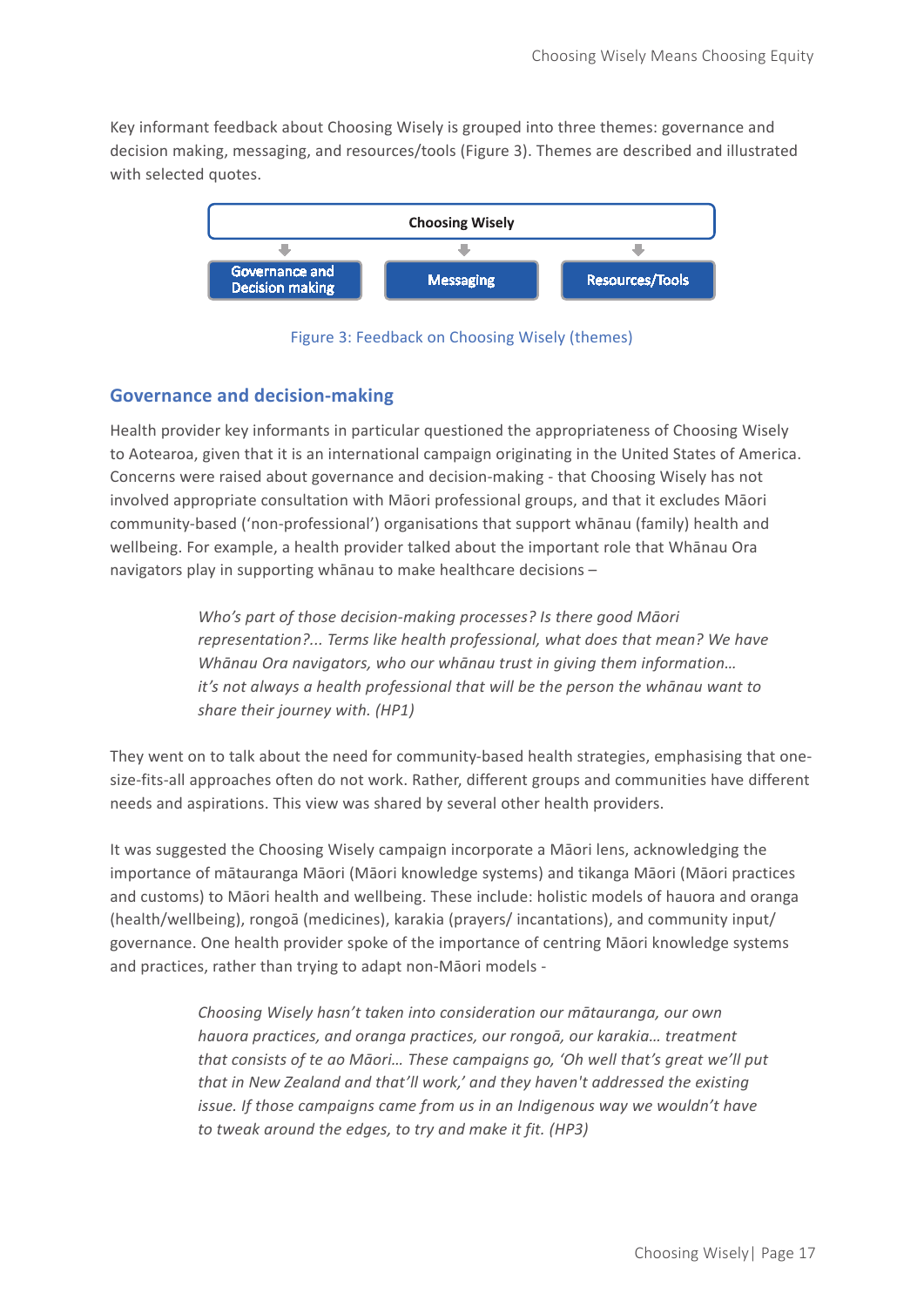Key informant feedback about Choosing Wisely is grouped into three themes: governance and decision making, messaging, and resources/tools (Figure 3). Themes are described and illustrated with selected quotes.

Choosing Wisely

Governance and Decision making | Messaging | Resources/Tools

Figure 3: Feedback on Choosing Wisely (themes)

## Governance and decision-making

Health provider key informants in particular questioned the appropriateness of Choosing Wisely to Aotearoa, given that it is an international campaign originating in the United States of America. Concerns were raised about governance and decision-making - that Choosing Wisely has not involved appropriate consultation with Māori professional groups, and that it excludes Māori community-based ('non-professional') organisations that support whānau (family) health and wellbeing. For example, a health provider talked about the important role that Whānau Ora navigators play in supporting whānau to make healthcare decisions –

> *Who's part of those decision-making processes? Is there good Māori representation?... Terms like health professional, what does that mean? We have Whānau Ora navigators, who our whānau trust in giving them information… it's not always a health professional that will be the person the whānau want to share their journey with. (HP1)*

They went on to talk about the need for community-based health strategies, emphasising that one-size-fits-all approaches often do not work. Rather, different groups and communities have different needs and aspirations. This view was shared by several other health providers.

It was suggested the Choosing Wisely campaign incorporate a Māori lens, acknowledging the importance of mātauranga Māori (Māori knowledge systems) and tikanga Māori (Māori practices and customs) to Māori health and wellbeing. These include: holistic models of hauora and oranga (health/wellbeing), rongoā (medicines), karakia (prayers/ incantations), and community input/ governance. One health provider spoke of the importance of centring Māori knowledge systems and practices, rather than trying to adapt non-Māori models -

> *Choosing Wisely hasn't taken into consideration our mātauranga, our own hauora practices, and oranga practices, our rongoā, our karakia… treatment that consists of te ao Māori… These campaigns go, 'Oh well that's great we'll put that in New Zealand and that'll work,' and they haven't addressed the existing issue. If those campaigns came from us in an Indigenous way we wouldn't have to tweak around the edges, to try and make it fit. (HP3)*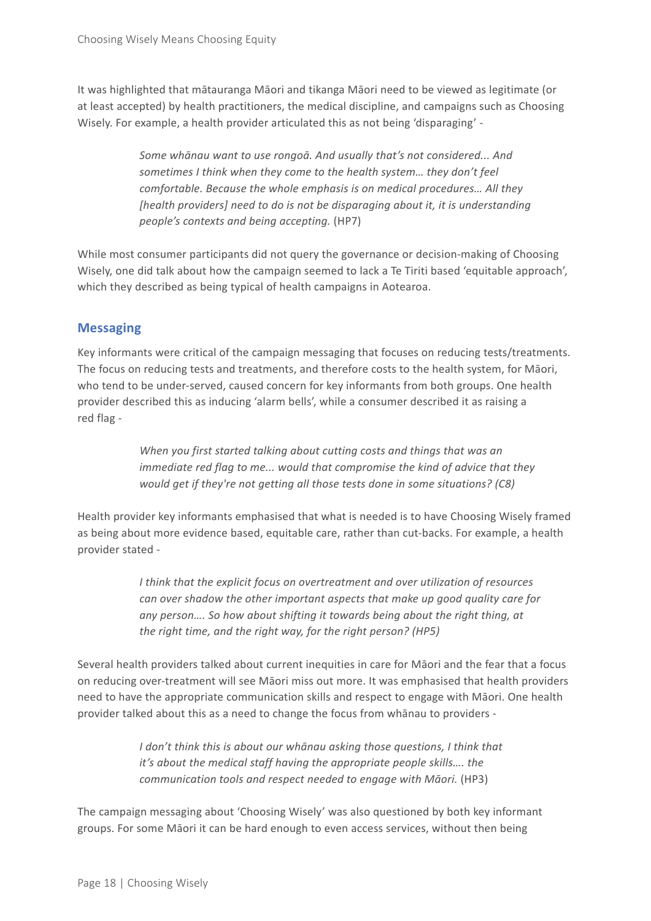It was highlighted that mātauranga Māori and tikanga Māori need to be viewed as legitimate (or at least accepted) by health practitioners, the medical discipline, and campaigns such as Choosing Wisely. For example, a health provider articulated this as not being 'disparaging' -

> *Some whānau want to use rongoā. And usually that's not considered... And sometimes I think when they come to the health system… they don't feel comfortable. Because the whole emphasis is on medical procedures… All they [health providers] need to do is not be disparaging about it, it is understanding people's contexts and being accepting.* (HP7)

While most consumer participants did not query the governance or decision-making of Choosing Wisely, one did talk about how the campaign seemed to lack a Te Tiriti based 'equitable approach', which they described as being typical of health campaigns in Aotearoa.

## Messaging

Key informants were critical of the campaign messaging that focuses on reducing tests/treatments. The focus on reducing tests and treatments, and therefore costs to the health system, for Māori, who tend to be under-served, caused concern for key informants from both groups. One health provider described this as inducing 'alarm bells', while a consumer described it as raising a red flag -

> *When you first started talking about cutting costs and things that was an immediate red flag to me... would that compromise the kind of advice that they would get if they're not getting all those tests done in some situations? (C8)*

Health provider key informants emphasised that what is needed is to have Choosing Wisely framed as being about more evidence based, equitable care, rather than cut-backs. For example, a health provider stated -

> *I think that the explicit focus on overtreatment and over utilization of resources can over shadow the other important aspects that make up good quality care for any person…. So how about shifting it towards being about the right thing, at the right time, and the right way, for the right person? (HP5)*

Several health providers talked about current inequities in care for Māori and the fear that a focus on reducing over-treatment will see Māori miss out more. It was emphasised that health providers need to have the appropriate communication skills and respect to engage with Māori. One health provider talked about this as a need to change the focus from whānau to providers -

> *I don't think this is about our whānau asking those questions, I think that it's about the medical staff having the appropriate people skills…. the communication tools and respect needed to engage with Māori.* (HP3)

The campaign messaging about 'Choosing Wisely' was also questioned by both key informant groups. For some Māori it can be hard enough to even access services, without then being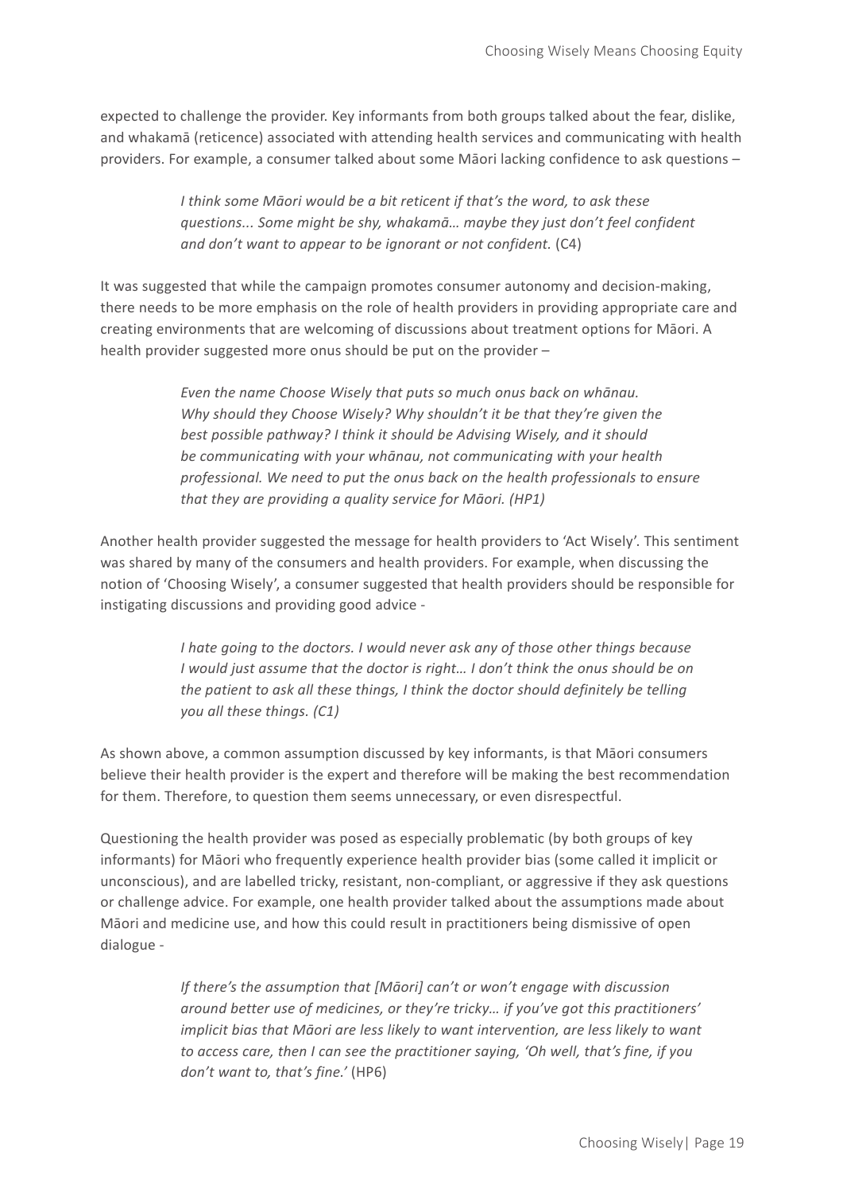expected to challenge the provider. Key informants from both groups talked about the fear, dislike, and whakamā (reticence) associated with attending health services and communicating with health providers. For example, a consumer talked about some Māori lacking confidence to ask questions –

> *I think some Māori would be a bit reticent if that's the word, to ask these questions... Some might be shy, whakamā… maybe they just don't feel confident and don't want to appear to be ignorant or not confident.* (C4)

It was suggested that while the campaign promotes consumer autonomy and decision-making, there needs to be more emphasis on the role of health providers in providing appropriate care and creating environments that are welcoming of discussions about treatment options for Māori. A health provider suggested more onus should be put on the provider –

> *Even the name Choose Wisely that puts so much onus back on whānau. Why should they Choose Wisely? Why shouldn't it be that they're given the best possible pathway? I think it should be Advising Wisely, and it should be communicating with your whānau, not communicating with your health professional. We need to put the onus back on the health professionals to ensure that they are providing a quality service for Māori. (HP1)*

Another health provider suggested the message for health providers to 'Act Wisely'. This sentiment was shared by many of the consumers and health providers. For example, when discussing the notion of 'Choosing Wisely', a consumer suggested that health providers should be responsible for instigating discussions and providing good advice -

> *I hate going to the doctors. I would never ask any of those other things because I would just assume that the doctor is right… I don't think the onus should be on the patient to ask all these things, I think the doctor should definitely be telling you all these things. (C1)*

As shown above, a common assumption discussed by key informants, is that Māori consumers believe their health provider is the expert and therefore will be making the best recommendation for them. Therefore, to question them seems unnecessary, or even disrespectful.

Questioning the health provider was posed as especially problematic (by both groups of key informants) for Māori who frequently experience health provider bias (some called it implicit or unconscious), and are labelled tricky, resistant, non-compliant, or aggressive if they ask questions or challenge advice. For example, one health provider talked about the assumptions made about Māori and medicine use, and how this could result in practitioners being dismissive of open dialogue -

> *If there's the assumption that [Māori] can't or won't engage with discussion around better use of medicines, or they're tricky… if you've got this practitioners' implicit bias that Māori are less likely to want intervention, are less likely to want to access care, then I can see the practitioner saying, 'Oh well, that's fine, if you don't want to, that's fine.'* (HP6)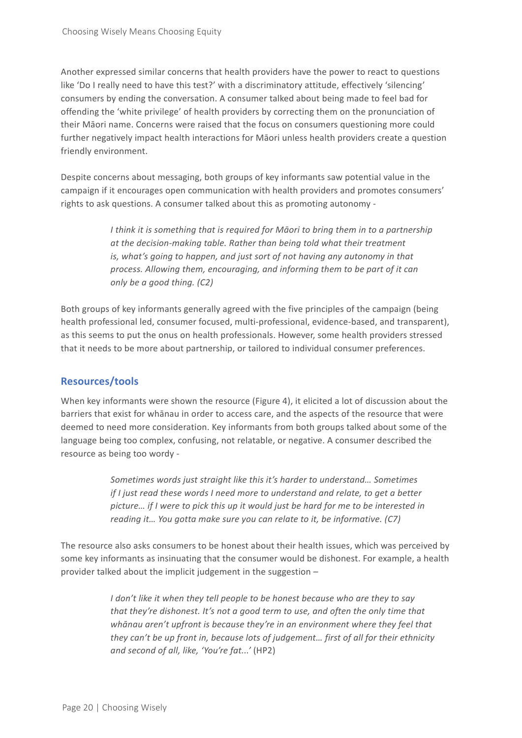Another expressed similar concerns that health providers have the power to react to questions like 'Do I really need to have this test?' with a discriminatory attitude, effectively 'silencing' consumers by ending the conversation. A consumer talked about being made to feel bad for offending the 'white privilege' of health providers by correcting them on the pronunciation of their Māori name. Concerns were raised that the focus on consumers questioning more could further negatively impact health interactions for Māori unless health providers create a question friendly environment.

Despite concerns about messaging, both groups of key informants saw potential value in the campaign if it encourages open communication with health providers and promotes consumers' rights to ask questions. A consumer talked about this as promoting autonomy -

> *I think it is something that is required for Māori to bring them in to a partnership at the decision-making table. Rather than being told what their treatment is, what's going to happen, and just sort of not having any autonomy in that process. Allowing them, encouraging, and informing them to be part of it can only be a good thing. (C2)*

Both groups of key informants generally agreed with the five principles of the campaign (being health professional led, consumer focused, multi-professional, evidence-based, and transparent), as this seems to put the onus on health professionals. However, some health providers stressed that it needs to be more about partnership, or tailored to individual consumer preferences.

## Resources/tools

When key informants were shown the resource (Figure 4), it elicited a lot of discussion about the barriers that exist for whānau in order to access care, and the aspects of the resource that were deemed to need more consideration. Key informants from both groups talked about some of the language being too complex, confusing, not relatable, or negative. A consumer described the resource as being too wordy -

> *Sometimes words just straight like this it's harder to understand… Sometimes if I just read these words I need more to understand and relate, to get a better picture… if I were to pick this up it would just be hard for me to be interested in reading it… You gotta make sure you can relate to it, be informative. (C7)*

The resource also asks consumers to be honest about their health issues, which was perceived by some key informants as insinuating that the consumer would be dishonest. For example, a health provider talked about the implicit judgement in the suggestion –

> *I don't like it when they tell people to be honest because who are they to say that they're dishonest. It's not a good term to use, and often the only time that whānau aren't upfront is because they're in an environment where they feel that they can't be up front in, because lots of judgement… first of all for their ethnicity and second of all, like, 'You're fat...'* (HP2)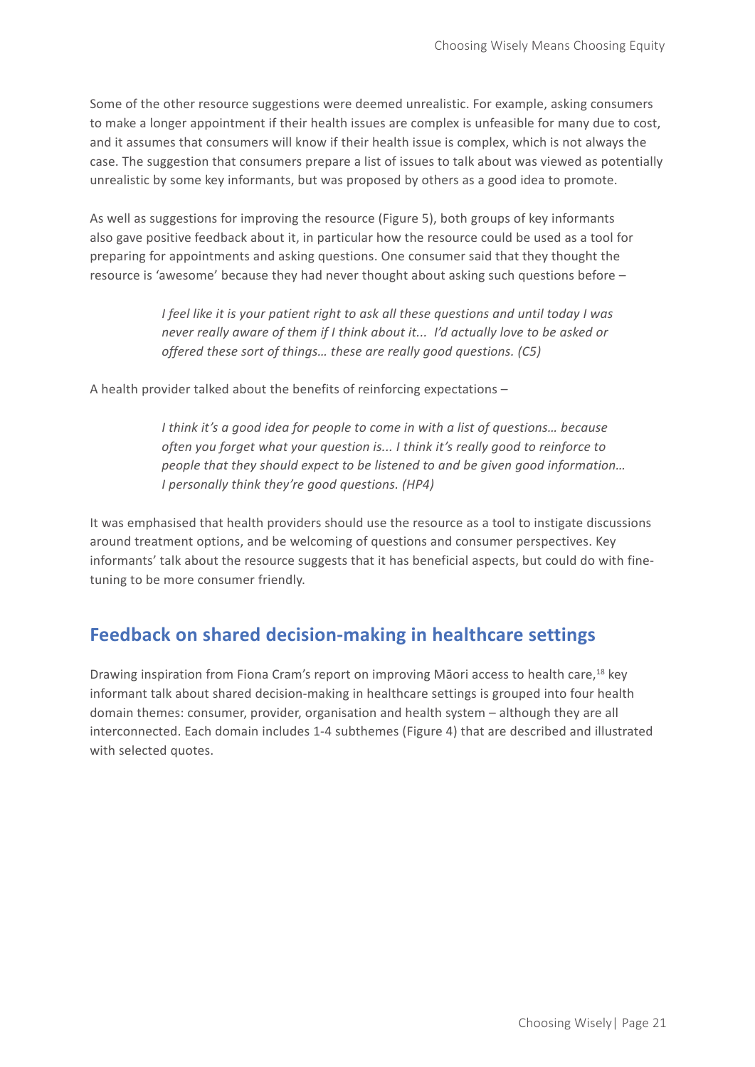Some of the other resource suggestions were deemed unrealistic. For example, asking consumers to make a longer appointment if their health issues are complex is unfeasible for many due to cost, and it assumes that consumers will know if their health issue is complex, which is not always the case. The suggestion that consumers prepare a list of issues to talk about was viewed as potentially unrealistic by some key informants, but was proposed by others as a good idea to promote.

As well as suggestions for improving the resource (Figure 5), both groups of key informants also gave positive feedback about it, in particular how the resource could be used as a tool for preparing for appointments and asking questions. One consumer said that they thought the resource is 'awesome' because they had never thought about asking such questions before –

> *I feel like it is your patient right to ask all these questions and until today I was never really aware of them if I think about it... I'd actually love to be asked or offered these sort of things… these are really good questions. (C5)*

A health provider talked about the benefits of reinforcing expectations –

> *I think it's a good idea for people to come in with a list of questions… because often you forget what your question is... I think it's really good to reinforce to people that they should expect to be listened to and be given good information… I personally think they're good questions. (HP4)*

It was emphasised that health providers should use the resource as a tool to instigate discussions around treatment options, and be welcoming of questions and consumer perspectives. Key informants' talk about the resource suggests that it has beneficial aspects, but could do with fine-tuning to be more consumer friendly.

## Feedback on shared decision-making in healthcare settings

Drawing inspiration from Fiona Cram's report on improving Māori access to health care,[18] key informant talk about shared decision-making in healthcare settings is grouped into four health domain themes: consumer, provider, organisation and health system – although they are all interconnected. Each domain includes 1-4 subthemes (Figure 4) that are described and illustrated with selected quotes.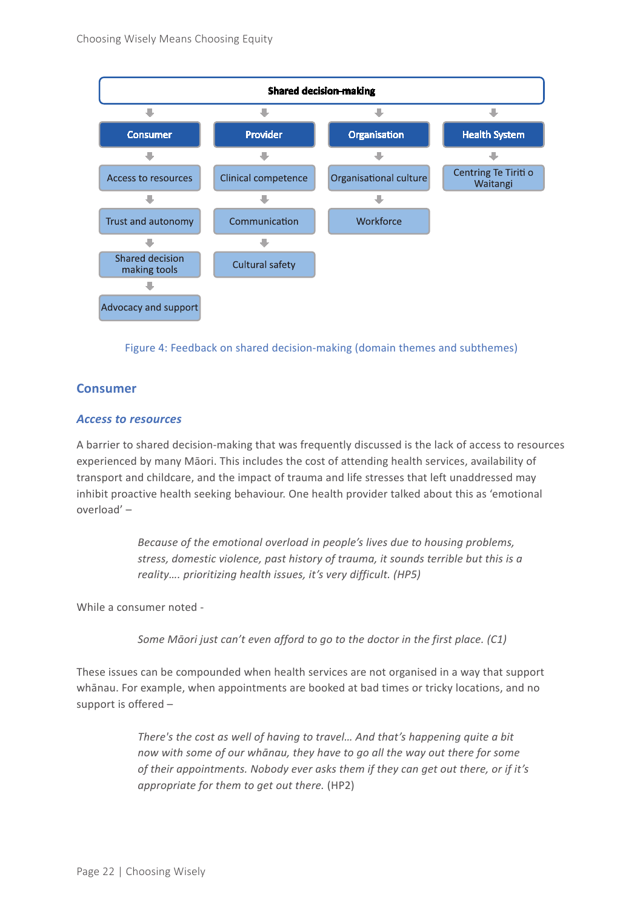Shared decision-making

| Consumer | Provider | Organisation | Health System |
| --- | --- | --- | --- |
| Access to resources | Clinical competence | Organisational culture | Centring Te Tiriti o Waitangi |
| Trust and autonomy | Communication | Workforce | |
| Shared decision making tools | Cultural safety | | |
| Advocacy and support | | | |

Figure 4: Feedback on shared decision-making (domain themes and subthemes)

## Consumer

### *Access to resources*

A barrier to shared decision-making that was frequently discussed is the lack of access to resources experienced by many Māori. This includes the cost of attending health services, availability of transport and childcare, and the impact of trauma and life stresses that left unaddressed may inhibit proactive health seeking behaviour. One health provider talked about this as 'emotional overload' –

> *Because of the emotional overload in people's lives due to housing problems, stress, domestic violence, past history of trauma, it sounds terrible but this is a reality…. prioritizing health issues, it's very difficult. (HP5)*

While a consumer noted -

> *Some Māori just can't even afford to go to the doctor in the first place. (C1)*

These issues can be compounded when health services are not organised in a way that support whānau. For example, when appointments are booked at bad times or tricky locations, and no support is offered –

> *There's the cost as well of having to travel… And that's happening quite a bit now with some of our whānau, they have to go all the way out there for some of their appointments. Nobody ever asks them if they can get out there, or if it's appropriate for them to get out there.* (HP2)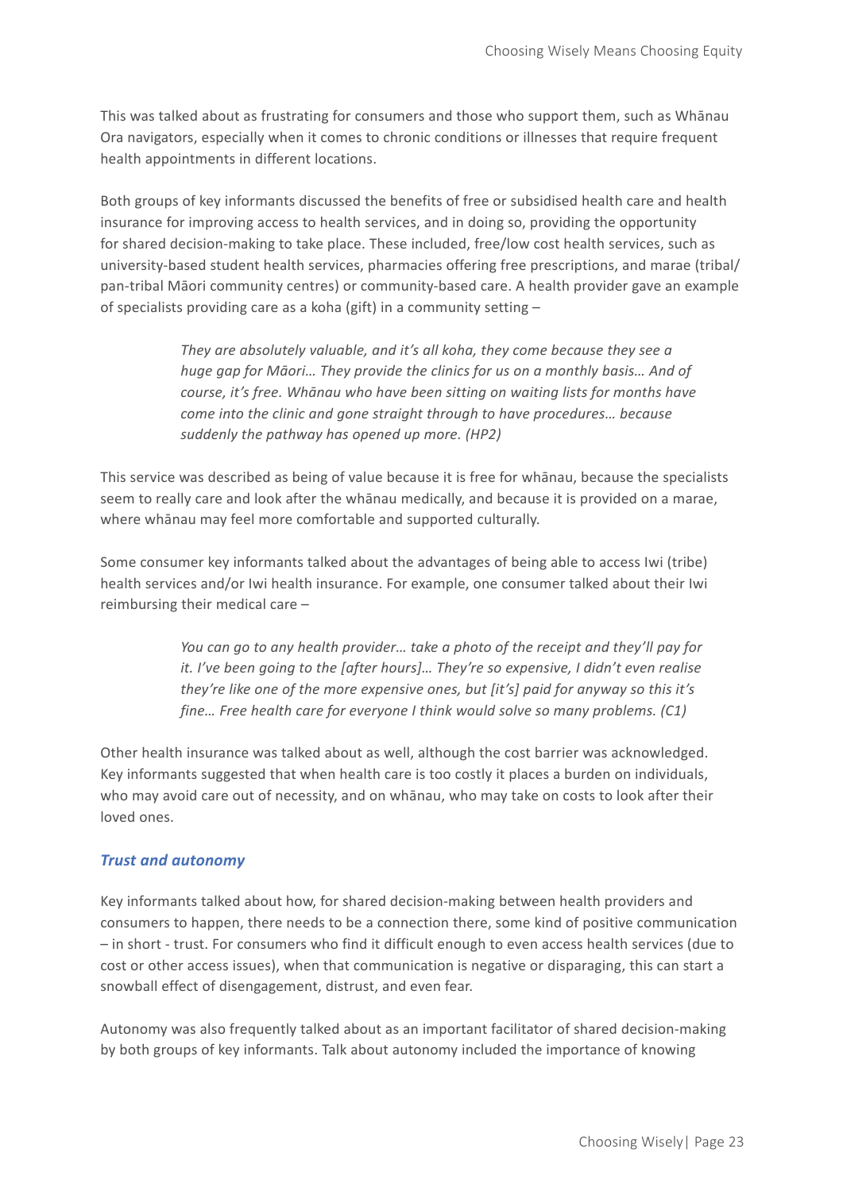This was talked about as frustrating for consumers and those who support them, such as Whānau Ora navigators, especially when it comes to chronic conditions or illnesses that require frequent health appointments in different locations.

Both groups of key informants discussed the benefits of free or subsidised health care and health insurance for improving access to health services, and in doing so, providing the opportunity for shared decision-making to take place. These included, free/low cost health services, such as university-based student health services, pharmacies offering free prescriptions, and marae (tribal/pan-tribal Māori community centres) or community-based care. A health provider gave an example of specialists providing care as a koha (gift) in a community setting –

> *They are absolutely valuable, and it's all koha, they come because they see a huge gap for Māori… They provide the clinics for us on a monthly basis… And of course, it's free. Whānau who have been sitting on waiting lists for months have come into the clinic and gone straight through to have procedures… because suddenly the pathway has opened up more. (HP2)*

This service was described as being of value because it is free for whānau, because the specialists seem to really care and look after the whānau medically, and because it is provided on a marae, where whānau may feel more comfortable and supported culturally.

Some consumer key informants talked about the advantages of being able to access Iwi (tribe) health services and/or Iwi health insurance. For example, one consumer talked about their Iwi reimbursing their medical care –

> *You can go to any health provider… take a photo of the receipt and they'll pay for it. I've been going to the [after hours]… They're so expensive, I didn't even realise they're like one of the more expensive ones, but [it's] paid for anyway so this it's fine… Free health care for everyone I think would solve so many problems. (C1)*

Other health insurance was talked about as well, although the cost barrier was acknowledged. Key informants suggested that when health care is too costly it places a burden on individuals, who may avoid care out of necessity, and on whānau, who may take on costs to look after their loved ones.

### *Trust and autonomy*

Key informants talked about how, for shared decision-making between health providers and consumers to happen, there needs to be a connection there, some kind of positive communication – in short - trust. For consumers who find it difficult enough to even access health services (due to cost or other access issues), when that communication is negative or disparaging, this can start a snowball effect of disengagement, distrust, and even fear.

Autonomy was also frequently talked about as an important facilitator of shared decision-making by both groups of key informants. Talk about autonomy included the importance of knowing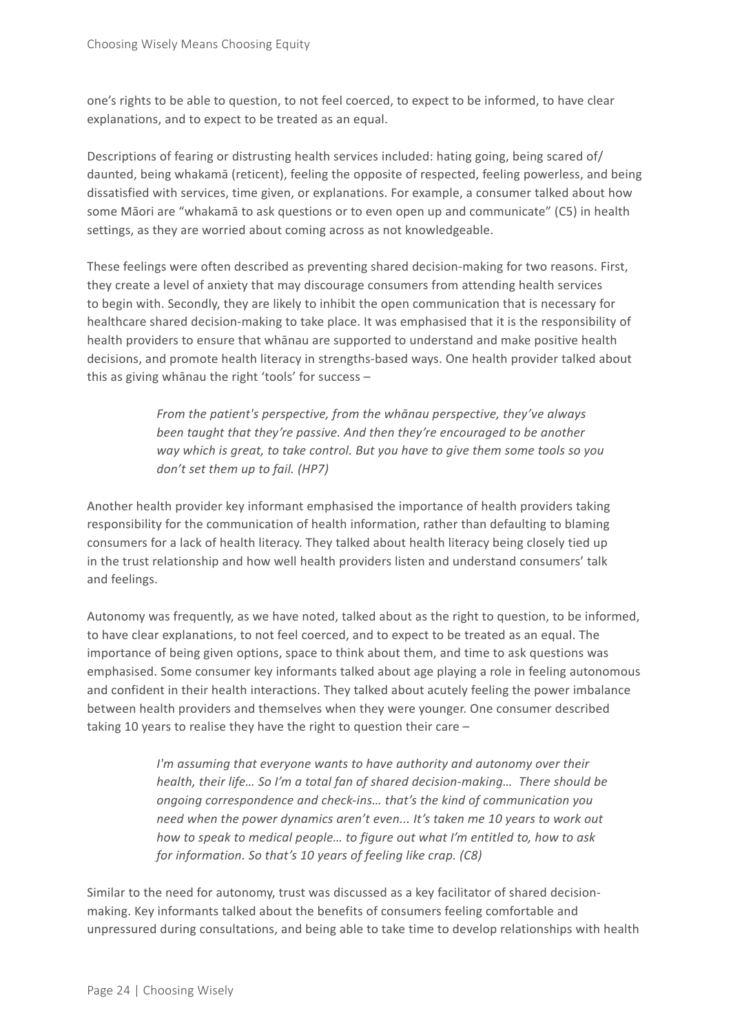one's rights to be able to question, to not feel coerced, to expect to be informed, to have clear explanations, and to expect to be treated as an equal.

Descriptions of fearing or distrusting health services included: hating going, being scared of/daunted, being whakamā (reticent), feeling the opposite of respected, feeling powerless, and being dissatisfied with services, time given, or explanations. For example, a consumer talked about how some Māori are "whakamā to ask questions or to even open up and communicate" (C5) in health settings, as they are worried about coming across as not knowledgeable.

These feelings were often described as preventing shared decision-making for two reasons. First, they create a level of anxiety that may discourage consumers from attending health services to begin with. Secondly, they are likely to inhibit the open communication that is necessary for healthcare shared decision-making to take place. It was emphasised that it is the responsibility of health providers to ensure that whānau are supported to understand and make positive health decisions, and promote health literacy in strengths-based ways. One health provider talked about this as giving whānau the right 'tools' for success –

> *From the patient's perspective, from the whānau perspective, they've always been taught that they're passive. And then they're encouraged to be another way which is great, to take control. But you have to give them some tools so you don't set them up to fail. (HP7)*

Another health provider key informant emphasised the importance of health providers taking responsibility for the communication of health information, rather than defaulting to blaming consumers for a lack of health literacy. They talked about health literacy being closely tied up in the trust relationship and how well health providers listen and understand consumers' talk and feelings.

Autonomy was frequently, as we have noted, talked about as the right to question, to be informed, to have clear explanations, to not feel coerced, and to expect to be treated as an equal. The importance of being given options, space to think about them, and time to ask questions was emphasised. Some consumer key informants talked about age playing a role in feeling autonomous and confident in their health interactions. They talked about acutely feeling the power imbalance between health providers and themselves when they were younger. One consumer described taking 10 years to realise they have the right to question their care –

> *I'm assuming that everyone wants to have authority and autonomy over their health, their life… So I'm a total fan of shared decision-making… There should be ongoing correspondence and check-ins… that's the kind of communication you need when the power dynamics aren't even... It's taken me 10 years to work out how to speak to medical people… to figure out what I'm entitled to, how to ask for information. So that's 10 years of feeling like crap. (C8)*

Similar to the need for autonomy, trust was discussed as a key facilitator of shared decision-making. Key informants talked about the benefits of consumers feeling comfortable and unpressured during consultations, and being able to take time to develop relationships with health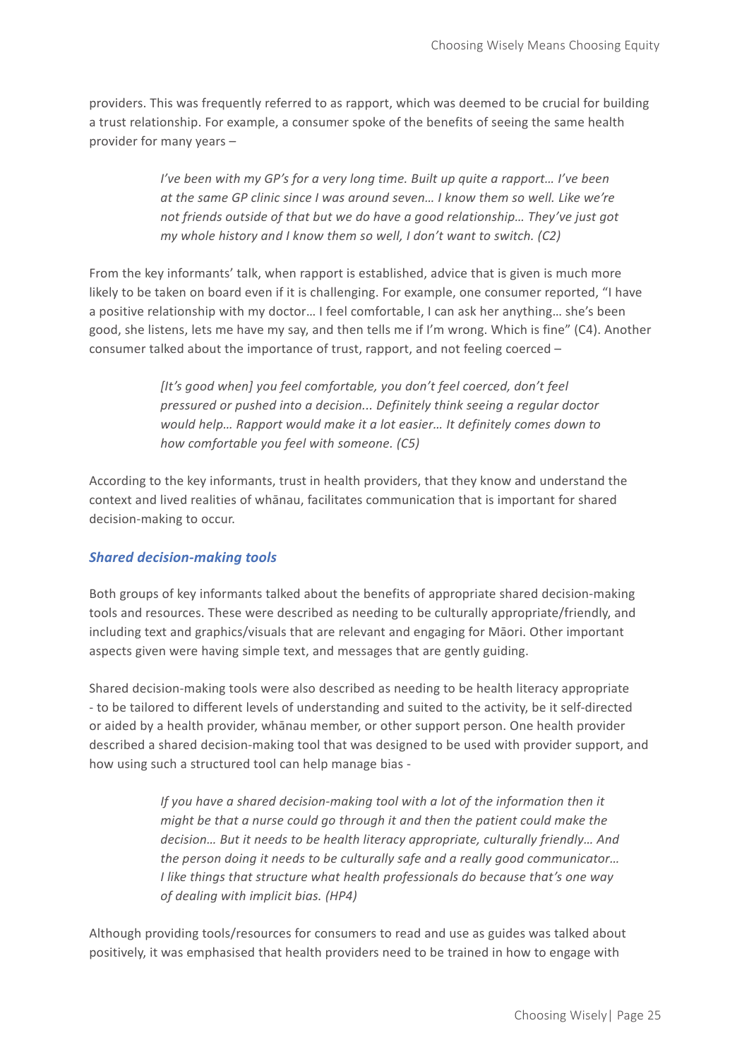providers. This was frequently referred to as rapport, which was deemed to be crucial for building a trust relationship. For example, a consumer spoke of the benefits of seeing the same health provider for many years –

> *I've been with my GP's for a very long time. Built up quite a rapport… I've been at the same GP clinic since I was around seven… I know them so well. Like we're not friends outside of that but we do have a good relationship… They've just got my whole history and I know them so well, I don't want to switch. (C2)*

From the key informants' talk, when rapport is established, advice that is given is much more likely to be taken on board even if it is challenging. For example, one consumer reported, "I have a positive relationship with my doctor… I feel comfortable, I can ask her anything… she's been good, she listens, lets me have my say, and then tells me if I'm wrong. Which is fine" (C4). Another consumer talked about the importance of trust, rapport, and not feeling coerced –

> *[It's good when] you feel comfortable, you don't feel coerced, don't feel pressured or pushed into a decision... Definitely think seeing a regular doctor would help… Rapport would make it a lot easier… It definitely comes down to how comfortable you feel with someone. (C5)*

According to the key informants, trust in health providers, that they know and understand the context and lived realities of whānau, facilitates communication that is important for shared decision-making to occur.

### *Shared decision-making tools*

Both groups of key informants talked about the benefits of appropriate shared decision-making tools and resources. These were described as needing to be culturally appropriate/friendly, and including text and graphics/visuals that are relevant and engaging for Māori. Other important aspects given were having simple text, and messages that are gently guiding.

Shared decision-making tools were also described as needing to be health literacy appropriate - to be tailored to different levels of understanding and suited to the activity, be it self-directed or aided by a health provider, whānau member, or other support person. One health provider described a shared decision-making tool that was designed to be used with provider support, and how using such a structured tool can help manage bias -

> *If you have a shared decision-making tool with a lot of the information then it might be that a nurse could go through it and then the patient could make the decision… But it needs to be health literacy appropriate, culturally friendly… And the person doing it needs to be culturally safe and a really good communicator… I like things that structure what health professionals do because that's one way of dealing with implicit bias. (HP4)*

Although providing tools/resources for consumers to read and use as guides was talked about positively, it was emphasised that health providers need to be trained in how to engage with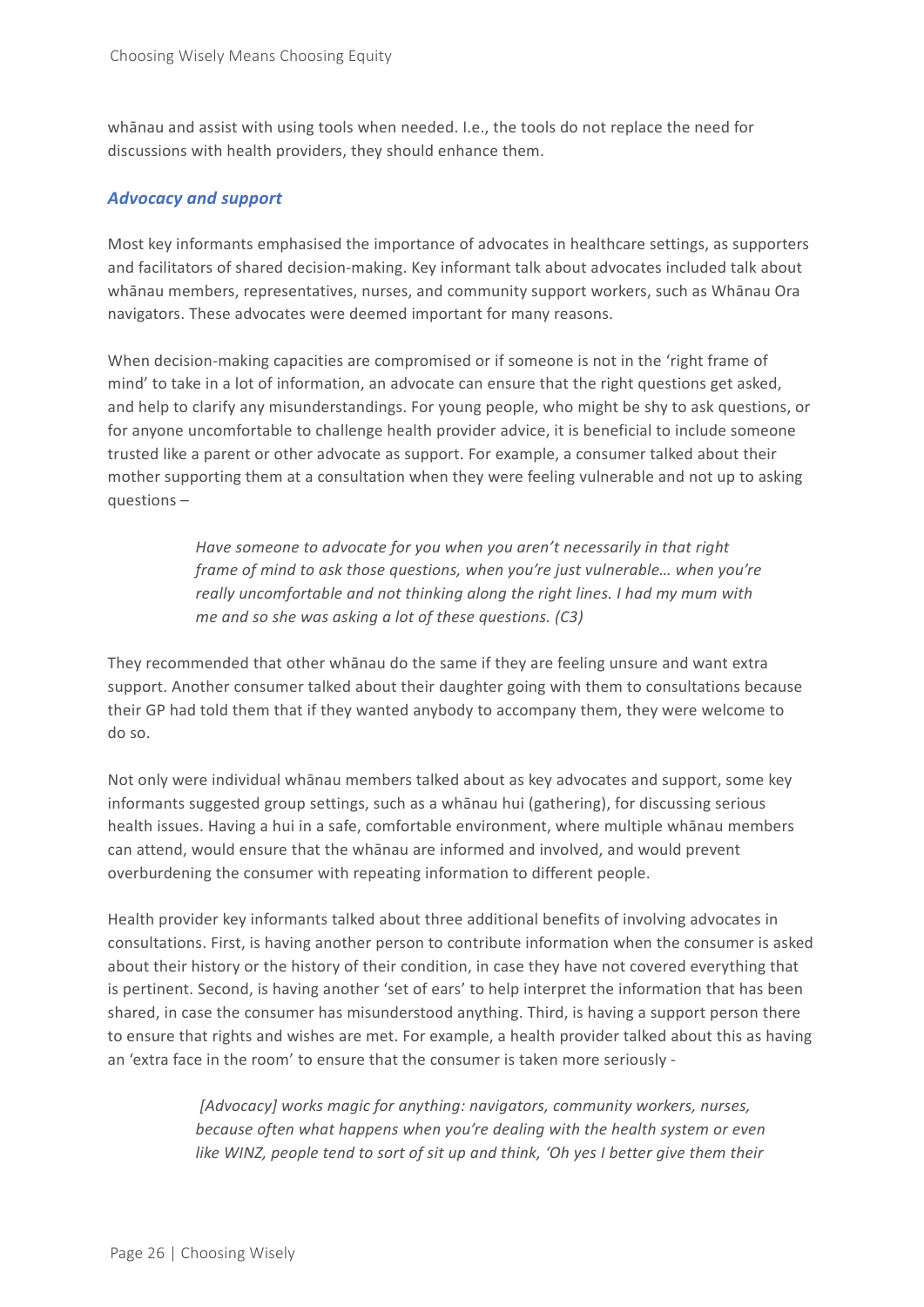whānau and assist with using tools when needed. I.e., the tools do not replace the need for discussions with health providers, they should enhance them.

### *Advocacy and support*

Most key informants emphasised the importance of advocates in healthcare settings, as supporters and facilitators of shared decision-making. Key informant talk about advocates included talk about whānau members, representatives, nurses, and community support workers, such as Whānau Ora navigators. These advocates were deemed important for many reasons.

When decision-making capacities are compromised or if someone is not in the 'right frame of mind' to take in a lot of information, an advocate can ensure that the right questions get asked, and help to clarify any misunderstandings. For young people, who might be shy to ask questions, or for anyone uncomfortable to challenge health provider advice, it is beneficial to include someone trusted like a parent or other advocate as support. For example, a consumer talked about their mother supporting them at a consultation when they were feeling vulnerable and not up to asking questions –

> *Have someone to advocate for you when you aren't necessarily in that right frame of mind to ask those questions, when you're just vulnerable… when you're really uncomfortable and not thinking along the right lines. I had my mum with me and so she was asking a lot of these questions. (C3)*

They recommended that other whānau do the same if they are feeling unsure and want extra support. Another consumer talked about their daughter going with them to consultations because their GP had told them that if they wanted anybody to accompany them, they were welcome to do so.

Not only were individual whānau members talked about as key advocates and support, some key informants suggested group settings, such as a whānau hui (gathering), for discussing serious health issues. Having a hui in a safe, comfortable environment, where multiple whānau members can attend, would ensure that the whānau are informed and involved, and would prevent overburdening the consumer with repeating information to different people.

Health provider key informants talked about three additional benefits of involving advocates in consultations. First, is having another person to contribute information when the consumer is asked about their history or the history of their condition, in case they have not covered everything that is pertinent. Second, is having another 'set of ears' to help interpret the information that has been shared, in case the consumer has misunderstood anything. Third, is having a support person there to ensure that rights and wishes are met. For example, a health provider talked about this as having an 'extra face in the room' to ensure that the consumer is taken more seriously -

> *[Advocacy] works magic for anything: navigators, community workers, nurses, because often what happens when you're dealing with the health system or even like WINZ, people tend to sort of sit up and think, 'Oh yes I better give them their*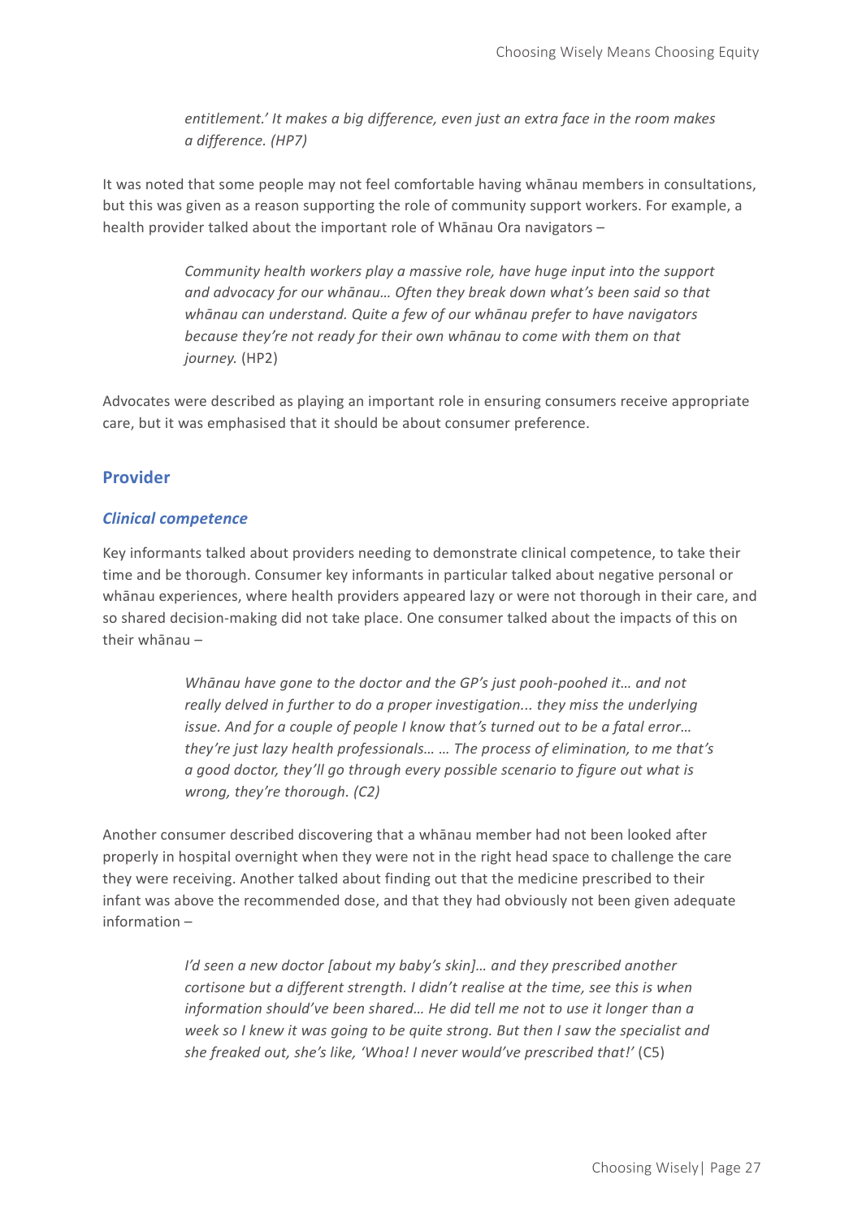*entitlement.' It makes a big difference, even just an extra face in the room makes a difference. (HP7)*

It was noted that some people may not feel comfortable having whānau members in consultations, but this was given as a reason supporting the role of community support workers. For example, a health provider talked about the important role of Whānau Ora navigators –

> *Community health workers play a massive role, have huge input into the support and advocacy for our whānau… Often they break down what's been said so that whānau can understand. Quite a few of our whānau prefer to have navigators because they're not ready for their own whānau to come with them on that journey.* (HP2)

Advocates were described as playing an important role in ensuring consumers receive appropriate care, but it was emphasised that it should be about consumer preference.

## Provider

### *Clinical competence*

Key informants talked about providers needing to demonstrate clinical competence, to take their time and be thorough. Consumer key informants in particular talked about negative personal or whānau experiences, where health providers appeared lazy or were not thorough in their care, and so shared decision-making did not take place. One consumer talked about the impacts of this on their whānau –

> *Whānau have gone to the doctor and the GP's just pooh-poohed it… and not really delved in further to do a proper investigation... they miss the underlying issue. And for a couple of people I know that's turned out to be a fatal error… they're just lazy health professionals… … The process of elimination, to me that's a good doctor, they'll go through every possible scenario to figure out what is wrong, they're thorough. (C2)*

Another consumer described discovering that a whānau member had not been looked after properly in hospital overnight when they were not in the right head space to challenge the care they were receiving. Another talked about finding out that the medicine prescribed to their infant was above the recommended dose, and that they had obviously not been given adequate information –

> *I'd seen a new doctor [about my baby's skin]… and they prescribed another cortisone but a different strength. I didn't realise at the time, see this is when information should've been shared… He did tell me not to use it longer than a week so I knew it was going to be quite strong. But then I saw the specialist and she freaked out, she's like, 'Whoa! I never would've prescribed that!'* (C5)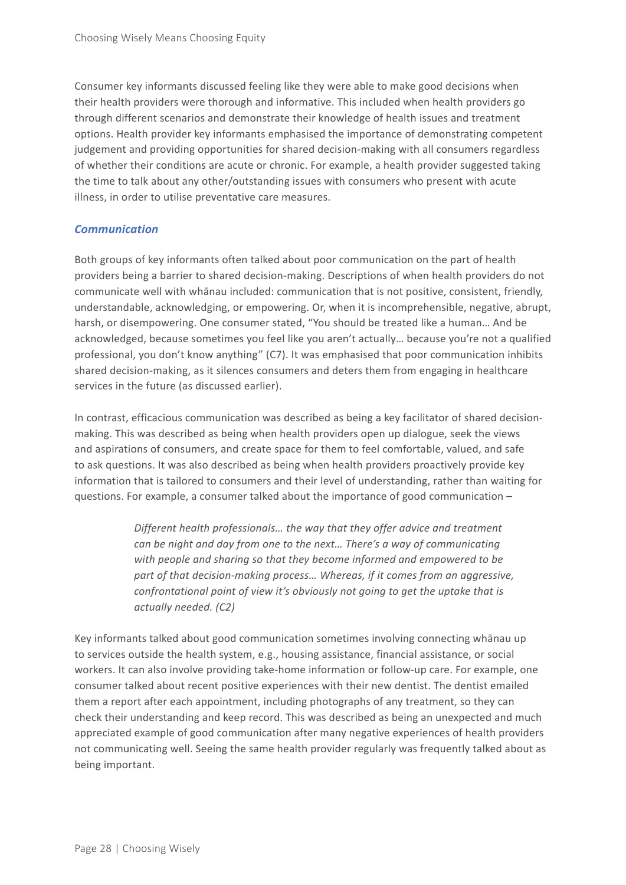Consumer key informants discussed feeling like they were able to make good decisions when their health providers were thorough and informative. This included when health providers go through different scenarios and demonstrate their knowledge of health issues and treatment options. Health provider key informants emphasised the importance of demonstrating competent judgement and providing opportunities for shared decision-making with all consumers regardless of whether their conditions are acute or chronic. For example, a health provider suggested taking the time to talk about any other/outstanding issues with consumers who present with acute illness, in order to utilise preventative care measures.

### *Communication*

Both groups of key informants often talked about poor communication on the part of health providers being a barrier to shared decision-making. Descriptions of when health providers do not communicate well with whānau included: communication that is not positive, consistent, friendly, understandable, acknowledging, or empowering. Or, when it is incomprehensible, negative, abrupt, harsh, or disempowering. One consumer stated, "You should be treated like a human… And be acknowledged, because sometimes you feel like you aren't actually… because you're not a qualified professional, you don't know anything" (C7). It was emphasised that poor communication inhibits shared decision-making, as it silences consumers and deters them from engaging in healthcare services in the future (as discussed earlier).

In contrast, efficacious communication was described as being a key facilitator of shared decision-making. This was described as being when health providers open up dialogue, seek the views and aspirations of consumers, and create space for them to feel comfortable, valued, and safe to ask questions. It was also described as being when health providers proactively provide key information that is tailored to consumers and their level of understanding, rather than waiting for questions. For example, a consumer talked about the importance of good communication –

> *Different health professionals… the way that they offer advice and treatment can be night and day from one to the next… There's a way of communicating with people and sharing so that they become informed and empowered to be part of that decision-making process… Whereas, if it comes from an aggressive, confrontational point of view it's obviously not going to get the uptake that is actually needed. (C2)*

Key informants talked about good communication sometimes involving connecting whānau up to services outside the health system, e.g., housing assistance, financial assistance, or social workers. It can also involve providing take-home information or follow-up care. For example, one consumer talked about recent positive experiences with their new dentist. The dentist emailed them a report after each appointment, including photographs of any treatment, so they can check their understanding and keep record. This was described as being an unexpected and much appreciated example of good communication after many negative experiences of health providers not communicating well. Seeing the same health provider regularly was frequently talked about as being important.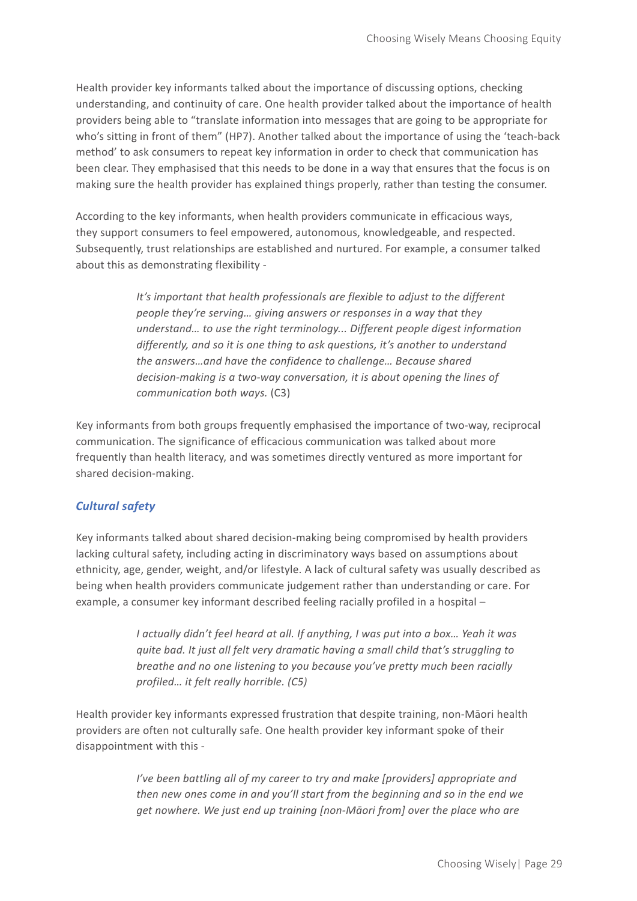Health provider key informants talked about the importance of discussing options, checking understanding, and continuity of care. One health provider talked about the importance of health providers being able to "translate information into messages that are going to be appropriate for who's sitting in front of them" (HP7). Another talked about the importance of using the 'teach-back method' to ask consumers to repeat key information in order to check that communication has been clear. They emphasised that this needs to be done in a way that ensures that the focus is on making sure the health provider has explained things properly, rather than testing the consumer.

According to the key informants, when health providers communicate in efficacious ways, they support consumers to feel empowered, autonomous, knowledgeable, and respected. Subsequently, trust relationships are established and nurtured. For example, a consumer talked about this as demonstrating flexibility -

> *It's important that health professionals are flexible to adjust to the different people they're serving… giving answers or responses in a way that they understand… to use the right terminology... Different people digest information differently, and so it is one thing to ask questions, it's another to understand the answers…and have the confidence to challenge… Because shared decision-making is a two-way conversation, it is about opening the lines of communication both ways.* (C3)

Key informants from both groups frequently emphasised the importance of two-way, reciprocal communication. The significance of efficacious communication was talked about more frequently than health literacy, and was sometimes directly ventured as more important for shared decision-making.

### *Cultural safety*

Key informants talked about shared decision-making being compromised by health providers lacking cultural safety, including acting in discriminatory ways based on assumptions about ethnicity, age, gender, weight, and/or lifestyle. A lack of cultural safety was usually described as being when health providers communicate judgement rather than understanding or care. For example, a consumer key informant described feeling racially profiled in a hospital –

> *I actually didn't feel heard at all. If anything, I was put into a box… Yeah it was quite bad. It just all felt very dramatic having a small child that's struggling to breathe and no one listening to you because you've pretty much been racially profiled… it felt really horrible. (C5)*

Health provider key informants expressed frustration that despite training, non-Māori health providers are often not culturally safe. One health provider key informant spoke of their disappointment with this -

> *I've been battling all of my career to try and make [providers] appropriate and then new ones come in and you'll start from the beginning and so in the end we get nowhere. We just end up training [non-Māori from] over the place who are*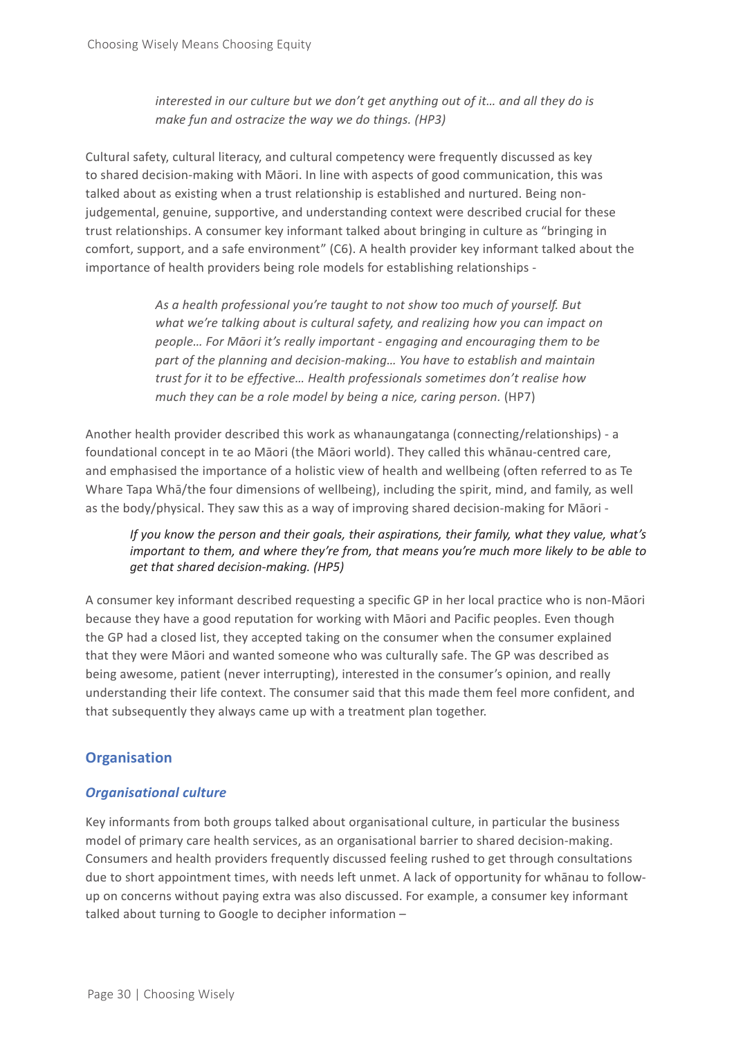> *interested in our culture but we don't get anything out of it… and all they do is make fun and ostracize the way we do things. (HP3)*

Cultural safety, cultural literacy, and cultural competency were frequently discussed as key to shared decision-making with Māori. In line with aspects of good communication, this was talked about as existing when a trust relationship is established and nurtured. Being non-judgemental, genuine, supportive, and understanding context were described crucial for these trust relationships. A consumer key informant talked about bringing in culture as "bringing in comfort, support, and a safe environment" (C6). A health provider key informant talked about the importance of health providers being role models for establishing relationships -

> *As a health professional you're taught to not show too much of yourself. But what we're talking about is cultural safety, and realizing how you can impact on people… For Māori it's really important - engaging and encouraging them to be part of the planning and decision-making… You have to establish and maintain trust for it to be effective… Health professionals sometimes don't realise how much they can be a role model by being a nice, caring person.* (HP7)

Another health provider described this work as whanaungatanga (connecting/relationships) - a foundational concept in te ao Māori (the Māori world). They called this whānau-centred care, and emphasised the importance of a holistic view of health and wellbeing (often referred to as Te Whare Tapa Whā/the four dimensions of wellbeing), including the spirit, mind, and family, as well as the body/physical. They saw this as a way of improving shared decision-making for Māori -

> *If you know the person and their goals, their aspirations, their family, what they value, what's important to them, and where they're from, that means you're much more likely to be able to get that shared decision-making. (HP5)*

A consumer key informant described requesting a specific GP in her local practice who is non-Māori because they have a good reputation for working with Māori and Pacific peoples. Even though the GP had a closed list, they accepted taking on the consumer when the consumer explained that they were Māori and wanted someone who was culturally safe. The GP was described as being awesome, patient (never interrupting), interested in the consumer's opinion, and really understanding their life context. The consumer said that this made them feel more confident, and that subsequently they always came up with a treatment plan together.

## Organisation

### *Organisational culture*

Key informants from both groups talked about organisational culture, in particular the business model of primary care health services, as an organisational barrier to shared decision-making. Consumers and health providers frequently discussed feeling rushed to get through consultations due to short appointment times, with needs left unmet. A lack of opportunity for whānau to follow-up on concerns without paying extra was also discussed. For example, a consumer key informant talked about turning to Google to decipher information –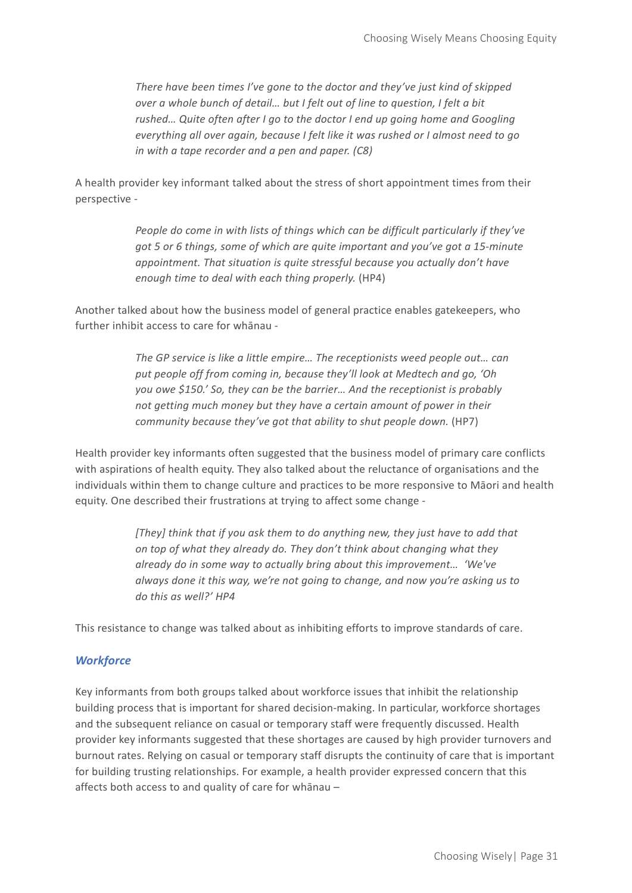> *There have been times I've gone to the doctor and they've just kind of skipped over a whole bunch of detail… but I felt out of line to question, I felt a bit rushed… Quite often after I go to the doctor I end up going home and Googling everything all over again, because I felt like it was rushed or I almost need to go in with a tape recorder and a pen and paper. (C8)*

A health provider key informant talked about the stress of short appointment times from their perspective -

> *People do come in with lists of things which can be difficult particularly if they've got 5 or 6 things, some of which are quite important and you've got a 15-minute appointment. That situation is quite stressful because you actually don't have enough time to deal with each thing properly.* (HP4)

Another talked about how the business model of general practice enables gatekeepers, who further inhibit access to care for whānau -

> *The GP service is like a little empire… The receptionists weed people out… can put people off from coming in, because they'll look at Medtech and go, 'Oh you owe $150.' So, they can be the barrier… And the receptionist is probably not getting much money but they have a certain amount of power in their community because they've got that ability to shut people down.* (HP7)

Health provider key informants often suggested that the business model of primary care conflicts with aspirations of health equity. They also talked about the reluctance of organisations and the individuals within them to change culture and practices to be more responsive to Māori and health equity. One described their frustrations at trying to affect some change -

> *[They] think that if you ask them to do anything new, they just have to add that on top of what they already do. They don't think about changing what they already do in some way to actually bring about this improvement… 'We've always done it this way, we're not going to change, and now you're asking us to do this as well?' HP4*

This resistance to change was talked about as inhibiting efforts to improve standards of care.

### *Workforce*

Key informants from both groups talked about workforce issues that inhibit the relationship building process that is important for shared decision-making. In particular, workforce shortages and the subsequent reliance on casual or temporary staff were frequently discussed. Health provider key informants suggested that these shortages are caused by high provider turnovers and burnout rates. Relying on casual or temporary staff disrupts the continuity of care that is important for building trusting relationships. For example, a health provider expressed concern that this affects both access to and quality of care for whānau –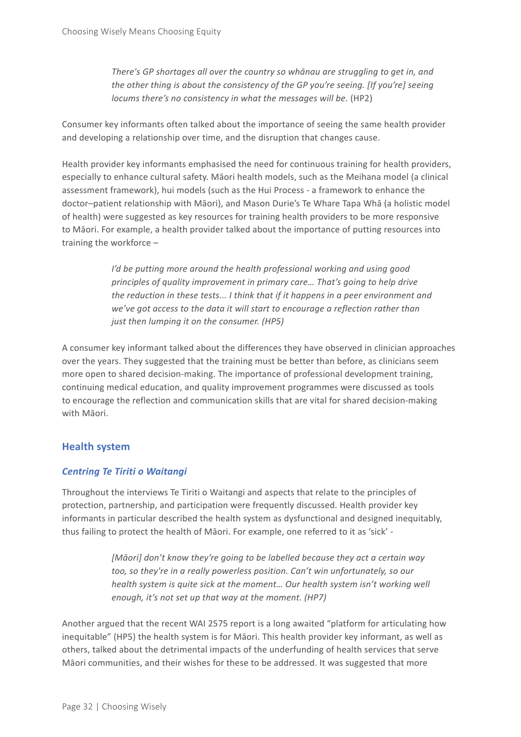> *There's GP shortages all over the country so whānau are struggling to get in, and the other thing is about the consistency of the GP you're seeing. [If you're] seeing locums there's no consistency in what the messages will be.* (HP2)

Consumer key informants often talked about the importance of seeing the same health provider and developing a relationship over time, and the disruption that changes cause.

Health provider key informants emphasised the need for continuous training for health providers, especially to enhance cultural safety. Māori health models, such as the Meihana model (a clinical assessment framework), hui models (such as the Hui Process - a framework to enhance the doctor–patient relationship with Māori), and Mason Durie's Te Whare Tapa Whā (a holistic model of health) were suggested as key resources for training health providers to be more responsive to Māori. For example, a health provider talked about the importance of putting resources into training the workforce –

> *I'd be putting more around the health professional working and using good principles of quality improvement in primary care… That's going to help drive the reduction in these tests... I think that if it happens in a peer environment and we've got access to the data it will start to encourage a reflection rather than just then lumping it on the consumer. (HP5)*

A consumer key informant talked about the differences they have observed in clinician approaches over the years. They suggested that the training must be better than before, as clinicians seem more open to shared decision-making. The importance of professional development training, continuing medical education, and quality improvement programmes were discussed as tools to encourage the reflection and communication skills that are vital for shared decision-making with Māori.

## Health system

### *Centring Te Tiriti o Waitangi*

Throughout the interviews Te Tiriti o Waitangi and aspects that relate to the principles of protection, partnership, and participation were frequently discussed. Health provider key informants in particular described the health system as dysfunctional and designed inequitably, thus failing to protect the health of Māori. For example, one referred to it as 'sick' -

> *[Māori] don't know they're going to be labelled because they act a certain way too, so they're in a really powerless position. Can't win unfortunately, so our health system is quite sick at the moment… Our health system isn't working well enough, it's not set up that way at the moment. (HP7)*

Another argued that the recent WAI 2575 report is a long awaited "platform for articulating how inequitable" (HP5) the health system is for Māori. This health provider key informant, as well as others, talked about the detrimental impacts of the underfunding of health services that serve Māori communities, and their wishes for these to be addressed. It was suggested that more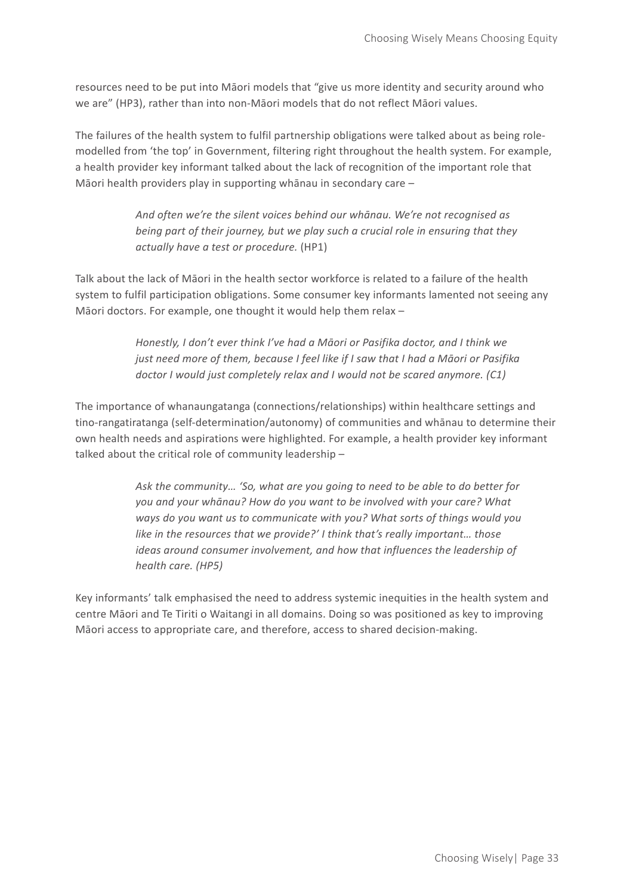resources need to be put into Māori models that “give us more identity and security around who we are” (HP3), rather than into non-Māori models that do not reflect Māori values.

The failures of the health system to fulfil partnership obligations were talked about as being role-modelled from ‘the top’ in Government, filtering right throughout the health system. For example, a health provider key informant talked about the lack of recognition of the important role that Māori health providers play in supporting whānau in secondary care –

> *And often we’re the silent voices behind our whānau. We’re not recognised as being part of their journey, but we play such a crucial role in ensuring that they actually have a test or procedure.* (HP1)

Talk about the lack of Māori in the health sector workforce is related to a failure of the health system to fulfil participation obligations. Some consumer key informants lamented not seeing any Māori doctors. For example, one thought it would help them relax –

> *Honestly, I don’t ever think I’ve had a Māori or Pasifika doctor, and I think we just need more of them, because I feel like if I saw that I had a Māori or Pasifika doctor I would just completely relax and I would not be scared anymore. (C1)*

The importance of whanaungatanga (connections/relationships) within healthcare settings and tino-rangatiratanga (self-determination/autonomy) of communities and whānau to determine their own health needs and aspirations were highlighted. For example, a health provider key informant talked about the critical role of community leadership –

> *Ask the community… ‘So, what are you going to need to be able to do better for you and your whānau? How do you want to be involved with your care? What ways do you want us to communicate with you? What sorts of things would you like in the resources that we provide?’ I think that’s really important… those ideas around consumer involvement, and how that influences the leadership of health care. (HP5)*

Key informants’ talk emphasised the need to address systemic inequities in the health system and centre Māori and Te Tiriti o Waitangi in all domains. Doing so was positioned as key to improving Māori access to appropriate care, and therefore, access to shared decision-making.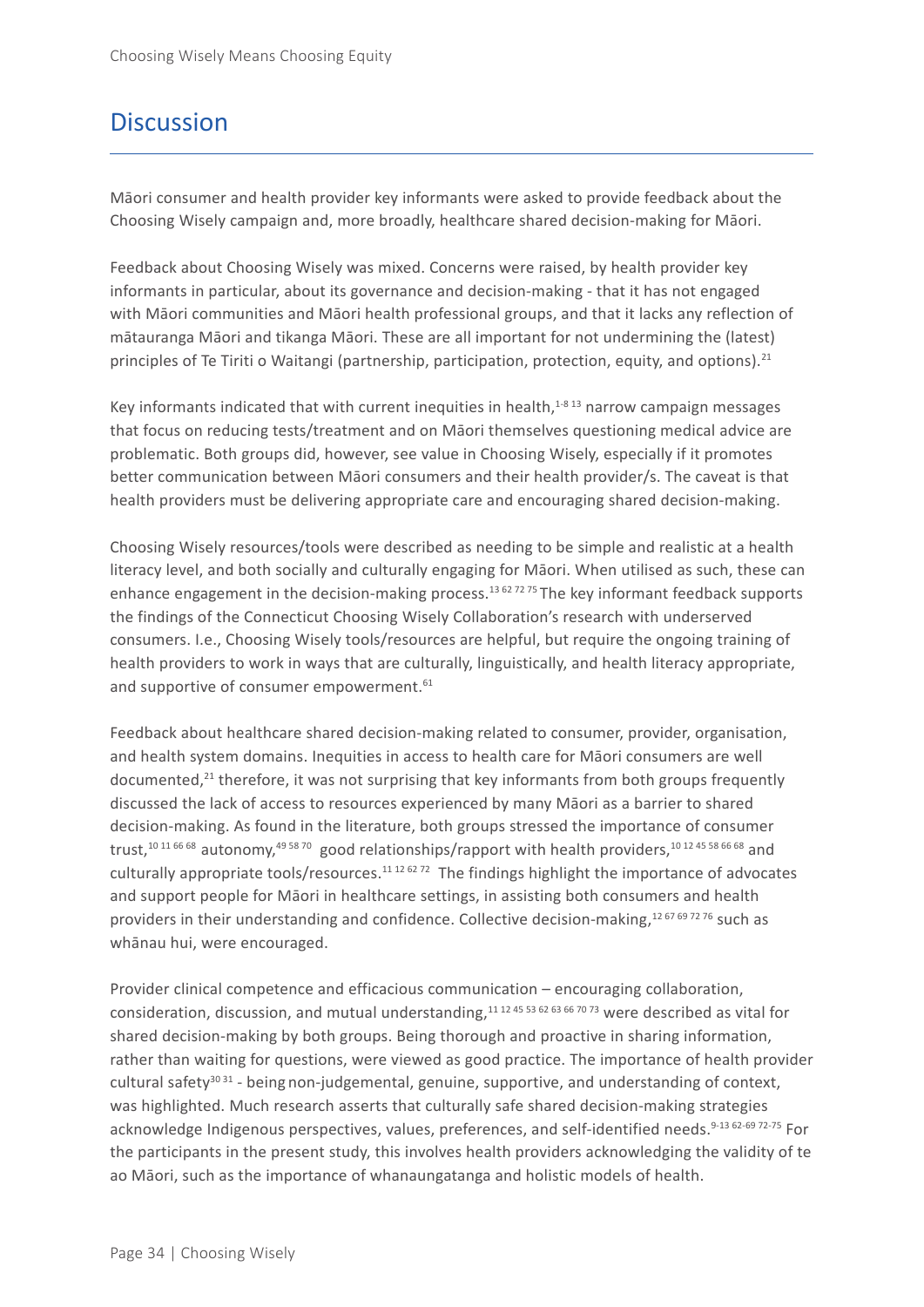## Discussion

Māori consumer and health provider key informants were asked to provide feedback about the Choosing Wisely campaign and, more broadly, healthcare shared decision-making for Māori.

Feedback about Choosing Wisely was mixed. Concerns were raised, by health provider key informants in particular, about its governance and decision-making - that it has not engaged with Māori communities and Māori health professional groups, and that it lacks any reflection of mātauranga Māori and tikanga Māori. These are all important for not undermining the (latest) principles of Te Tiriti o Waitangi (partnership, participation, protection, equity, and options).[21]

Key informants indicated that with current inequities in health,[1-8 13] narrow campaign messages that focus on reducing tests/treatment and on Māori themselves questioning medical advice are problematic. Both groups did, however, see value in Choosing Wisely, especially if it promotes better communication between Māori consumers and their health provider/s. The caveat is that health providers must be delivering appropriate care and encouraging shared decision-making.

Choosing Wisely resources/tools were described as needing to be simple and realistic at a health literacy level, and both socially and culturally engaging for Māori. When utilised as such, these can enhance engagement in the decision-making process.[13 62 72 75] The key informant feedback supports the findings of the Connecticut Choosing Wisely Collaboration's research with underserved consumers. I.e., Choosing Wisely tools/resources are helpful, but require the ongoing training of health providers to work in ways that are culturally, linguistically, and health literacy appropriate, and supportive of consumer empowerment.[61]

Feedback about healthcare shared decision-making related to consumer, provider, organisation, and health system domains. Inequities in access to health care for Māori consumers are well documented,[21] therefore, it was not surprising that key informants from both groups frequently discussed the lack of access to resources experienced by many Māori as a barrier to shared decision-making. As found in the literature, both groups stressed the importance of consumer trust,[10 11 66 68] autonomy,[49 58 70] good relationships/rapport with health providers,[10 12 45 58 66 68] and culturally appropriate tools/resources.[11 12 62 72] The findings highlight the importance of advocates and support people for Māori in healthcare settings, in assisting both consumers and health providers in their understanding and confidence. Collective decision-making,[12 67 69 72 76] such as whānau hui, were encouraged.

Provider clinical competence and efficacious communication – encouraging collaboration, consideration, discussion, and mutual understanding,[11 12 45 53 62 63 66 70 73] were described as vital for shared decision-making by both groups. Being thorough and proactive in sharing information, rather than waiting for questions, were viewed as good practice. The importance of health provider cultural safety[30 31] - being non-judgemental, genuine, supportive, and understanding of context, was highlighted. Much research asserts that culturally safe shared decision-making strategies acknowledge Indigenous perspectives, values, preferences, and self-identified needs.[9-13 62-69 72-75] For the participants in the present study, this involves health providers acknowledging the validity of te ao Māori, such as the importance of whanaungatanga and holistic models of health.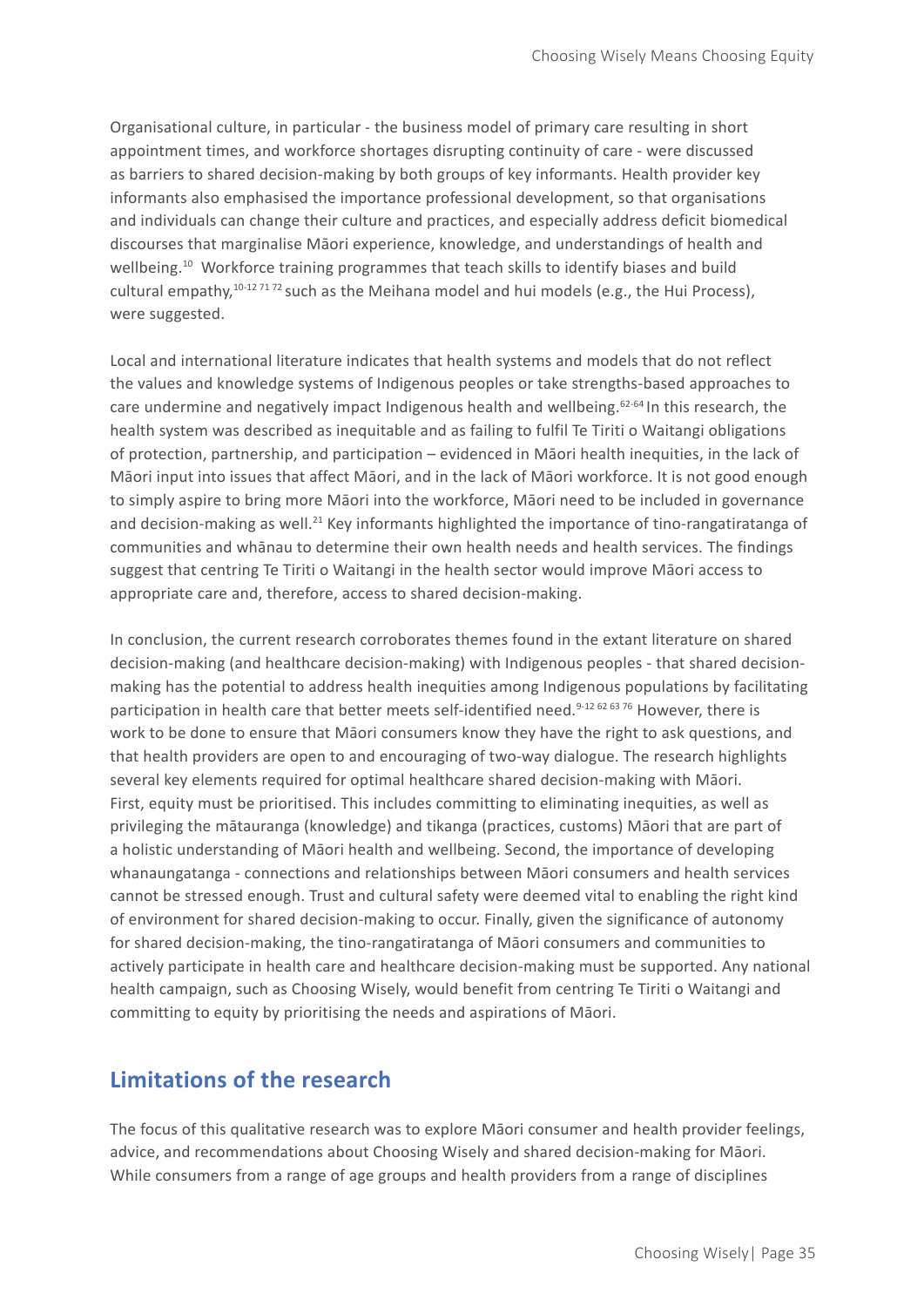Organisational culture, in particular - the business model of primary care resulting in short appointment times, and workforce shortages disrupting continuity of care - were discussed as barriers to shared decision-making by both groups of key informants. Health provider key informants also emphasised the importance professional development, so that organisations and individuals can change their culture and practices, and especially address deficit biomedical discourses that marginalise Māori experience, knowledge, and understandings of health and wellbeing.[10] Workforce training programmes that teach skills to identify biases and build cultural empathy,[10-12 71 72] such as the Meihana model and hui models (e.g., the Hui Process), were suggested.

Local and international literature indicates that health systems and models that do not reflect the values and knowledge systems of Indigenous peoples or take strengths-based approaches to care undermine and negatively impact Indigenous health and wellbeing.[62-64] In this research, the health system was described as inequitable and as failing to fulfil Te Tiriti o Waitangi obligations of protection, partnership, and participation – evidenced in Māori health inequities, in the lack of Māori input into issues that affect Māori, and in the lack of Māori workforce. It is not good enough to simply aspire to bring more Māori into the workforce, Māori need to be included in governance and decision-making as well.[21] Key informants highlighted the importance of tino-rangatiratanga of communities and whānau to determine their own health needs and health services. The findings suggest that centring Te Tiriti o Waitangi in the health sector would improve Māori access to appropriate care and, therefore, access to shared decision-making.

In conclusion, the current research corroborates themes found in the extant literature on shared decision-making (and healthcare decision-making) with Indigenous peoples - that shared decision-making has the potential to address health inequities among Indigenous populations by facilitating participation in health care that better meets self-identified need.[9-12 62 63 76] However, there is work to be done to ensure that Māori consumers know they have the right to ask questions, and that health providers are open to and encouraging of two-way dialogue. The research highlights several key elements required for optimal healthcare shared decision-making with Māori. First, equity must be prioritised. This includes committing to eliminating inequities, as well as privileging the mātauranga (knowledge) and tikanga (practices, customs) Māori that are part of a holistic understanding of Māori health and wellbeing. Second, the importance of developing whanaungatanga - connections and relationships between Māori consumers and health services cannot be stressed enough. Trust and cultural safety were deemed vital to enabling the right kind of environment for shared decision-making to occur. Finally, given the significance of autonomy for shared decision-making, the tino-rangatiratanga of Māori consumers and communities to actively participate in health care and healthcare decision-making must be supported. Any national health campaign, such as Choosing Wisely, would benefit from centring Te Tiriti o Waitangi and committing to equity by prioritising the needs and aspirations of Māori.

## Limitations of the research

The focus of this qualitative research was to explore Māori consumer and health provider feelings, advice, and recommendations about Choosing Wisely and shared decision-making for Māori. While consumers from a range of age groups and health providers from a range of disciplines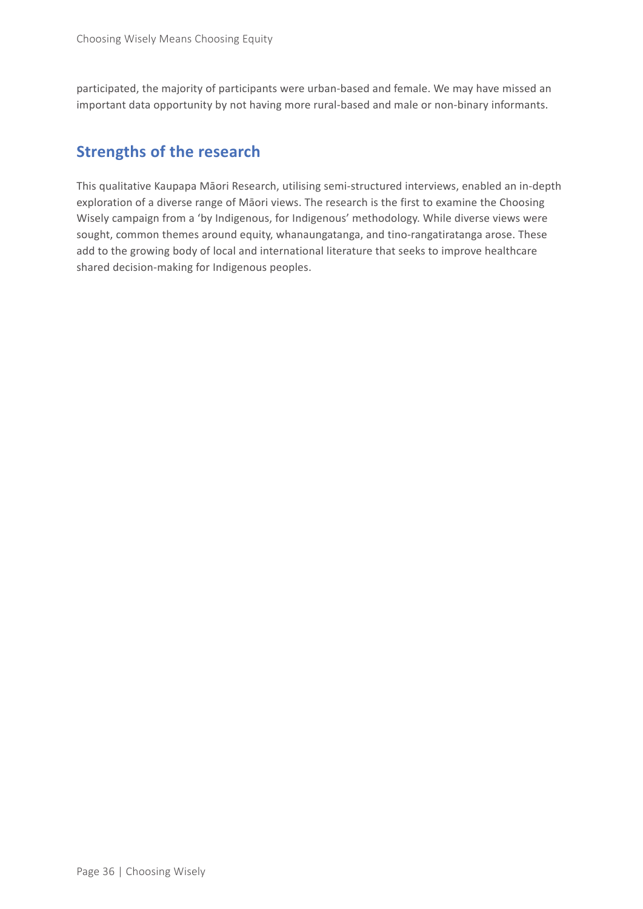participated, the majority of participants were urban-based and female. We may have missed an important data opportunity by not having more rural-based and male or non-binary informants.

## Strengths of the research

This qualitative Kaupapa Māori Research, utilising semi-structured interviews, enabled an in-depth exploration of a diverse range of Māori views. The research is the first to examine the Choosing Wisely campaign from a 'by Indigenous, for Indigenous' methodology. While diverse views were sought, common themes around equity, whanaungatanga, and tino-rangatiratanga arose. These add to the growing body of local and international literature that seeks to improve healthcare shared decision-making for Indigenous peoples.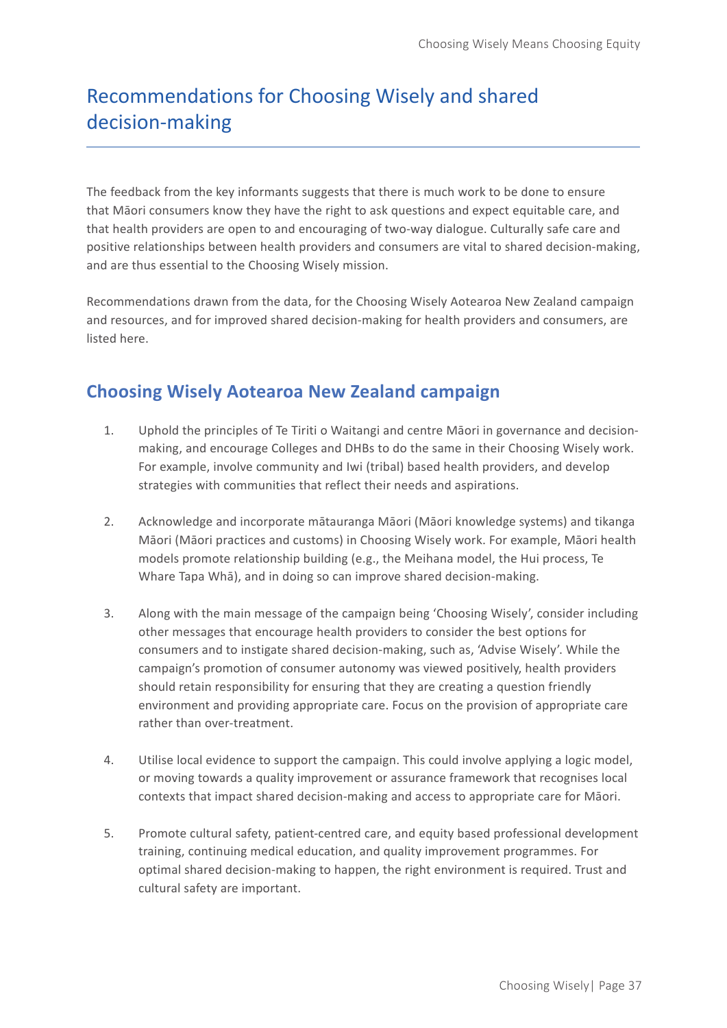# Recommendations for Choosing Wisely and shared decision-making

The feedback from the key informants suggests that there is much work to be done to ensure that Māori consumers know they have the right to ask questions and expect equitable care, and that health providers are open to and encouraging of two-way dialogue. Culturally safe care and positive relationships between health providers and consumers are vital to shared decision-making, and are thus essential to the Choosing Wisely mission.

Recommendations drawn from the data, for the Choosing Wisely Aotearoa New Zealand campaign and resources, and for improved shared decision-making for health providers and consumers, are listed here.

## Choosing Wisely Aotearoa New Zealand campaign

1. Uphold the principles of Te Tiriti o Waitangi and centre Māori in governance and decision-making, and encourage Colleges and DHBs to do the same in their Choosing Wisely work. For example, involve community and Iwi (tribal) based health providers, and develop strategies with communities that reflect their needs and aspirations.

2. Acknowledge and incorporate mātauranga Māori (Māori knowledge systems) and tikanga Māori (Māori practices and customs) in Choosing Wisely work. For example, Māori health models promote relationship building (e.g., the Meihana model, the Hui process, Te Whare Tapa Whā), and in doing so can improve shared decision-making.

3. Along with the main message of the campaign being 'Choosing Wisely', consider including other messages that encourage health providers to consider the best options for consumers and to instigate shared decision-making, such as, 'Advise Wisely'. While the campaign's promotion of consumer autonomy was viewed positively, health providers should retain responsibility for ensuring that they are creating a question friendly environment and providing appropriate care. Focus on the provision of appropriate care rather than over-treatment.

4. Utilise local evidence to support the campaign. This could involve applying a logic model, or moving towards a quality improvement or assurance framework that recognises local contexts that impact shared decision-making and access to appropriate care for Māori.

5. Promote cultural safety, patient-centred care, and equity based professional development training, continuing medical education, and quality improvement programmes. For optimal shared decision-making to happen, the right environment is required. Trust and cultural safety are important.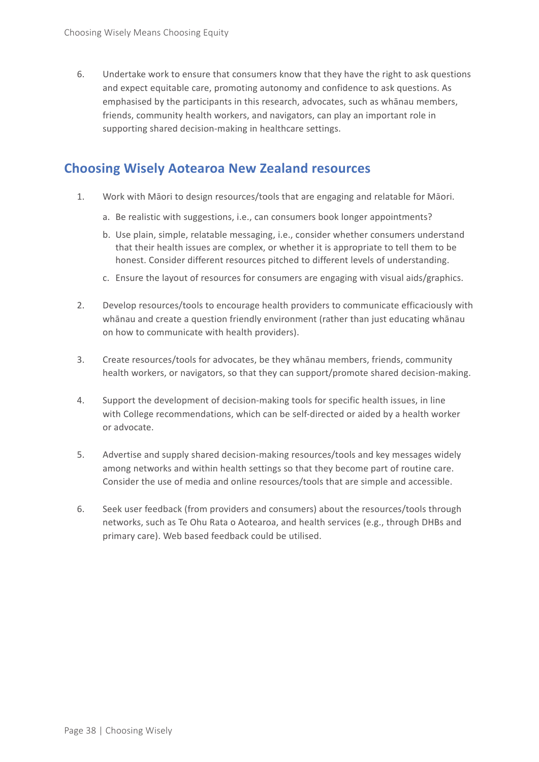6. Undertake work to ensure that consumers know that they have the right to ask questions and expect equitable care, promoting autonomy and confidence to ask questions. As emphasised by the participants in this research, advocates, such as whānau members, friends, community health workers, and navigators, can play an important role in supporting shared decision-making in healthcare settings.

## Choosing Wisely Aotearoa New Zealand resources

1. Work with Māori to design resources/tools that are engaging and relatable for Māori.
   a. Be realistic with suggestions, i.e., can consumers book longer appointments?
   b. Use plain, simple, relatable messaging, i.e., consider whether consumers understand that their health issues are complex, or whether it is appropriate to tell them to be honest. Consider different resources pitched to different levels of understanding.
   c. Ensure the layout of resources for consumers are engaging with visual aids/graphics.

2. Develop resources/tools to encourage health providers to communicate efficaciously with whānau and create a question friendly environment (rather than just educating whānau on how to communicate with health providers).

3. Create resources/tools for advocates, be they whānau members, friends, community health workers, or navigators, so that they can support/promote shared decision-making.

4. Support the development of decision-making tools for specific health issues, in line with College recommendations, which can be self-directed or aided by a health worker or advocate.

5. Advertise and supply shared decision-making resources/tools and key messages widely among networks and within health settings so that they become part of routine care. Consider the use of media and online resources/tools that are simple and accessible.

6. Seek user feedback (from providers and consumers) about the resources/tools through networks, such as Te Ohu Rata o Aotearoa, and health services (e.g., through DHBs and primary care). Web based feedback could be utilised.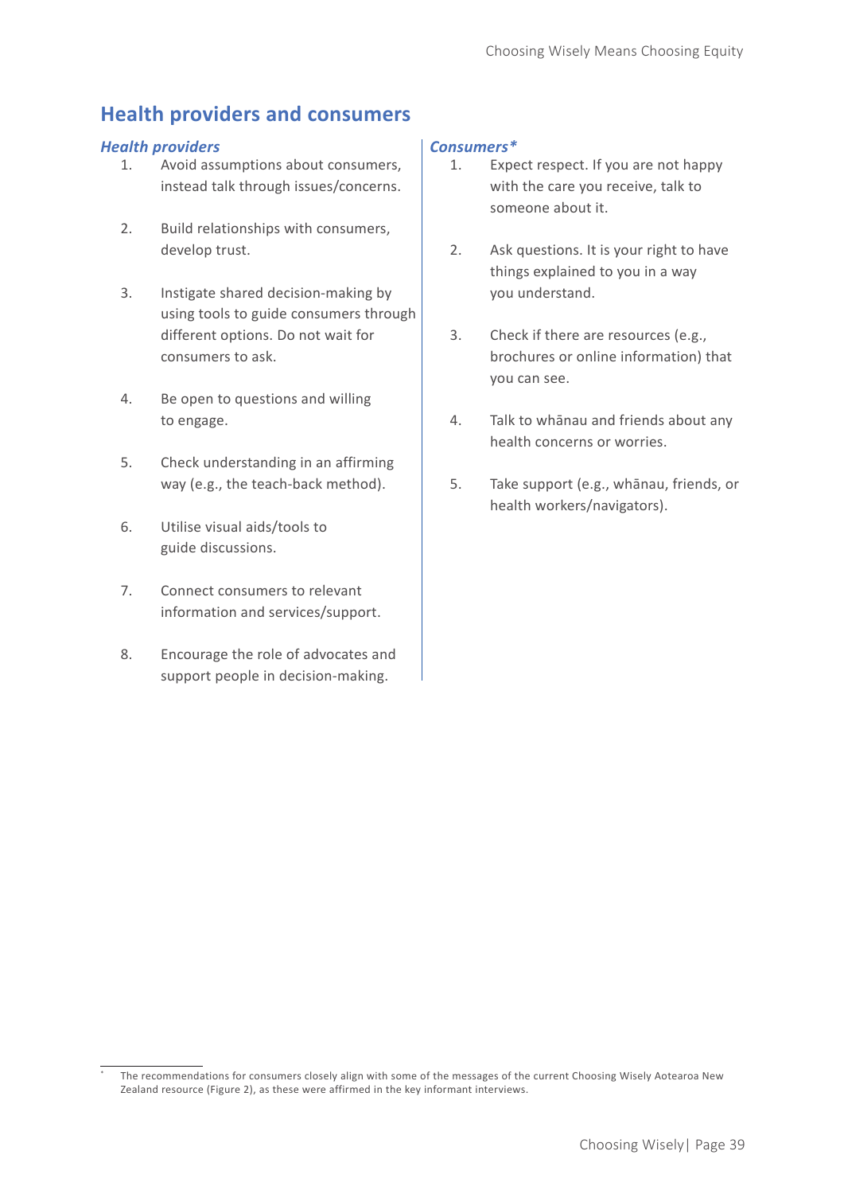## Health providers and consumers

### *Health providers*

1. Avoid assumptions about consumers, instead talk through issues/concerns.
2. Build relationships with consumers, develop trust.
3. Instigate shared decision-making by using tools to guide consumers through different options. Do not wait for consumers to ask.
4. Be open to questions and willing to engage.
5. Check understanding in an affirming way (e.g., the teach-back method).
6. Utilise visual aids/tools to guide discussions.
7. Connect consumers to relevant information and services/support.
8. Encourage the role of advocates and support people in decision-making.

### *Consumers**

1. Expect respect. If you are not happy with the care you receive, talk to someone about it.
2. Ask questions. It is your right to have things explained to you in a way you understand.
3. Check if there are resources (e.g., brochures or online information) that you can see.
4. Talk to whānau and friends about any health concerns or worries.
5. Take support (e.g., whānau, friends, or health workers/navigators).

* The recommendations for consumers closely align with some of the messages of the current Choosing Wisely Aotearoa New Zealand resource (Figure 2), as these were affirmed in the key informant interviews.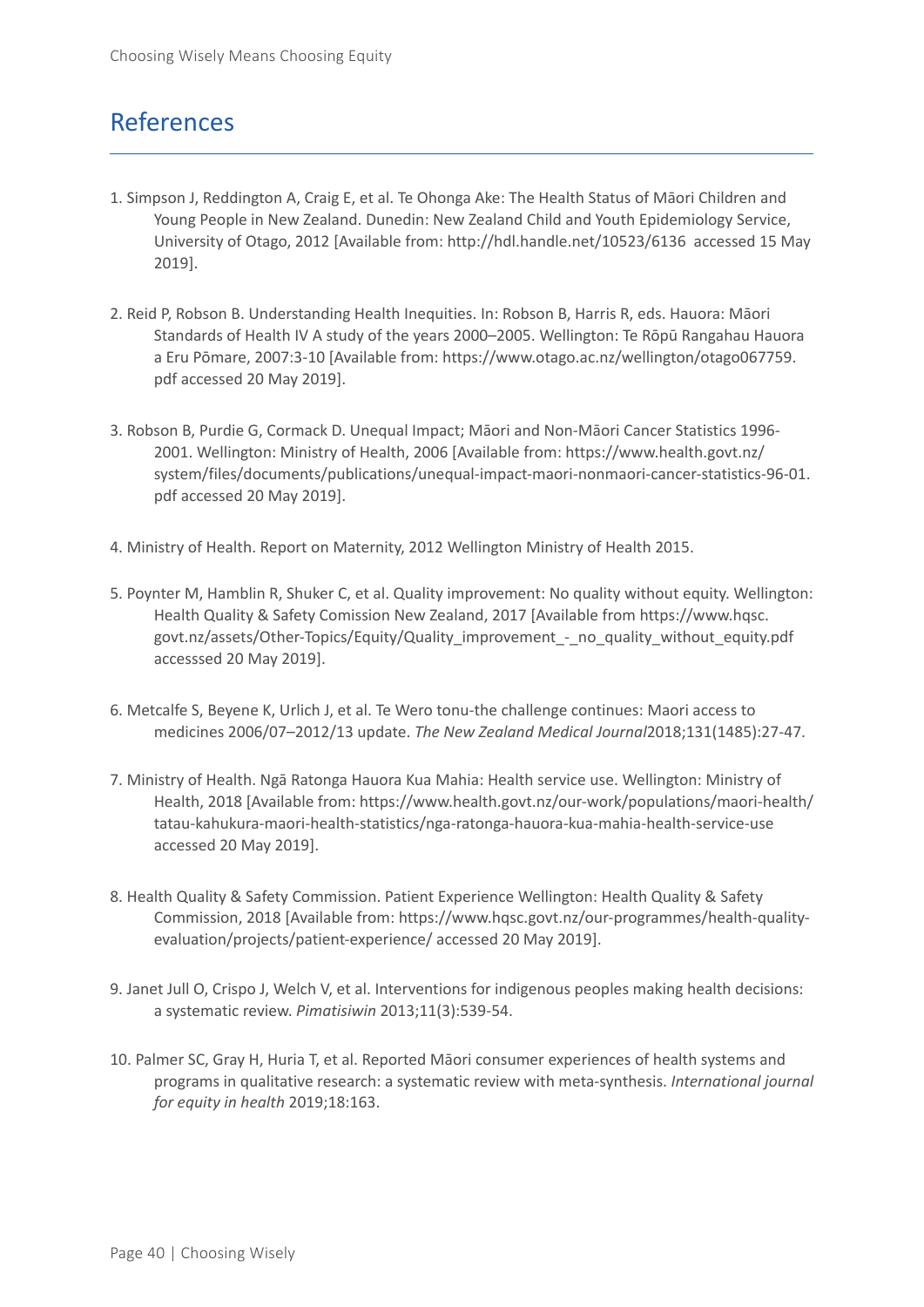## References

1. Simpson J, Reddington A, Craig E, et al. Te Ohonga Ake: The Health Status of Māori Children and Young People in New Zealand. Dunedin: New Zealand Child and Youth Epidemiology Service, University of Otago, 2012 [Available from: http://hdl.handle.net/10523/6136 accessed 15 May 2019].

2. Reid P, Robson B. Understanding Health Inequities. In: Robson B, Harris R, eds. Hauora: Māori Standards of Health IV A study of the years 2000–2005. Wellington: Te Rōpū Rangahau Hauora a Eru Pōmare, 2007:3-10 [Available from: https://www.otago.ac.nz/wellington/otago067759.pdf accessed 20 May 2019].

3. Robson B, Purdie G, Cormack D. Unequal Impact; Māori and Non-Māori Cancer Statistics 1996-2001. Wellington: Ministry of Health, 2006 [Available from: https://www.health.govt.nz/system/files/documents/publications/unequal-impact-maori-nonmaori-cancer-statistics-96-01.pdf accessed 20 May 2019].

4. Ministry of Health. Report on Maternity, 2012 Wellington Ministry of Health 2015.

5. Poynter M, Hamblin R, Shuker C, et al. Quality improvement: No quality without equity. Wellington: Health Quality & Safety Comission New Zealand, 2017 [Available from https://www.hqsc.govt.nz/assets/Other-Topics/Equity/Quality_improvement_-_no_quality_without_equity.pdf accesssed 20 May 2019].

6. Metcalfe S, Beyene K, Urlich J, et al. Te Wero tonu-the challenge continues: Maori access to medicines 2006/07–2012/13 update. *The New Zealand Medical Journal*2018;131(1485):27-47.

7. Ministry of Health. Ngā Ratonga Hauora Kua Mahia: Health service use. Wellington: Ministry of Health, 2018 [Available from: https://www.health.govt.nz/our-work/populations/maori-health/tatau-kahukura-maori-health-statistics/nga-ratonga-hauora-kua-mahia-health-service-use accessed 20 May 2019].

8. Health Quality & Safety Commission. Patient Experience Wellington: Health Quality & Safety Commission, 2018 [Available from: https://www.hqsc.govt.nz/our-programmes/health-quality-evaluation/projects/patient-experience/ accessed 20 May 2019].

9. Janet Jull O, Crispo J, Welch V, et al. Interventions for indigenous peoples making health decisions: a systematic review. *Pimatisiwin* 2013;11(3):539-54.

10. Palmer SC, Gray H, Huria T, et al. Reported Māori consumer experiences of health systems and programs in qualitative research: a systematic review with meta-synthesis. *International journal for equity in health* 2019;18:163.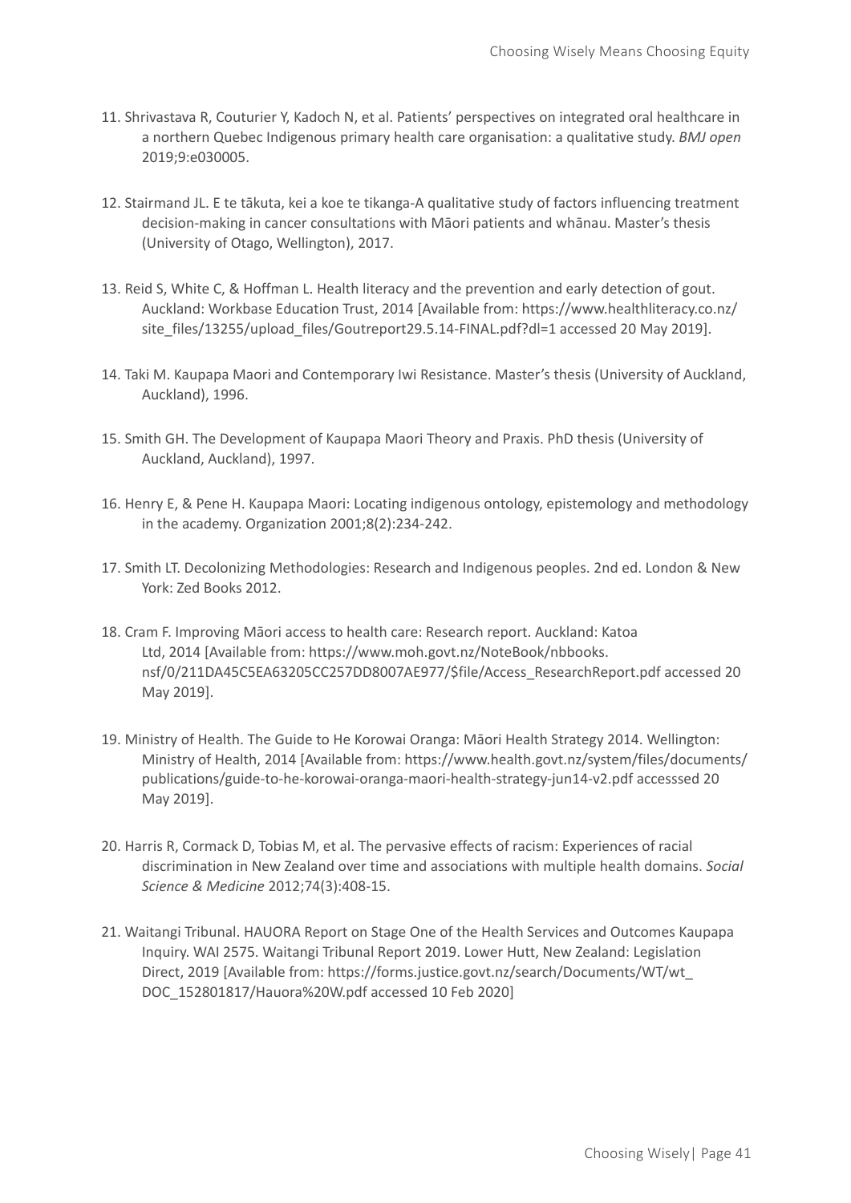11. Shrivastava R, Couturier Y, Kadoch N, et al. Patients' perspectives on integrated oral healthcare in a northern Quebec Indigenous primary health care organisation: a qualitative study. *BMJ open* 2019;9:e030005.

12. Stairmand JL. E te tākuta, kei a koe te tikanga-A qualitative study of factors influencing treatment decision-making in cancer consultations with Māori patients and whānau. Master's thesis (University of Otago, Wellington), 2017.

13. Reid S, White C, & Hoffman L. Health literacy and the prevention and early detection of gout. Auckland: Workbase Education Trust, 2014 [Available from: https://www.healthliteracy.co.nz/site_files/13255/upload_files/Goutreport29.5.14-FINAL.pdf?dl=1 accessed 20 May 2019].

14. Taki M. Kaupapa Maori and Contemporary Iwi Resistance. Master's thesis (University of Auckland, Auckland), 1996.

15. Smith GH. The Development of Kaupapa Maori Theory and Praxis. PhD thesis (University of Auckland, Auckland), 1997.

16. Henry E, & Pene H. Kaupapa Maori: Locating indigenous ontology, epistemology and methodology in the academy. Organization 2001;8(2):234-242.

17. Smith LT. Decolonizing Methodologies: Research and Indigenous peoples. 2nd ed. London & New York: Zed Books 2012.

18. Cram F. Improving Māori access to health care: Research report. Auckland: Katoa Ltd, 2014 [Available from: https://www.moh.govt.nz/NoteBook/nbbooks.nsf/0/211DA45C5EA63205CC257DD8007AE977/$file/Access_ResearchReport.pdf accessed 20 May 2019].

19. Ministry of Health. The Guide to He Korowai Oranga: Māori Health Strategy 2014. Wellington: Ministry of Health, 2014 [Available from: https://www.health.govt.nz/system/files/documents/publications/guide-to-he-korowai-oranga-maori-health-strategy-jun14-v2.pdf accesssed 20 May 2019].

20. Harris R, Cormack D, Tobias M, et al. The pervasive effects of racism: Experiences of racial discrimination in New Zealand over time and associations with multiple health domains. *Social Science & Medicine* 2012;74(3):408-15.

21. Waitangi Tribunal. HAUORA Report on Stage One of the Health Services and Outcomes Kaupapa Inquiry. WAI 2575. Waitangi Tribunal Report 2019. Lower Hutt, New Zealand: Legislation Direct, 2019 [Available from: https://forms.justice.govt.nz/search/Documents/WT/wt_DOC_152801817/Hauora%20W.pdf accessed 10 Feb 2020]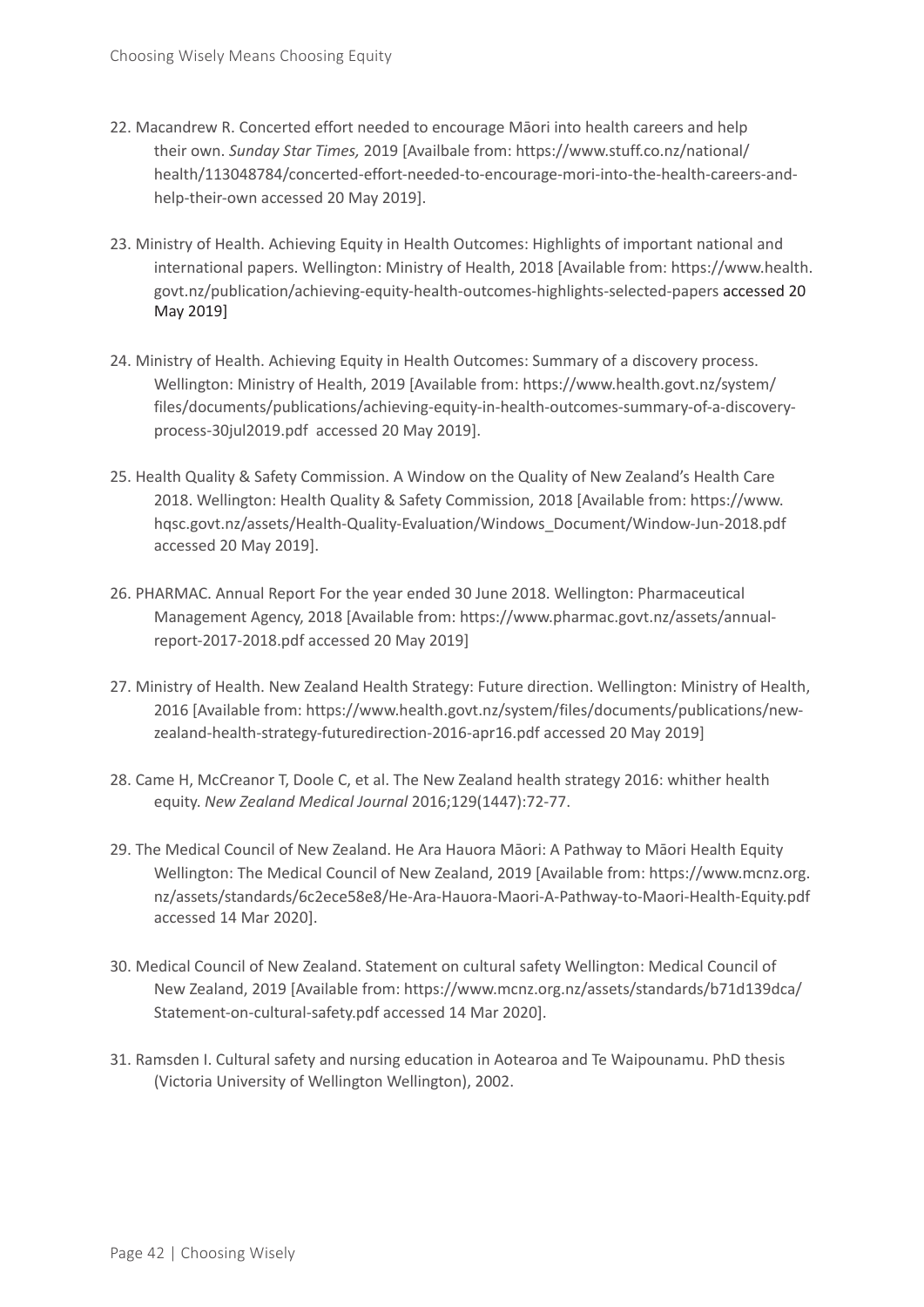22. Macandrew R. Concerted effort needed to encourage Māori into health careers and help their own. *Sunday Star Times,* 2019 [Availbale from: https://www.stuff.co.nz/national/health/113048784/concerted-effort-needed-to-encourage-mori-into-the-health-careers-and-help-their-own accessed 20 May 2019].

23. Ministry of Health. Achieving Equity in Health Outcomes: Highlights of important national and international papers. Wellington: Ministry of Health, 2018 [Available from: https://www.health.govt.nz/publication/achieving-equity-health-outcomes-highlights-selected-papers accessed 20 May 2019]

24. Ministry of Health. Achieving Equity in Health Outcomes: Summary of a discovery process. Wellington: Ministry of Health, 2019 [Available from: https://www.health.govt.nz/system/files/documents/publications/achieving-equity-in-health-outcomes-summary-of-a-discovery-process-30jul2019.pdf accessed 20 May 2019].

25. Health Quality & Safety Commission. A Window on the Quality of New Zealand's Health Care 2018. Wellington: Health Quality & Safety Commission, 2018 [Available from: https://www.hqsc.govt.nz/assets/Health-Quality-Evaluation/Windows_Document/Window-Jun-2018.pdf accessed 20 May 2019].

26. PHARMAC. Annual Report For the year ended 30 June 2018. Wellington: Pharmaceutical Management Agency, 2018 [Available from: https://www.pharmac.govt.nz/assets/annual-report-2017-2018.pdf accessed 20 May 2019]

27. Ministry of Health. New Zealand Health Strategy: Future direction. Wellington: Ministry of Health, 2016 [Available from: https://www.health.govt.nz/system/files/documents/publications/new-zealand-health-strategy-futuredirection-2016-apr16.pdf accessed 20 May 2019]

28. Came H, McCreanor T, Doole C, et al. The New Zealand health strategy 2016: whither health equity. *New Zealand Medical Journal* 2016;129(1447):72-77.

29. The Medical Council of New Zealand. He Ara Hauora Māori: A Pathway to Māori Health Equity Wellington: The Medical Council of New Zealand, 2019 [Available from: https://www.mcnz.org.nz/assets/standards/6c2ece58e8/He-Ara-Hauora-Maori-A-Pathway-to-Maori-Health-Equity.pdf accessed 14 Mar 2020].

30. Medical Council of New Zealand. Statement on cultural safety Wellington: Medical Council of New Zealand, 2019 [Available from: https://www.mcnz.org.nz/assets/standards/b71d139dca/Statement-on-cultural-safety.pdf accessed 14 Mar 2020].

31. Ramsden I. Cultural safety and nursing education in Aotearoa and Te Waipounamu. PhD thesis (Victoria University of Wellington Wellington), 2002.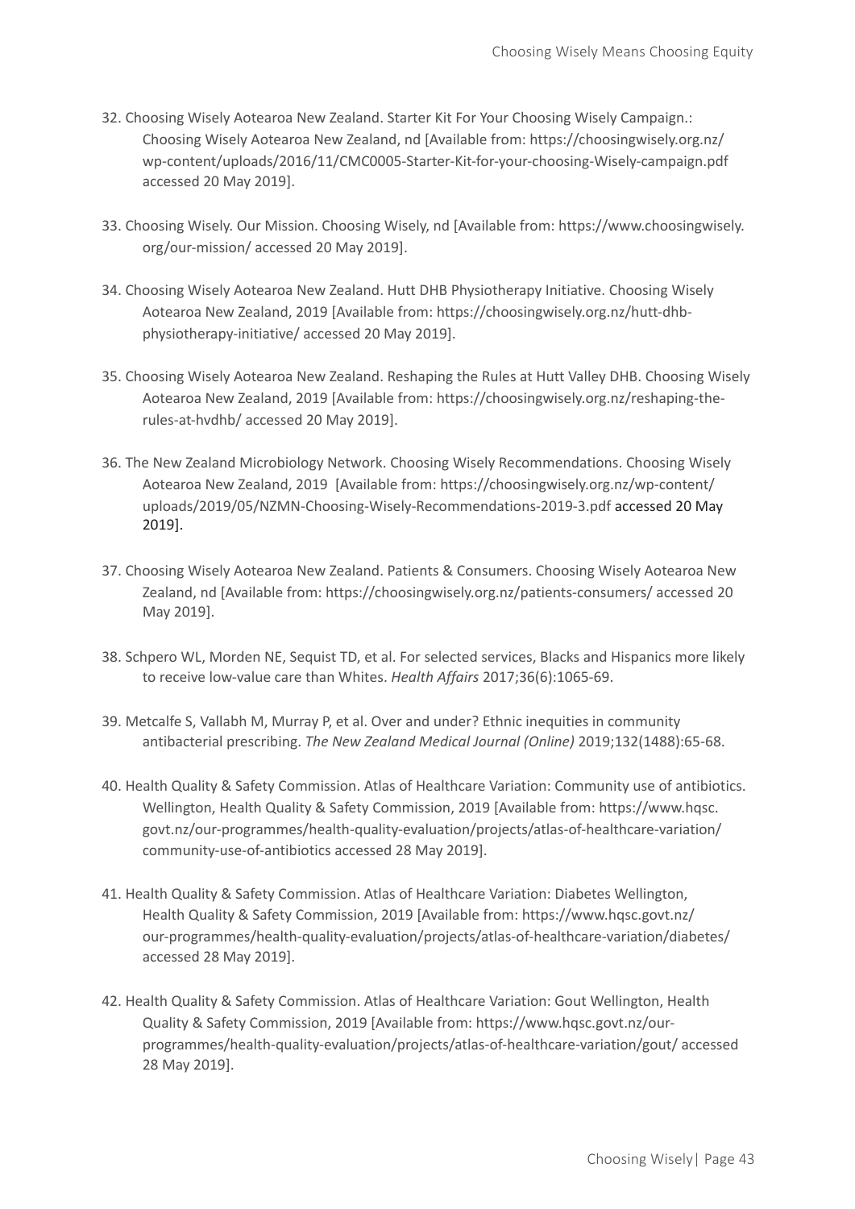32. Choosing Wisely Aotearoa New Zealand. Starter Kit For Your Choosing Wisely Campaign.: Choosing Wisely Aotearoa New Zealand, nd [Available from: https://choosingwisely.org.nz/wp-content/uploads/2016/11/CMC0005-Starter-Kit-for-your-choosing-Wisely-campaign.pdf accessed 20 May 2019].

33. Choosing Wisely. Our Mission. Choosing Wisely, nd [Available from: https://www.choosingwisely.org/our-mission/ accessed 20 May 2019].

34. Choosing Wisely Aotearoa New Zealand. Hutt DHB Physiotherapy Initiative. Choosing Wisely Aotearoa New Zealand, 2019 [Available from: https://choosingwisely.org.nz/hutt-dhb-physiotherapy-initiative/ accessed 20 May 2019].

35. Choosing Wisely Aotearoa New Zealand. Reshaping the Rules at Hutt Valley DHB. Choosing Wisely Aotearoa New Zealand, 2019 [Available from: https://choosingwisely.org.nz/reshaping-the-rules-at-hvdhb/ accessed 20 May 2019].

36. The New Zealand Microbiology Network. Choosing Wisely Recommendations. Choosing Wisely Aotearoa New Zealand, 2019 [Available from: https://choosingwisely.org.nz/wp-content/uploads/2019/05/NZMN-Choosing-Wisely-Recommendations-2019-3.pdf accessed 20 May 2019].

37. Choosing Wisely Aotearoa New Zealand. Patients & Consumers. Choosing Wisely Aotearoa New Zealand, nd [Available from: https://choosingwisely.org.nz/patients-consumers/ accessed 20 May 2019].

38. Schpero WL, Morden NE, Sequist TD, et al. For selected services, Blacks and Hispanics more likely to receive low-value care than Whites. *Health Affairs* 2017;36(6):1065-69.

39. Metcalfe S, Vallabh M, Murray P, et al. Over and under? Ethnic inequities in community antibacterial prescribing. *The New Zealand Medical Journal (Online)* 2019;132(1488):65-68.

40. Health Quality & Safety Commission. Atlas of Healthcare Variation: Community use of antibiotics. Wellington, Health Quality & Safety Commission, 2019 [Available from: https://www.hqsc.govt.nz/our-programmes/health-quality-evaluation/projects/atlas-of-healthcare-variation/community-use-of-antibiotics accessed 28 May 2019].

41. Health Quality & Safety Commission. Atlas of Healthcare Variation: Diabetes Wellington, Health Quality & Safety Commission, 2019 [Available from: https://www.hqsc.govt.nz/our-programmes/health-quality-evaluation/projects/atlas-of-healthcare-variation/diabetes/ accessed 28 May 2019].

42. Health Quality & Safety Commission. Atlas of Healthcare Variation: Gout Wellington, Health Quality & Safety Commission, 2019 [Available from: https://www.hqsc.govt.nz/our-programmes/health-quality-evaluation/projects/atlas-of-healthcare-variation/gout/ accessed 28 May 2019].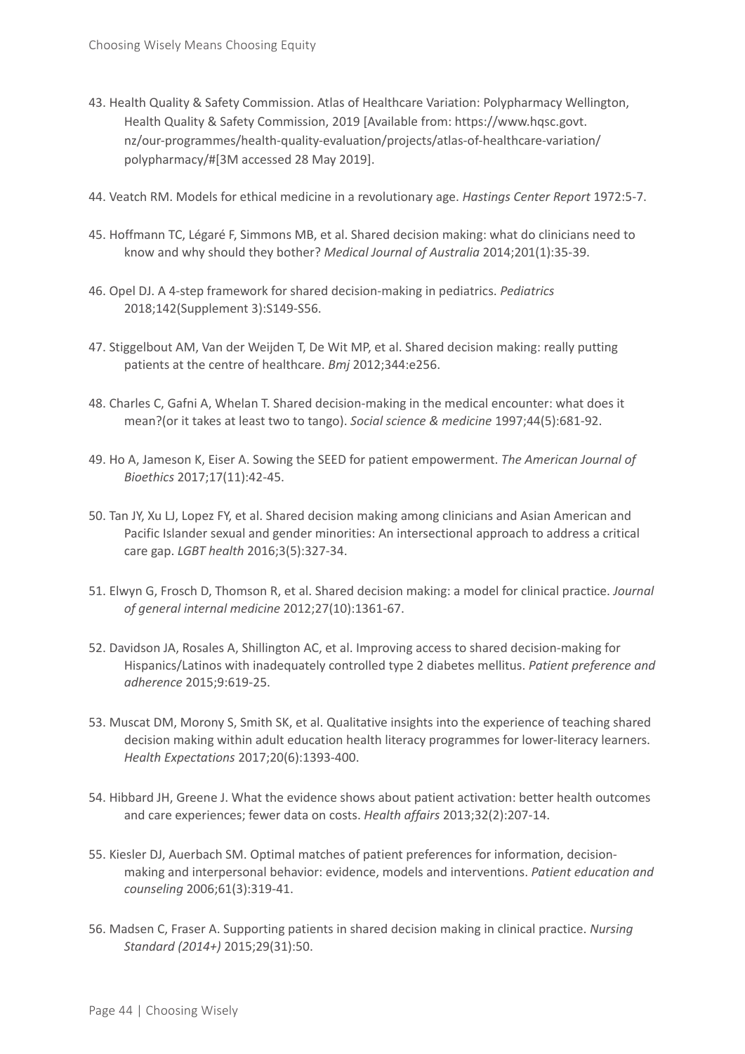43. Health Quality & Safety Commission. Atlas of Healthcare Variation: Polypharmacy Wellington, Health Quality & Safety Commission, 2019 [Available from: https://www.hqsc.govt.nz/our-programmes/health-quality-evaluation/projects/atlas-of-healthcare-variation/polypharmacy/#[3M accessed 28 May 2019].

44. Veatch RM. Models for ethical medicine in a revolutionary age. *Hastings Center Report* 1972:5-7.

45. Hoffmann TC, Légaré F, Simmons MB, et al. Shared decision making: what do clinicians need to know and why should they bother? *Medical Journal of Australia* 2014;201(1):35-39.

46. Opel DJ. A 4-step framework for shared decision-making in pediatrics. *Pediatrics* 2018;142(Supplement 3):S149-S56.

47. Stiggelbout AM, Van der Weijden T, De Wit MP, et al. Shared decision making: really putting patients at the centre of healthcare. *Bmj* 2012;344:e256.

48. Charles C, Gafni A, Whelan T. Shared decision-making in the medical encounter: what does it mean?(or it takes at least two to tango). *Social science & medicine* 1997;44(5):681-92.

49. Ho A, Jameson K, Eiser A. Sowing the SEED for patient empowerment. *The American Journal of Bioethics* 2017;17(11):42-45.

50. Tan JY, Xu LJ, Lopez FY, et al. Shared decision making among clinicians and Asian American and Pacific Islander sexual and gender minorities: An intersectional approach to address a critical care gap. *LGBT health* 2016;3(5):327-34.

51. Elwyn G, Frosch D, Thomson R, et al. Shared decision making: a model for clinical practice. *Journal of general internal medicine* 2012;27(10):1361-67.

52. Davidson JA, Rosales A, Shillington AC, et al. Improving access to shared decision-making for Hispanics/Latinos with inadequately controlled type 2 diabetes mellitus. *Patient preference and adherence* 2015;9:619-25.

53. Muscat DM, Morony S, Smith SK, et al. Qualitative insights into the experience of teaching shared decision making within adult education health literacy programmes for lower-literacy learners. *Health Expectations* 2017;20(6):1393-400.

54. Hibbard JH, Greene J. What the evidence shows about patient activation: better health outcomes and care experiences; fewer data on costs. *Health affairs* 2013;32(2):207-14.

55. Kiesler DJ, Auerbach SM. Optimal matches of patient preferences for information, decision-making and interpersonal behavior: evidence, models and interventions. *Patient education and counseling* 2006;61(3):319-41.

56. Madsen C, Fraser A. Supporting patients in shared decision making in clinical practice. *Nursing Standard (2014+)* 2015;29(31):50.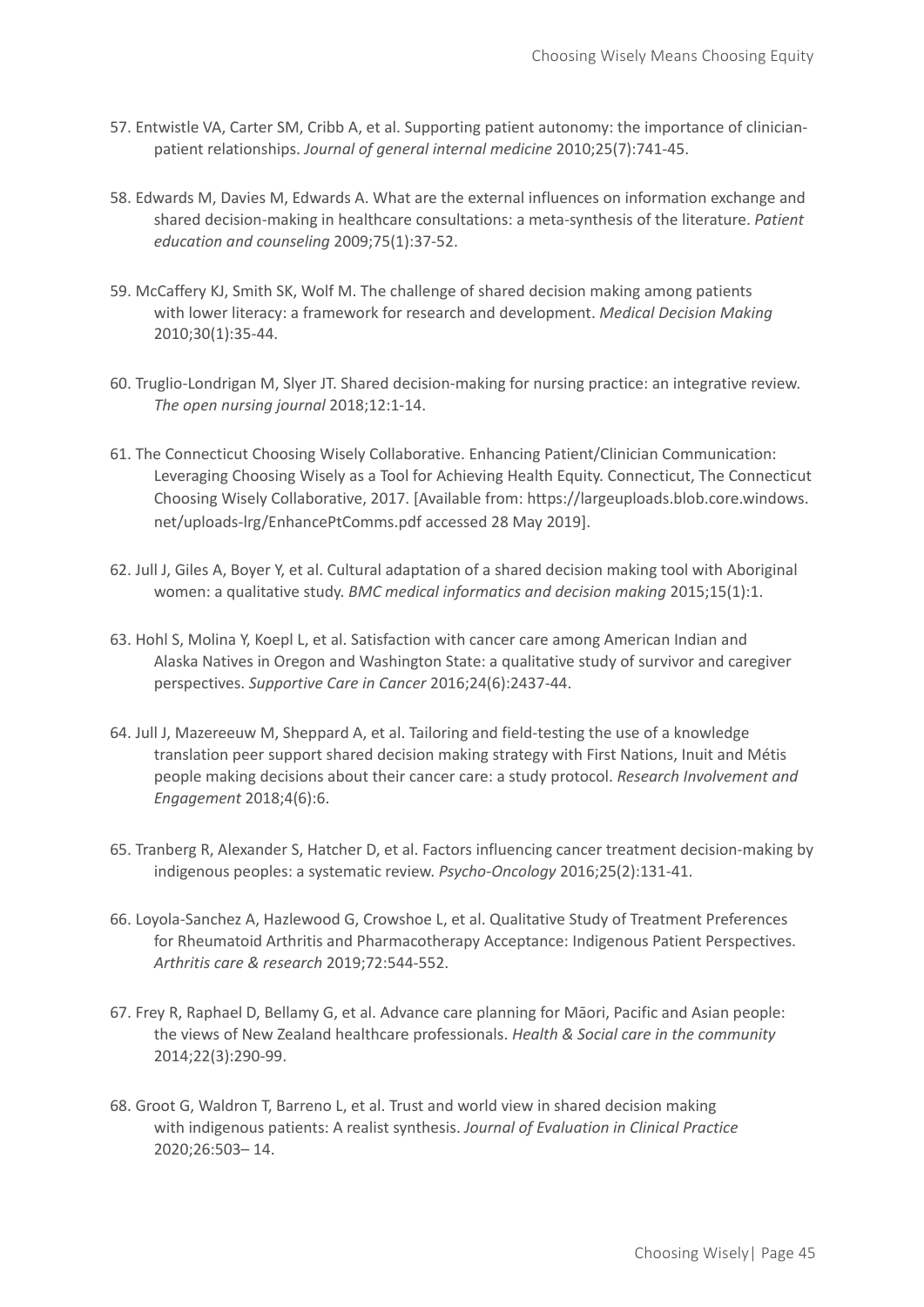57. Entwistle VA, Carter SM, Cribb A, et al. Supporting patient autonomy: the importance of clinician-patient relationships. *Journal of general internal medicine* 2010;25(7):741-45.

58. Edwards M, Davies M, Edwards A. What are the external influences on information exchange and shared decision-making in healthcare consultations: a meta-synthesis of the literature. *Patient education and counseling* 2009;75(1):37-52.

59. McCaffery KJ, Smith SK, Wolf M. The challenge of shared decision making among patients with lower literacy: a framework for research and development. *Medical Decision Making* 2010;30(1):35-44.

60. Truglio-Londrigan M, Slyer JT. Shared decision-making for nursing practice: an integrative review. *The open nursing journal* 2018;12:1-14.

61. The Connecticut Choosing Wisely Collaborative. Enhancing Patient/Clinician Communication: Leveraging Choosing Wisely as a Tool for Achieving Health Equity. Connecticut, The Connecticut Choosing Wisely Collaborative, 2017. [Available from: https://largeuploads.blob.core.windows.net/uploads-lrg/EnhancePtComms.pdf accessed 28 May 2019].

62. Jull J, Giles A, Boyer Y, et al. Cultural adaptation of a shared decision making tool with Aboriginal women: a qualitative study. *BMC medical informatics and decision making* 2015;15(1):1.

63. Hohl S, Molina Y, Koepl L, et al. Satisfaction with cancer care among American Indian and Alaska Natives in Oregon and Washington State: a qualitative study of survivor and caregiver perspectives. *Supportive Care in Cancer* 2016;24(6):2437-44.

64. Jull J, Mazereeuw M, Sheppard A, et al. Tailoring and field-testing the use of a knowledge translation peer support shared decision making strategy with First Nations, Inuit and Métis people making decisions about their cancer care: a study protocol. *Research Involvement and Engagement* 2018;4(6):6.

65. Tranberg R, Alexander S, Hatcher D, et al. Factors influencing cancer treatment decision-making by indigenous peoples: a systematic review. *Psycho-Oncology* 2016;25(2):131-41.

66. Loyola-Sanchez A, Hazlewood G, Crowshoe L, et al. Qualitative Study of Treatment Preferences for Rheumatoid Arthritis and Pharmacotherapy Acceptance: Indigenous Patient Perspectives. *Arthritis care & research* 2019;72:544-552.

67. Frey R, Raphael D, Bellamy G, et al. Advance care planning for Māori, Pacific and Asian people: the views of New Zealand healthcare professionals. *Health & Social care in the community* 2014;22(3):290-99.

68. Groot G, Waldron T, Barreno L, et al. Trust and world view in shared decision making with indigenous patients: A realist synthesis. *Journal of Evaluation in Clinical Practice* 2020;26:503– 14.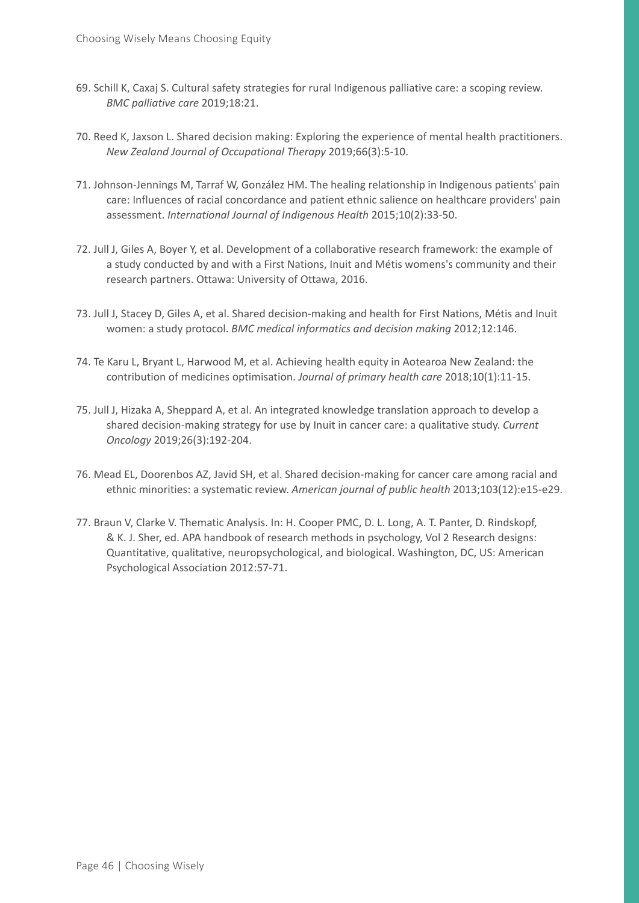69. Schill K, Caxaj S. Cultural safety strategies for rural Indigenous palliative care: a scoping review. *BMC palliative care* 2019;18:21.

70. Reed K, Jaxson L. Shared decision making: Exploring the experience of mental health practitioners. *New Zealand Journal of Occupational Therapy* 2019;66(3):5-10.

71. Johnson-Jennings M, Tarraf W, González HM. The healing relationship in Indigenous patients' pain care: Influences of racial concordance and patient ethnic salience on healthcare providers' pain assessment. *International Journal of Indigenous Health* 2015;10(2):33-50.

72. Jull J, Giles A, Boyer Y, et al. Development of a collaborative research framework: the example of a study conducted by and with a First Nations, Inuit and Métis womens's community and their research partners. Ottawa: University of Ottawa, 2016.

73. Jull J, Stacey D, Giles A, et al. Shared decision-making and health for First Nations, Métis and Inuit women: a study protocol. *BMC medical informatics and decision making* 2012;12:146.

74. Te Karu L, Bryant L, Harwood M, et al. Achieving health equity in Aotearoa New Zealand: the contribution of medicines optimisation. *Journal of primary health care* 2018;10(1):11-15.

75. Jull J, Hizaka A, Sheppard A, et al. An integrated knowledge translation approach to develop a shared decision-making strategy for use by Inuit in cancer care: a qualitative study. *Current Oncology* 2019;26(3):192-204.

76. Mead EL, Doorenbos AZ, Javid SH, et al. Shared decision-making for cancer care among racial and ethnic minorities: a systematic review. *American journal of public health* 2013;103(12):e15-e29.

77. Braun V, Clarke V. Thematic Analysis. In: H. Cooper PMC, D. L. Long, A. T. Panter, D. Rindskopf, & K. J. Sher, ed. APA handbook of research methods in psychology, Vol 2 Research designs: Quantitative, qualitative, neuropsychological, and biological. Washington, DC, US: American Psychological Association 2012:57-71.